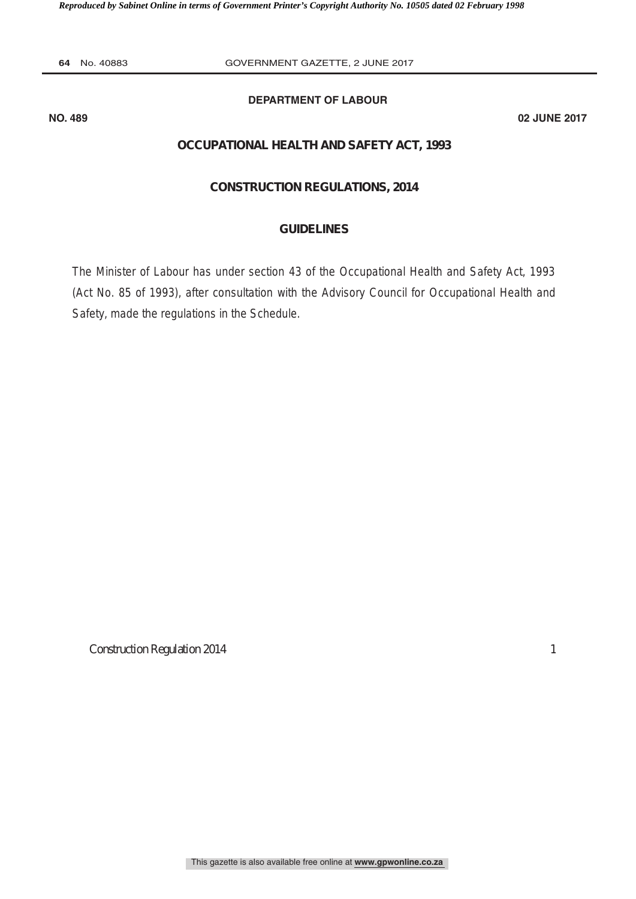**DEPARTMENT OF LABOUR**

**NO. 489** **02 JUNE 2017**

# OCCUPATIONAL HEALTH AND SAFETY ACT, 1993

## CONSTRUCTION REGULATIONS, 2014

## GUIDELINES

The Minister of Labour has under section 43 of the Occupational Health and Safety Act, 1993 (Act No. 85 of 1993), after consultation with the Advisory Council for Occupational Health and Safety, made the regulations in the Schedule.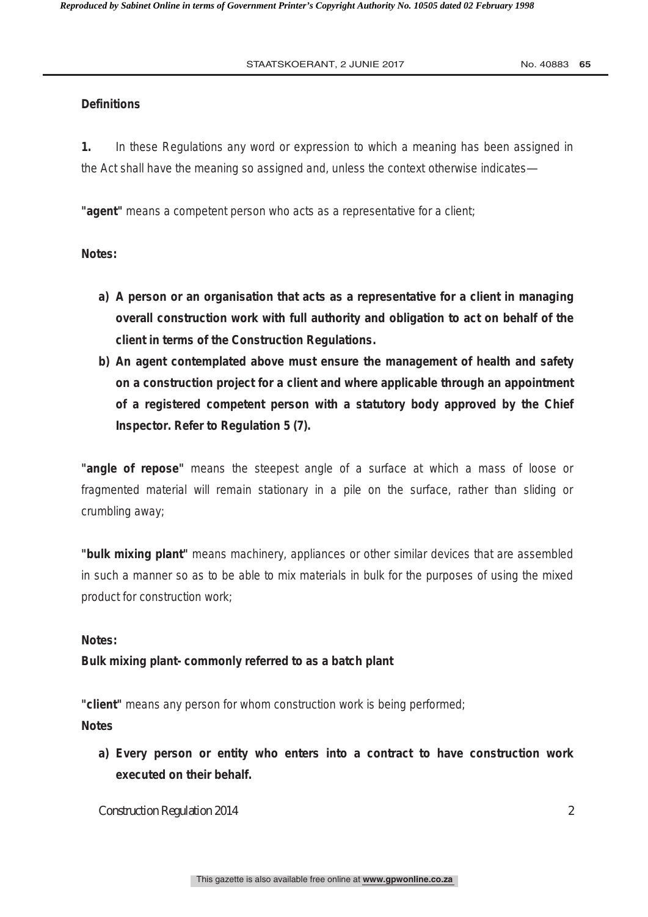**Definitions**

**1.** In these Regulations any word or expression to which a meaning has been assigned in the Act shall have the meaning so assigned and, unless the context otherwise indicates—

**"agent"** means a competent person who acts as a representative for a client;

**Notes:**

- **a) A person or an organisation that acts as a representative for a client in managing overall construction work with full authority and obligation to act on behalf of the client in terms of the Construction Regulations.**
- **b) An agent contemplated above must ensure the management of health and safety on a construction project for a client and where applicable through an appointment of a registered competent person with a statutory body approved by the Chief Inspector. Refer to Regulation 5 (7).**

**"angle of repose"** means the steepest angle of a surface at which a mass of loose or fragmented material will remain stationary in a pile on the surface, rather than sliding or crumbling away;

**"bulk mixing plant"** means machinery, appliances or other similar devices that are assembled in such a manner so as to be able to mix materials in bulk for the purposes of using the mixed product for construction work;

**Notes:**

**Bulk mixing plant- commonly referred to as a batch plant**

**"client"** means any person for whom construction work is being performed;

**Notes**

- **a) Every person or entity who enters into a contract to have construction work executed on their behalf.**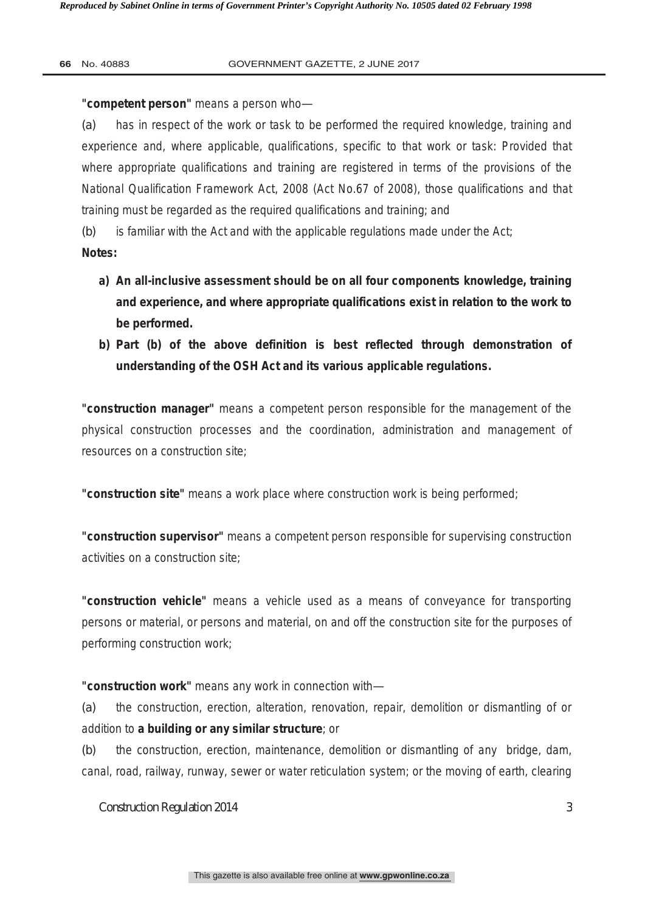**"competent person"** means a person who—

(a) has in respect of the work or task to be performed the required knowledge, training and experience and, where applicable, qualifications, specific to that work or task: Provided that where appropriate qualifications and training are registered in terms of the provisions of the National Qualification Framework Act, 2008 (Act No.67 of 2008), those qualifications and that training must be regarded as the required qualifications and training; and

(b) is familiar with the Act and with the applicable regulations made under the Act;

**Notes:**

a) **An all-inclusive assessment should be on all four components knowledge, training and experience, and where appropriate qualifications exist in relation to the work to be performed.**

b) **Part (b) of the above definition is best reflected through demonstration of understanding of the OSH Act and its various applicable regulations.**

**"construction manager"** means a competent person responsible for the management of the physical construction processes and the coordination, administration and management of resources on a construction site;

**"construction site"** means a work place where construction work is being performed;

**"construction supervisor"** means a competent person responsible for supervising construction activities on a construction site;

**"construction vehicle"** means a vehicle used as a means of conveyance for transporting persons or material, or persons and material, on and off the construction site for the purposes of performing construction work;

**"construction work"** means any work in connection with—

(a) the construction, erection, alteration, renovation, repair, demolition or dismantling of or addition to **a building or any similar structure**; or

(b) the construction, erection, maintenance, demolition or dismantling of any bridge, dam, canal, road, railway, runway, sewer or water reticulation system; or the moving of earth, clearing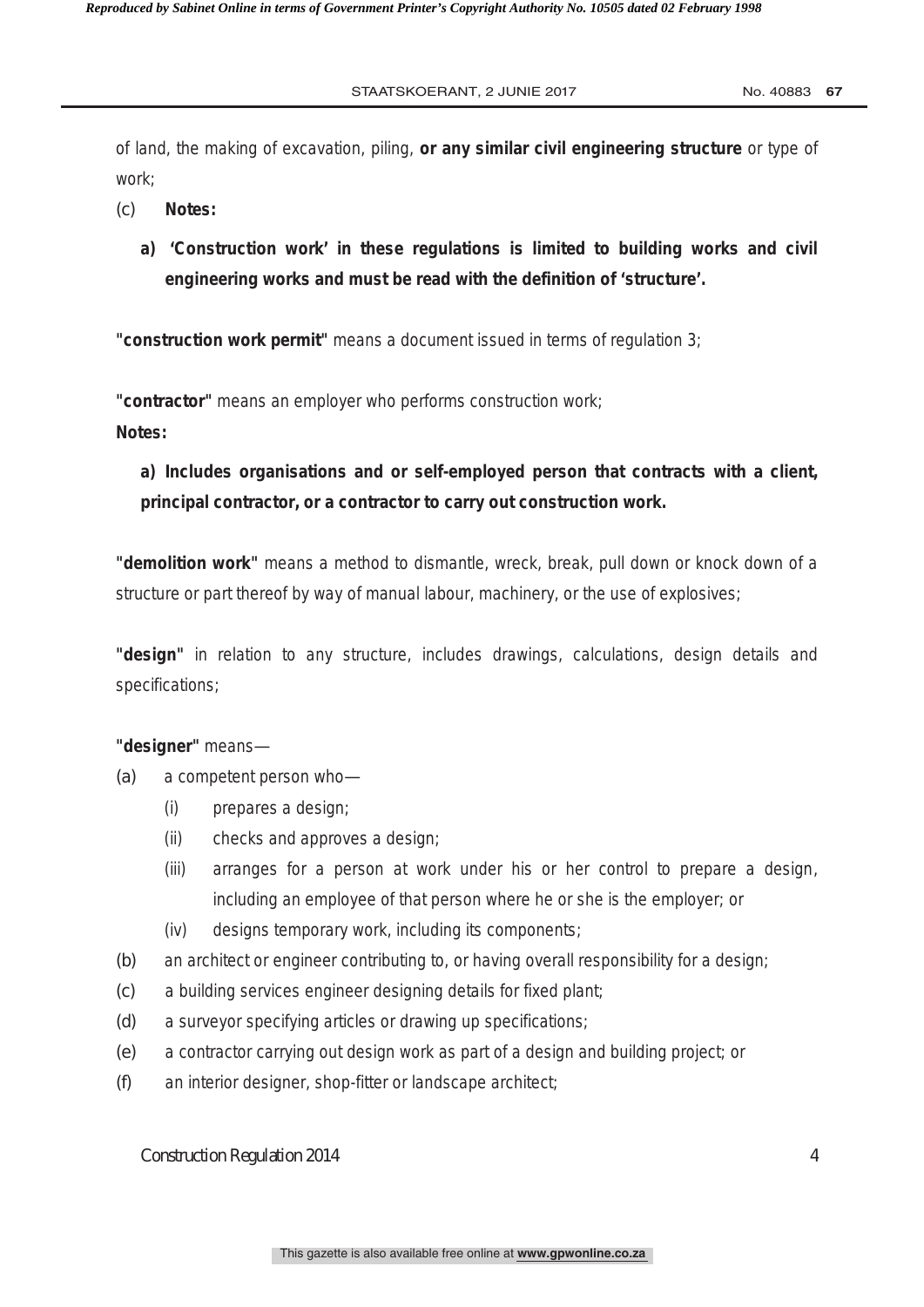of land, the making of excavation, piling, **or any similar civil engineering structure** or type of work;

(c) **Notes:**

**a) 'Construction work' in these regulations is limited to building works and civil engineering works and must be read with the definition of 'structure'.**

**"construction work permit"** means a document issued in terms of regulation 3;

**"contractor"** means an employer who performs construction work;

**Notes:**

**a) Includes organisations and or self-employed person that contracts with a client, principal contractor, or a contractor to carry out construction work.**

**"demolition work"** means a method to dismantle, wreck, break, pull down or knock down of a structure or part thereof by way of manual labour, machinery, or the use of explosives;

**"design"** in relation to any structure, includes drawings, calculations, design details and specifications;

**"designer"** means—

(a) a competent person who—

  (i) prepares a design;

  (ii) checks and approves a design;

  (iii) arranges for a person at work under his or her control to prepare a design, including an employee of that person where he or she is the employer; or

  (iv) designs temporary work, including its components;

(b) an architect or engineer contributing to, or having overall responsibility for a design;

(c) a building services engineer designing details for fixed plant;

(d) a surveyor specifying articles or drawing up specifications;

(e) a contractor carrying out design work as part of a design and building project; or

(f) an interior designer, shop-fitter or landscape architect;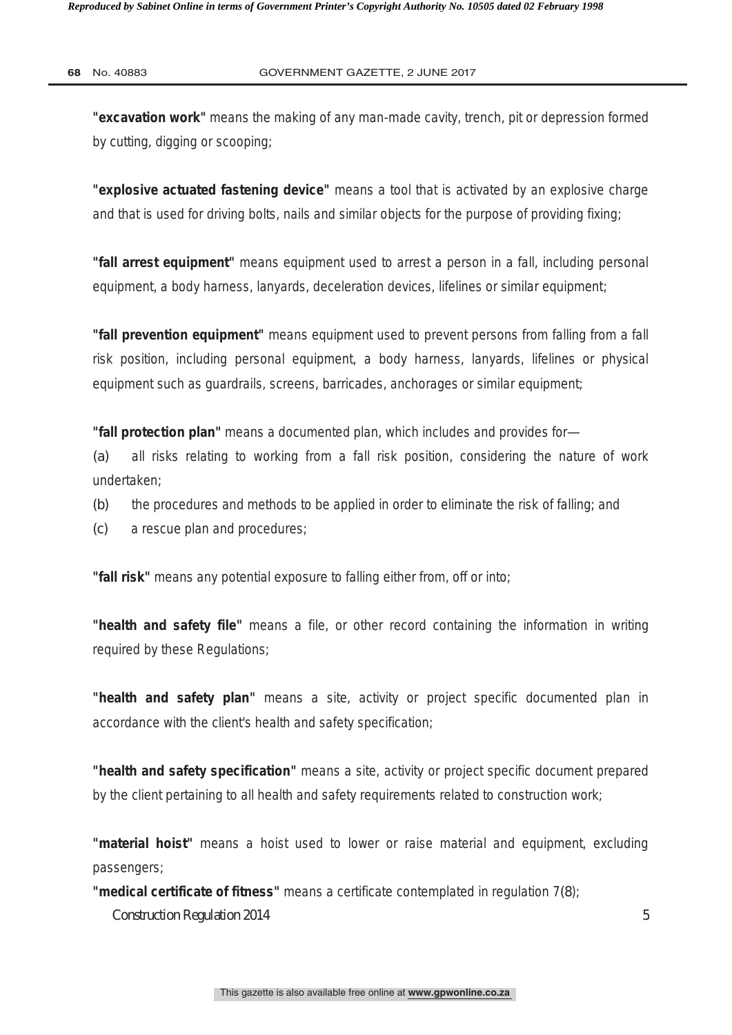**"excavation work"** means the making of any man-made cavity, trench, pit or depression formed by cutting, digging or scooping;

**"explosive actuated fastening device"** means a tool that is activated by an explosive charge and that is used for driving bolts, nails and similar objects for the purpose of providing fixing;

**"fall arrest equipment"** means equipment used to arrest a person in a fall, including personal equipment, a body harness, lanyards, deceleration devices, lifelines or similar equipment;

**"fall prevention equipment"** means equipment used to prevent persons from falling from a fall risk position, including personal equipment, a body harness, lanyards, lifelines or physical equipment such as guardrails, screens, barricades, anchorages or similar equipment;

**"fall protection plan"** means a documented plan, which includes and provides for—

(a) all risks relating to working from a fall risk position, considering the nature of work undertaken;

(b) the procedures and methods to be applied in order to eliminate the risk of falling; and

(c) a rescue plan and procedures;

**"fall risk"** means any potential exposure to falling either from, off or into;

**"health and safety file"** means a file, or other record containing the information in writing required by these Regulations;

**"health and safety plan"** means a site, activity or project specific documented plan in accordance with the client's health and safety specification;

**"health and safety specification"** means a site, activity or project specific document prepared by the client pertaining to all health and safety requirements related to construction work;

**"material hoist"** means a hoist used to lower or raise material and equipment, excluding passengers;

**"medical certificate of fitness"** means a certificate contemplated in regulation 7(8);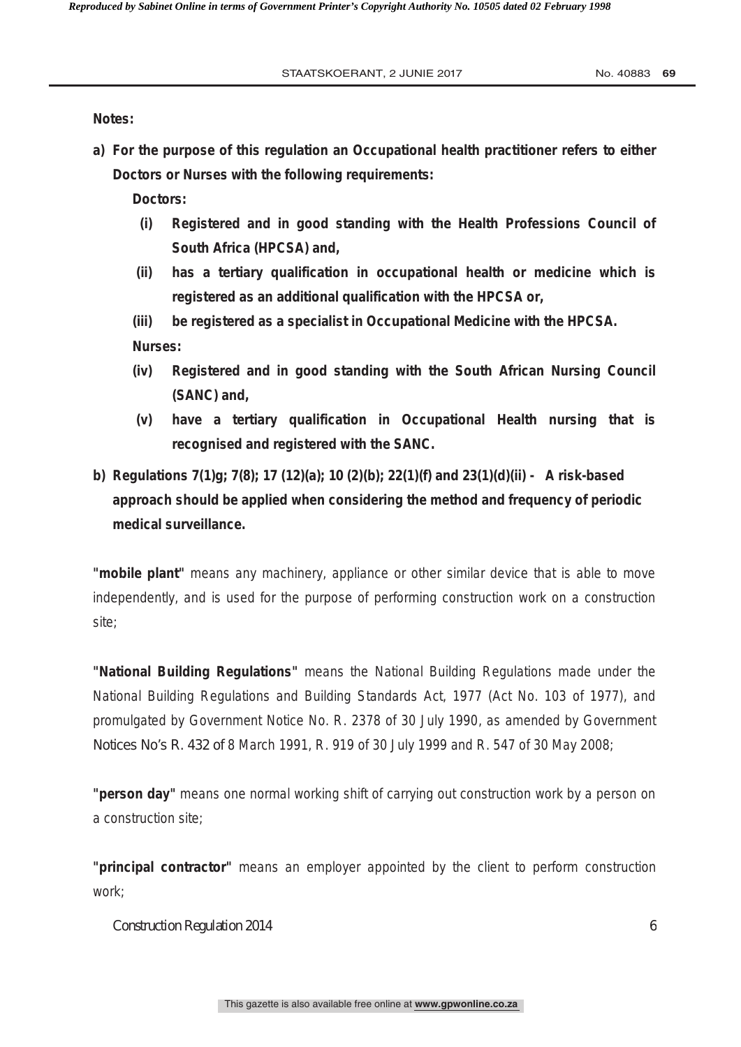**Notes:**

**a) For the purpose of this regulation an Occupational health practitioner refers to either Doctors or Nurses with the following requirements:**

**Doctors:**

**(i) Registered and in good standing with the Health Professions Council of South Africa (HPCSA) and,**

**(ii) has a tertiary qualification in occupational health or medicine which is registered as an additional qualification with the HPCSA or,**

**(iii) be registered as a specialist in Occupational Medicine with the HPCSA.**

**Nurses:**

**(iv) Registered and in good standing with the South African Nursing Council (SANC) and,**

**(v) have a tertiary qualification in Occupational Health nursing that is recognised and registered with the SANC.**

**b) Regulations 7(1)g; 7(8); 17 (12)(a); 10 (2)(b); 22(1)(f) and 23(1)(d)(ii) - A risk-based approach should be applied when considering the method and frequency of periodic medical surveillance.**

**"mobile plant"** means any machinery, appliance or other similar device that is able to move independently, and is used for the purpose of performing construction work on a construction site;

**"National Building Regulations"** means the National Building Regulations made under the National Building Regulations and Building Standards Act, 1977 (Act No. 103 of 1977), and promulgated by Government Notice No. R. 2378 of 30 July 1990, as amended by Government Notices No's R. 432 of 8 March 1991, R. 919 of 30 July 1999 and R. 547 of 30 May 2008;

**"person day"** means one normal working shift of carrying out construction work by a person on a construction site;

**"principal contractor"** means an employer appointed by the client to perform construction work;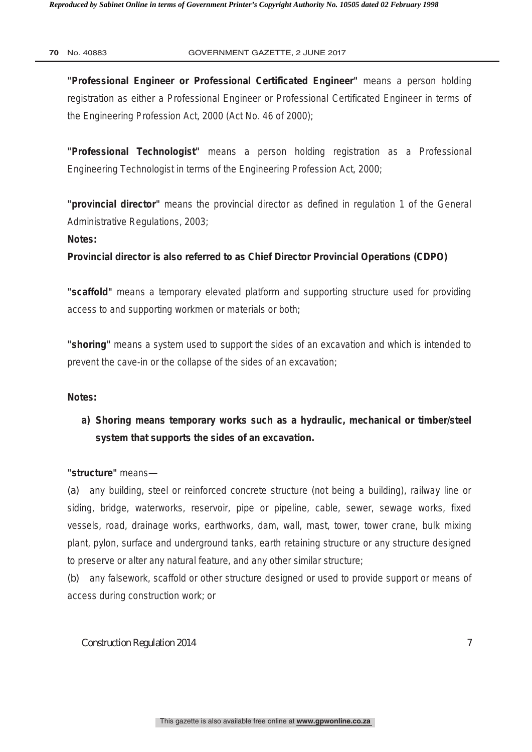**"Professional Engineer or Professional Certificated Engineer"** means a person holding registration as either a Professional Engineer or Professional Certificated Engineer in terms of the Engineering Profession Act, 2000 (Act No. 46 of 2000);

**"Professional Technologist"** means a person holding registration as a Professional Engineering Technologist in terms of the Engineering Profession Act, 2000;

**"provincial director"** means the provincial director as defined in regulation 1 of the General Administrative Regulations, 2003;

**Notes:**

**Provincial director is also referred to as Chief Director Provincial Operations (CDPO)**

**"scaffold"** means a temporary elevated platform and supporting structure used for providing access to and supporting workmen or materials or both;

**"shoring"** means a system used to support the sides of an excavation and which is intended to prevent the cave-in or the collapse of the sides of an excavation;

**Notes:**

**a) Shoring means temporary works such as a hydraulic, mechanical or timber/steel system that supports the sides of an excavation.**

**"structure"** means—

(a) any building, steel or reinforced concrete structure (not being a building), railway line or siding, bridge, waterworks, reservoir, pipe or pipeline, cable, sewer, sewage works, fixed vessels, road, drainage works, earthworks, dam, wall, mast, tower, tower crane, bulk mixing plant, pylon, surface and underground tanks, earth retaining structure or any structure designed to preserve or alter any natural feature, and any other similar structure;

(b) any falsework, scaffold or other structure designed or used to provide support or means of access during construction work; or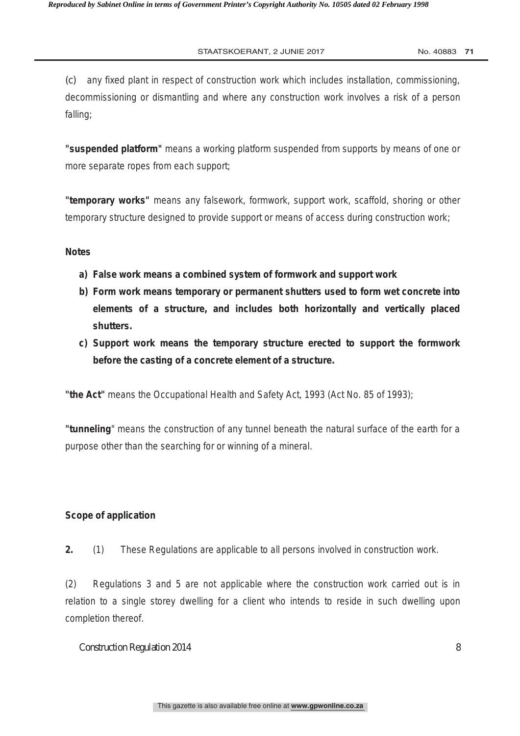(c) any fixed plant in respect of construction work which includes installation, commissioning, decommissioning or dismantling and where any construction work involves a risk of a person falling;

**"suspended platform"** means a working platform suspended from supports by means of one or more separate ropes from each support;

**"temporary works"** means any falsework, formwork, support work, scaffold, shoring or other temporary structure designed to provide support or means of access during construction work;

**Notes**

**a) False work means a combined system of formwork and support work**

**b) Form work means temporary or permanent shutters used to form wet concrete into elements of a structure, and includes both horizontally and vertically placed shutters.**

**c) Support work means the temporary structure erected to support the formwork before the casting of a concrete element of a structure.**

**"the Act"** means the Occupational Health and Safety Act, 1993 (Act No. 85 of 1993);

**"tunneling"** means the construction of any tunnel beneath the natural surface of the earth for a purpose other than the searching for or winning of a mineral.

**Scope of application**

**2.** (1) These Regulations are applicable to all persons involved in construction work.

(2) Regulations 3 and 5 are not applicable where the construction work carried out is in relation to a single storey dwelling for a client who intends to reside in such dwelling upon completion thereof.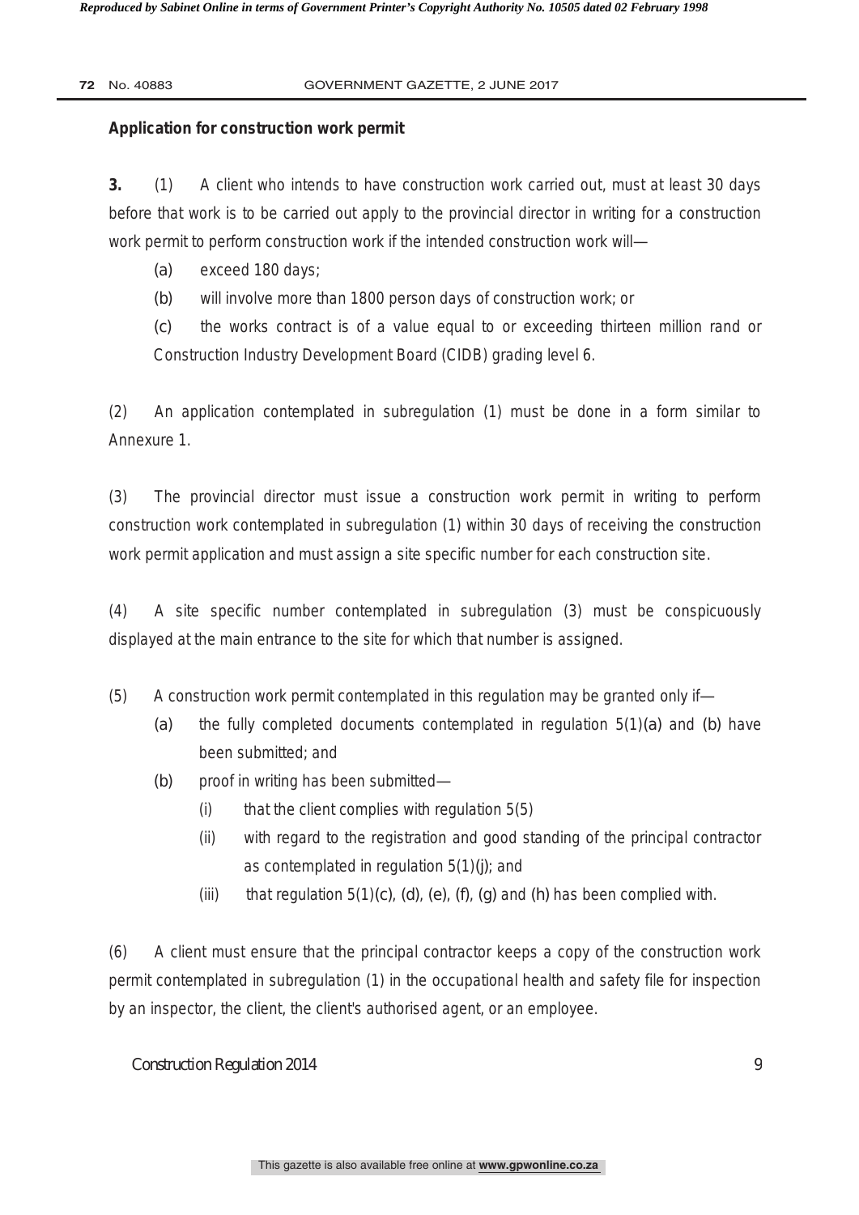**Application for construction work permit**

**3.** (1) A client who intends to have construction work carried out, must at least 30 days before that work is to be carried out apply to the provincial director in writing for a construction work permit to perform construction work if the intended construction work will—

(a) exceed 180 days;

(b) will involve more than 1800 person days of construction work; or

(c) the works contract is of a value equal to or exceeding thirteen million rand or Construction Industry Development Board (CIDB) grading level 6.

(2) An application contemplated in subregulation (1) must be done in a form similar to Annexure 1.

(3) The provincial director must issue a construction work permit in writing to perform construction work contemplated in subregulation (1) within 30 days of receiving the construction work permit application and must assign a site specific number for each construction site.

(4) A site specific number contemplated in subregulation (3) must be conspicuously displayed at the main entrance to the site for which that number is assigned.

(5) A construction work permit contemplated in this regulation may be granted only if—

(a) the fully completed documents contemplated in regulation 5(1)(a) and (b) have been submitted; and

(b) proof in writing has been submitted—

(i) that the client complies with regulation 5(5)

(ii) with regard to the registration and good standing of the principal contractor as contemplated in regulation 5(1)(j); and

(iii) that regulation 5(1)(c), (d), (e), (f), (g) and (h) has been complied with.

(6) A client must ensure that the principal contractor keeps a copy of the construction work permit contemplated in subregulation (1) in the occupational health and safety file for inspection by an inspector, the client, the client's authorised agent, or an employee.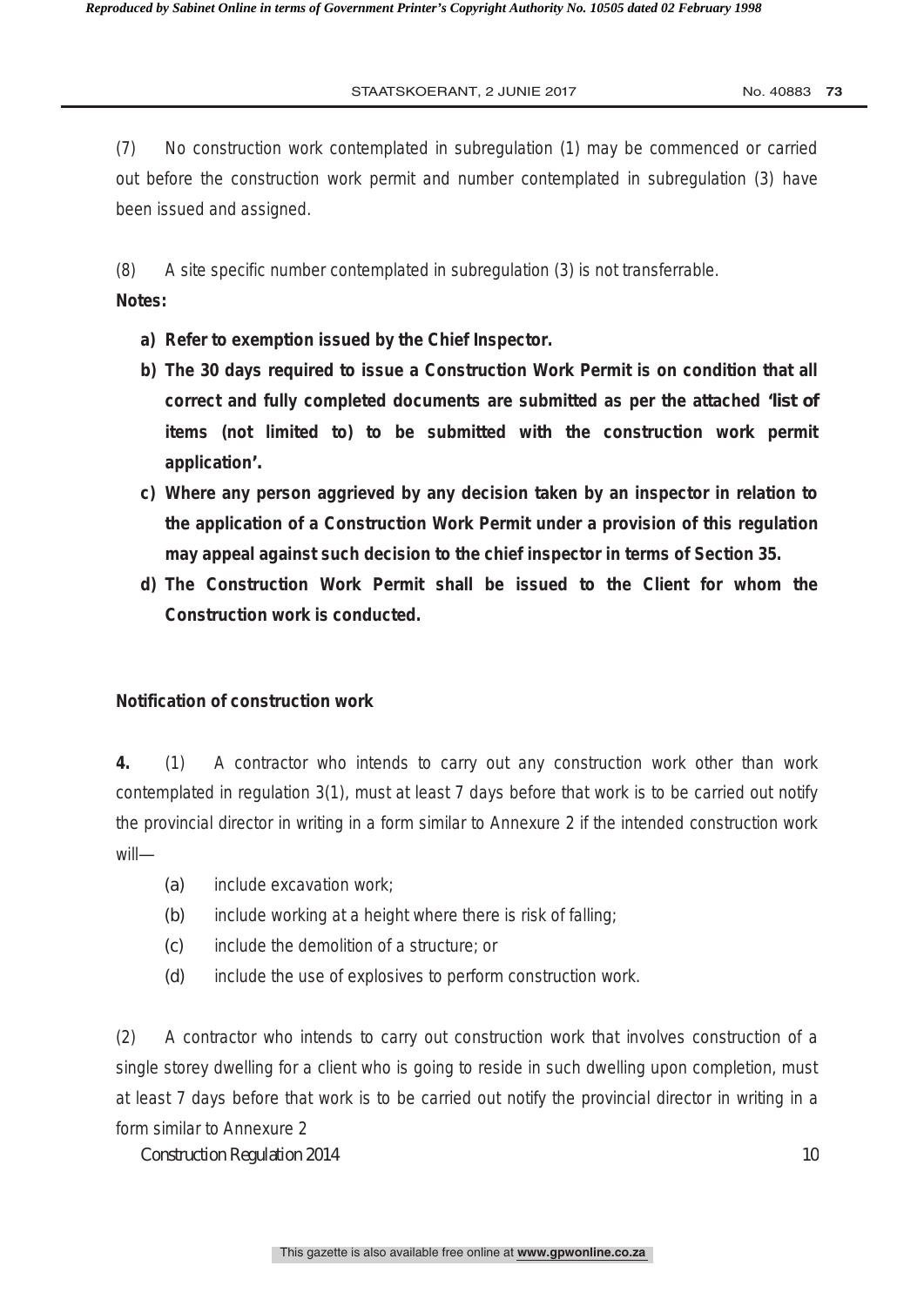(7) No construction work contemplated in subregulation (1) may be commenced or carried out before the construction work permit and number contemplated in subregulation (3) have been issued and assigned.

(8) A site specific number contemplated in subregulation (3) is not transferrable.

**Notes:**

- **a) Refer to exemption issued by the Chief Inspector.**
- **b) The 30 days required to issue a Construction Work Permit is on condition that all correct and fully completed documents are submitted as per the attached 'list of items (not limited to) to be submitted with the construction work permit application'.**
- **c) Where any person aggrieved by any decision taken by an inspector in relation to the application of a Construction Work Permit under a provision of this regulation may appeal against such decision to the chief inspector in terms of Section 35.**
- **d) The Construction Work Permit shall be issued to the Client for whom the Construction work is conducted.**

**Notification of construction work**

**4.** (1) A contractor who intends to carry out any construction work other than work contemplated in regulation 3(1), must at least 7 days before that work is to be carried out notify the provincial director in writing in a form similar to Annexure 2 if the intended construction work will—

(a) include excavation work;

(b) include working at a height where there is risk of falling;

(c) include the demolition of a structure; or

(d) include the use of explosives to perform construction work.

(2) A contractor who intends to carry out construction work that involves construction of a single storey dwelling for a client who is going to reside in such dwelling upon completion, must at least 7 days before that work is to be carried out notify the provincial director in writing in a form similar to Annexure 2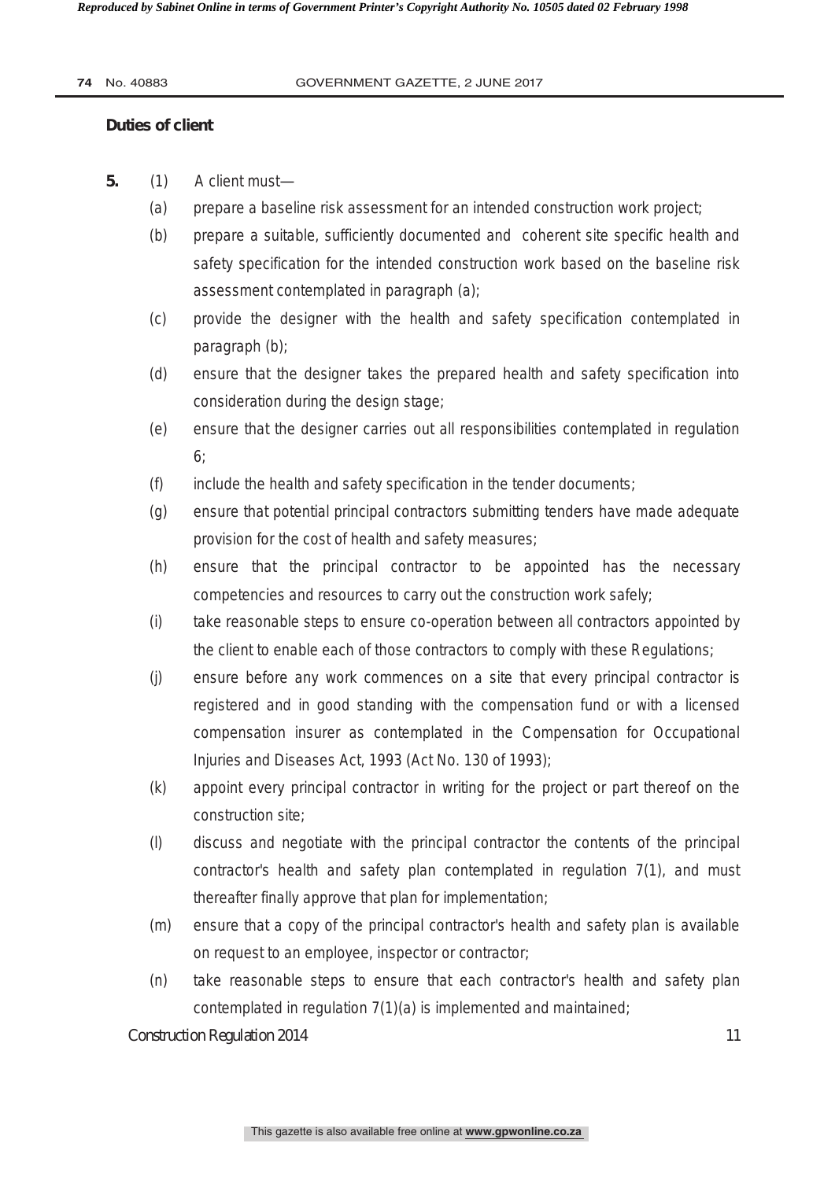**Duties of client**

**5.** (1) A client must—

(a) prepare a baseline risk assessment for an intended construction work project;

(b) prepare a suitable, sufficiently documented and coherent site specific health and safety specification for the intended construction work based on the baseline risk assessment contemplated in paragraph (a);

(c) provide the designer with the health and safety specification contemplated in paragraph (b);

(d) ensure that the designer takes the prepared health and safety specification into consideration during the design stage;

(e) ensure that the designer carries out all responsibilities contemplated in regulation 6;

(f) include the health and safety specification in the tender documents;

(g) ensure that potential principal contractors submitting tenders have made adequate provision for the cost of health and safety measures;

(h) ensure that the principal contractor to be appointed has the necessary competencies and resources to carry out the construction work safely;

(i) take reasonable steps to ensure co-operation between all contractors appointed by the client to enable each of those contractors to comply with these Regulations;

(j) ensure before any work commences on a site that every principal contractor is registered and in good standing with the compensation fund or with a licensed compensation insurer as contemplated in the Compensation for Occupational Injuries and Diseases Act, 1993 (Act No. 130 of 1993);

(k) appoint every principal contractor in writing for the project or part thereof on the construction site;

(l) discuss and negotiate with the principal contractor the contents of the principal contractor's health and safety plan contemplated in regulation 7(1), and must thereafter finally approve that plan for implementation;

(m) ensure that a copy of the principal contractor's health and safety plan is available on request to an employee, inspector or contractor;

(n) take reasonable steps to ensure that each contractor's health and safety plan contemplated in regulation 7(1)(a) is implemented and maintained;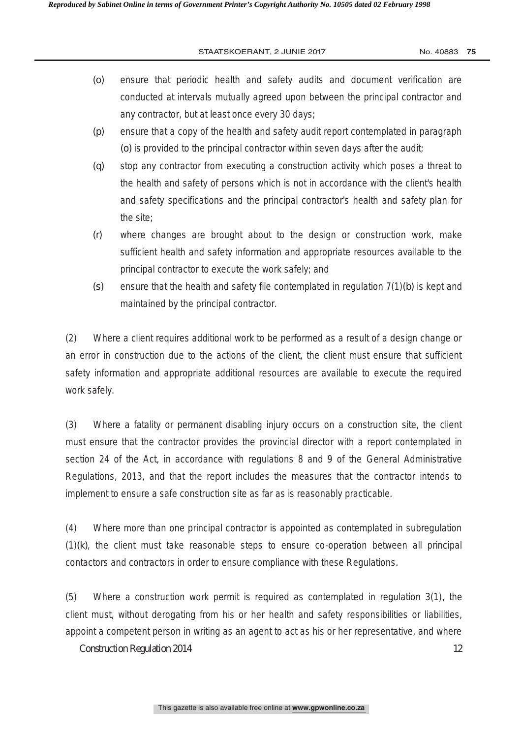(o) ensure that periodic health and safety audits and document verification are conducted at intervals mutually agreed upon between the principal contractor and any contractor, but at least once every 30 days;

(p) ensure that a copy of the health and safety audit report contemplated in paragraph (o) is provided to the principal contractor within seven days after the audit;

(q) stop any contractor from executing a construction activity which poses a threat to the health and safety of persons which is not in accordance with the client's health and safety specifications and the principal contractor's health and safety plan for the site;

(r) where changes are brought about to the design or construction work, make sufficient health and safety information and appropriate resources available to the principal contractor to execute the work safely; and

(s) ensure that the health and safety file contemplated in regulation 7(1)(b) is kept and maintained by the principal contractor.

(2) Where a client requires additional work to be performed as a result of a design change or an error in construction due to the actions of the client, the client must ensure that sufficient safety information and appropriate additional resources are available to execute the required work safely.

(3) Where a fatality or permanent disabling injury occurs on a construction site, the client must ensure that the contractor provides the provincial director with a report contemplated in section 24 of the Act, in accordance with regulations 8 and 9 of the General Administrative Regulations, 2013, and that the report includes the measures that the contractor intends to implement to ensure a safe construction site as far as is reasonably practicable.

(4) Where more than one principal contractor is appointed as contemplated in subregulation (1)(k), the client must take reasonable steps to ensure co-operation between all principal contactors and contractors in order to ensure compliance with these Regulations.

(5) Where a construction work permit is required as contemplated in regulation 3(1), the client must, without derogating from his or her health and safety responsibilities or liabilities, appoint a competent person in writing as an agent to act as his or her representative, and where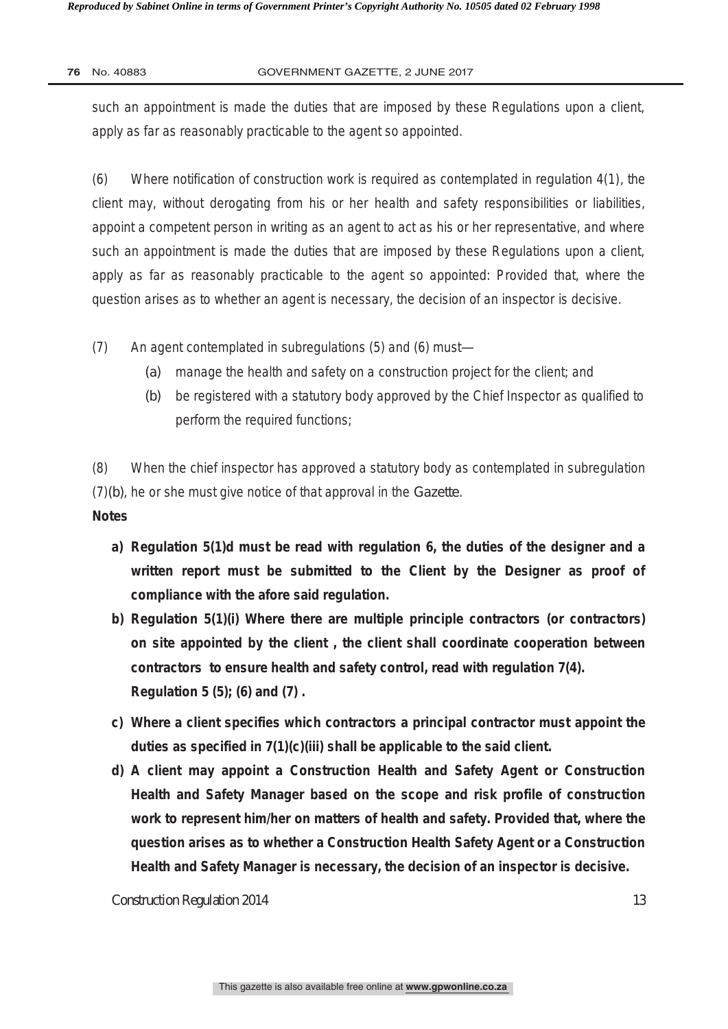such an appointment is made the duties that are imposed by these Regulations upon a client, apply as far as reasonably practicable to the agent so appointed.

(6) Where notification of construction work is required as contemplated in regulation 4(1), the client may, without derogating from his or her health and safety responsibilities or liabilities, appoint a competent person in writing as an agent to act as his or her representative, and where such an appointment is made the duties that are imposed by these Regulations upon a client, apply as far as reasonably practicable to the agent so appointed: Provided that, where the question arises as to whether an agent is necessary, the decision of an inspector is decisive.

(7) An agent contemplated in subregulations (5) and (6) must—

- (a) manage the health and safety on a construction project for the client; and
- (b) be registered with a statutory body approved by the Chief Inspector as qualified to perform the required functions;

(8) When the chief inspector has approved a statutory body as contemplated in subregulation (7)(b), he or she must give notice of that approval in the *Gazette*.

**Notes**

- **a) Regulation 5(1)d must be read with regulation 6, the duties of the designer and a written report must be submitted to the Client by the Designer as proof of compliance with the afore said regulation.**
- **b) Regulation 5(1)(i) Where there are multiple principle contractors (or contractors) on site appointed by the client , the client shall coordinate cooperation between contractors to ensure health and safety control, read with regulation 7(4). Regulation 5 (5); (6) and (7) .**
- **c) Where a client specifies which contractors a principal contractor must appoint the duties as specified in 7(1)(c)(iii) shall be applicable to the said client.**
- **d) A client may appoint a Construction Health and Safety Agent or Construction Health and Safety Manager based on the scope and risk profile of construction work to represent him/her on matters of health and safety. Provided that, where the question arises as to whether a Construction Health Safety Agent or a Construction Health and Safety Manager is necessary, the decision of an inspector is decisive.**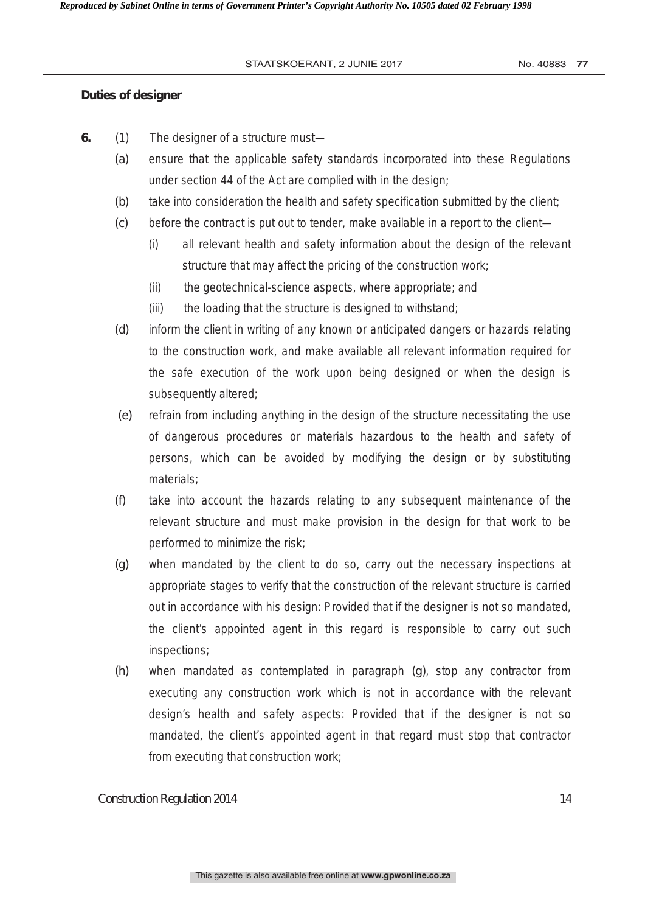**Duties of designer**

**6.** (1) The designer of a structure must—

(a) ensure that the applicable safety standards incorporated into these Regulations under section 44 of the Act are complied with in the design;

(b) take into consideration the health and safety specification submitted by the client;

(c) before the contract is put out to tender, make available in a report to the client—

(i) all relevant health and safety information about the design of the relevant structure that may affect the pricing of the construction work;

(ii) the geotechnical-science aspects, where appropriate; and

(iii) the loading that the structure is designed to withstand;

(d) inform the client in writing of any known or anticipated dangers or hazards relating to the construction work, and make available all relevant information required for the safe execution of the work upon being designed or when the design is subsequently altered;

(e) refrain from including anything in the design of the structure necessitating the use of dangerous procedures or materials hazardous to the health and safety of persons, which can be avoided by modifying the design or by substituting materials;

(f) take into account the hazards relating to any subsequent maintenance of the relevant structure and must make provision in the design for that work to be performed to minimize the risk;

(g) when mandated by the client to do so, carry out the necessary inspections at appropriate stages to verify that the construction of the relevant structure is carried out in accordance with his design: Provided that if the designer is not so mandated, the client's appointed agent in this regard is responsible to carry out such inspections;

(h) when mandated as contemplated in paragraph (g), stop any contractor from executing any construction work which is not in accordance with the relevant design's health and safety aspects: Provided that if the designer is not so mandated, the client's appointed agent in that regard must stop that contractor from executing that construction work;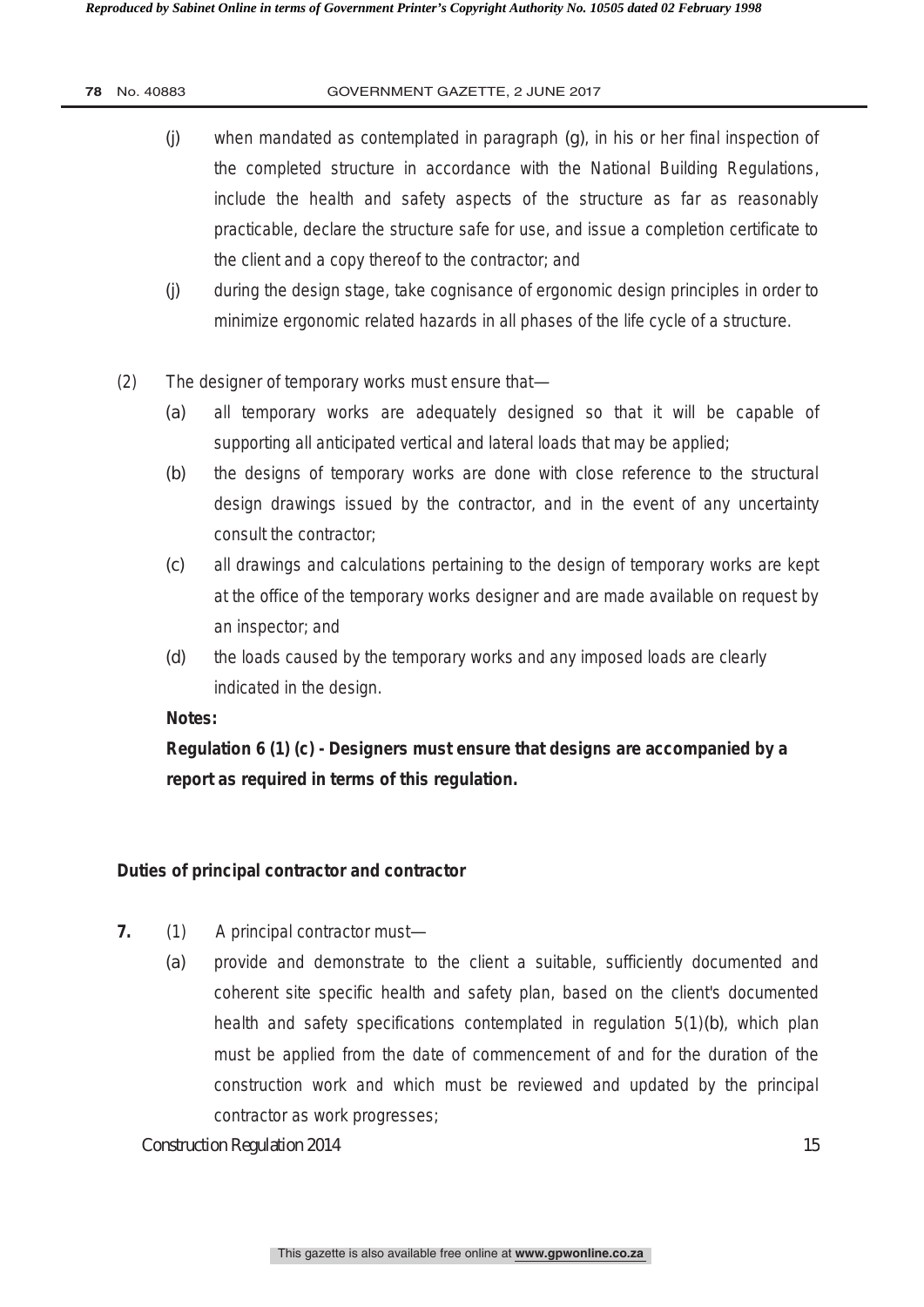(j) when mandated as contemplated in paragraph (g), in his or her final inspection of the completed structure in accordance with the National Building Regulations, include the health and safety aspects of the structure as far as reasonably practicable, declare the structure safe for use, and issue a completion certificate to the client and a copy thereof to the contractor; and

(j) during the design stage, take cognisance of ergonomic design principles in order to minimize ergonomic related hazards in all phases of the life cycle of a structure.

(2) The designer of temporary works must ensure that—

(a) all temporary works are adequately designed so that it will be capable of supporting all anticipated vertical and lateral loads that may be applied;

(b) the designs of temporary works are done with close reference to the structural design drawings issued by the contractor, and in the event of any uncertainty consult the contractor;

(c) all drawings and calculations pertaining to the design of temporary works are kept at the office of the temporary works designer and are made available on request by an inspector; and

(d) the loads caused by the temporary works and any imposed loads are clearly indicated in the design.

**Notes:**

**Regulation 6 (1) (c) - Designers must ensure that designs are accompanied by a report as required in terms of this regulation.**

**Duties of principal contractor and contractor**

**7.** (1) A principal contractor must—

(a) provide and demonstrate to the client a suitable, sufficiently documented and coherent site specific health and safety plan, based on the client's documented health and safety specifications contemplated in regulation 5(1)(b), which plan must be applied from the date of commencement of and for the duration of the construction work and which must be reviewed and updated by the principal contractor as work progresses;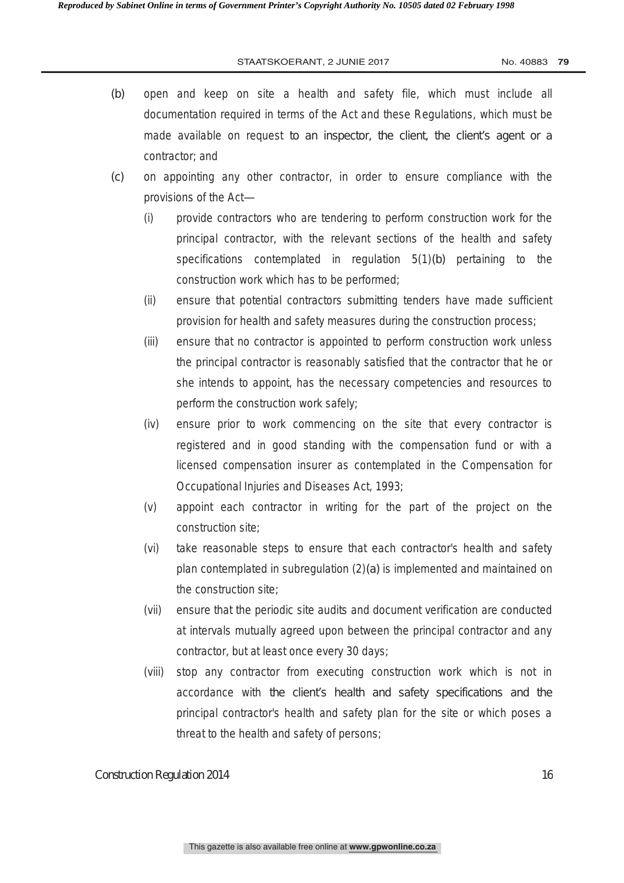(b) open and keep on site a health and safety file, which must include all documentation required in terms of the Act and these Regulations, which must be made available on request to an inspector, the client, the client's agent or a contractor; and

(c) on appointing any other contractor, in order to ensure compliance with the provisions of the Act—

   (i) provide contractors who are tendering to perform construction work for the principal contractor, with the relevant sections of the health and safety specifications contemplated in regulation 5(1)(b) pertaining to the construction work which has to be performed;

   (ii) ensure that potential contractors submitting tenders have made sufficient provision for health and safety measures during the construction process;

   (iii) ensure that no contractor is appointed to perform construction work unless the principal contractor is reasonably satisfied that the contractor that he or she intends to appoint, has the necessary competencies and resources to perform the construction work safely;

   (iv) ensure prior to work commencing on the site that every contractor is registered and in good standing with the compensation fund or with a licensed compensation insurer as contemplated in the Compensation for Occupational Injuries and Diseases Act, 1993;

   (v) appoint each contractor in writing for the part of the project on the construction site;

   (vi) take reasonable steps to ensure that each contractor's health and safety plan contemplated in subregulation (2)(a) is implemented and maintained on the construction site;

   (vii) ensure that the periodic site audits and document verification are conducted at intervals mutually agreed upon between the principal contractor and any contractor, but at least once every 30 days;

   (viii) stop any contractor from executing construction work which is not in accordance with the client's health and safety specifications and the principal contractor's health and safety plan for the site or which poses a threat to the health and safety of persons;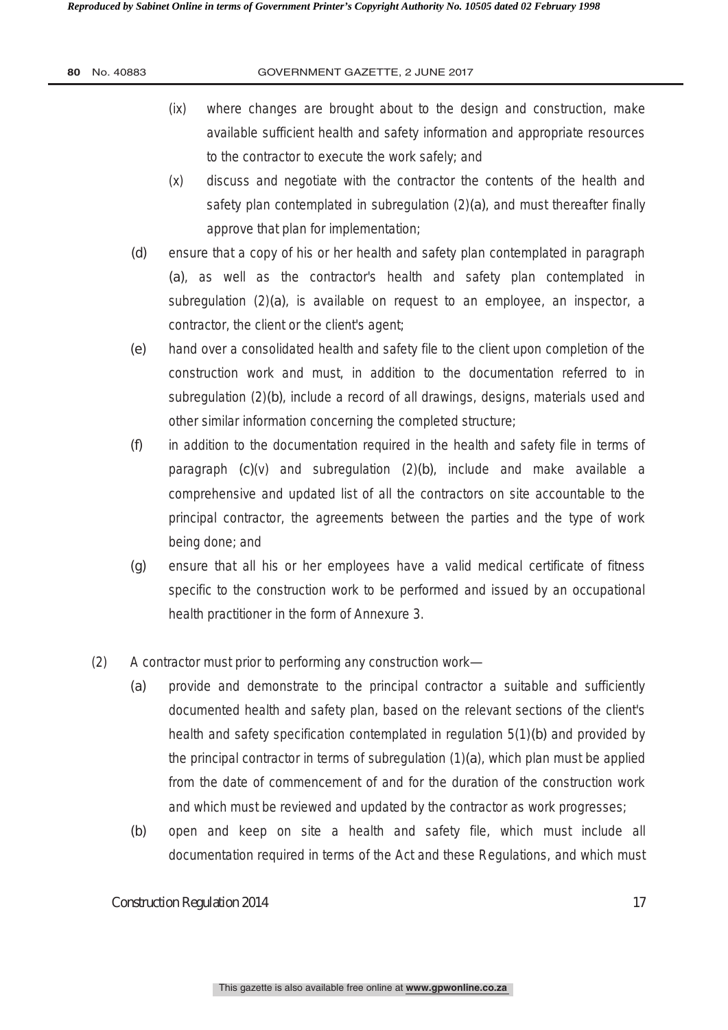(ix) where changes are brought about to the design and construction, make available sufficient health and safety information and appropriate resources to the contractor to execute the work safely; and

(x) discuss and negotiate with the contractor the contents of the health and safety plan contemplated in subregulation (2)(a), and must thereafter finally approve that plan for implementation;

(d) ensure that a copy of his or her health and safety plan contemplated in paragraph (a), as well as the contractor's health and safety plan contemplated in subregulation (2)(a), is available on request to an employee, an inspector, a contractor, the client or the client's agent;

(e) hand over a consolidated health and safety file to the client upon completion of the construction work and must, in addition to the documentation referred to in subregulation (2)(b), include a record of all drawings, designs, materials used and other similar information concerning the completed structure;

(f) in addition to the documentation required in the health and safety file in terms of paragraph (c)(v) and subregulation (2)(b), include and make available a comprehensive and updated list of all the contractors on site accountable to the principal contractor, the agreements between the parties and the type of work being done; and

(g) ensure that all his or her employees have a valid medical certificate of fitness specific to the construction work to be performed and issued by an occupational health practitioner in the form of Annexure 3.

(2) A contractor must prior to performing any construction work—

(a) provide and demonstrate to the principal contractor a suitable and sufficiently documented health and safety plan, based on the relevant sections of the client's health and safety specification contemplated in regulation 5(1)(b) and provided by the principal contractor in terms of subregulation (1)(a), which plan must be applied from the date of commencement of and for the duration of the construction work and which must be reviewed and updated by the contractor as work progresses;

(b) open and keep on site a health and safety file, which must include all documentation required in terms of the Act and these Regulations, and which must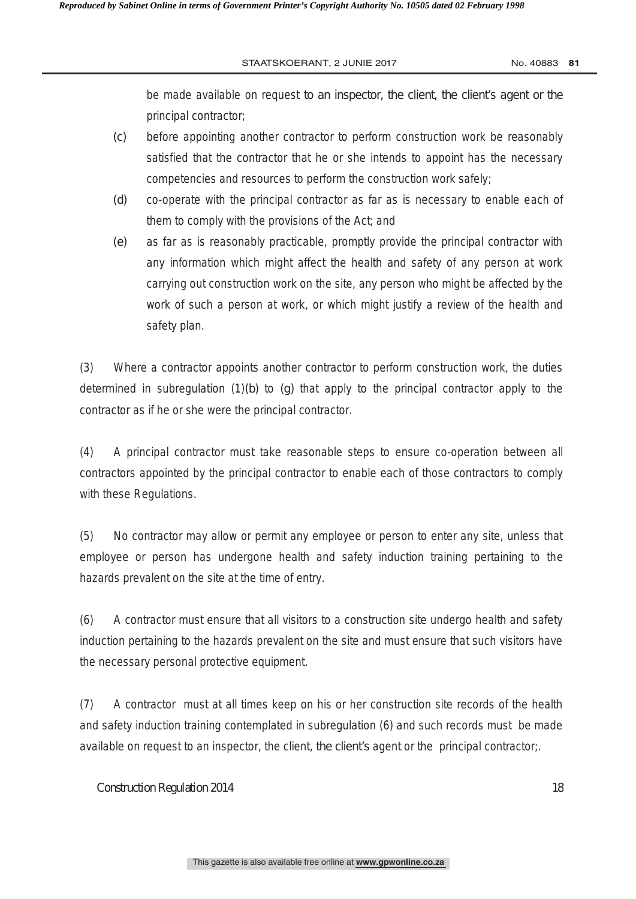be made available on request to an inspector, the client, the client's agent or the principal contractor;

(c) before appointing another contractor to perform construction work be reasonably satisfied that the contractor that he or she intends to appoint has the necessary competencies and resources to perform the construction work safely;

(d) co-operate with the principal contractor as far as is necessary to enable each of them to comply with the provisions of the Act; and

(e) as far as is reasonably practicable, promptly provide the principal contractor with any information which might affect the health and safety of any person at work carrying out construction work on the site, any person who might be affected by the work of such a person at work, or which might justify a review of the health and safety plan.

(3) Where a contractor appoints another contractor to perform construction work, the duties determined in subregulation (1)(b) to (g) that apply to the principal contractor apply to the contractor as if he or she were the principal contractor.

(4) A principal contractor must take reasonable steps to ensure co-operation between all contractors appointed by the principal contractor to enable each of those contractors to comply with these Regulations.

(5) No contractor may allow or permit any employee or person to enter any site, unless that employee or person has undergone health and safety induction training pertaining to the hazards prevalent on the site at the time of entry.

(6) A contractor must ensure that all visitors to a construction site undergo health and safety induction pertaining to the hazards prevalent on the site and must ensure that such visitors have the necessary personal protective equipment.

(7) A contractor must at all times keep on his or her construction site records of the health and safety induction training contemplated in subregulation (6) and such records must be made available on request to an inspector, the client, the client's agent or the principal contractor;.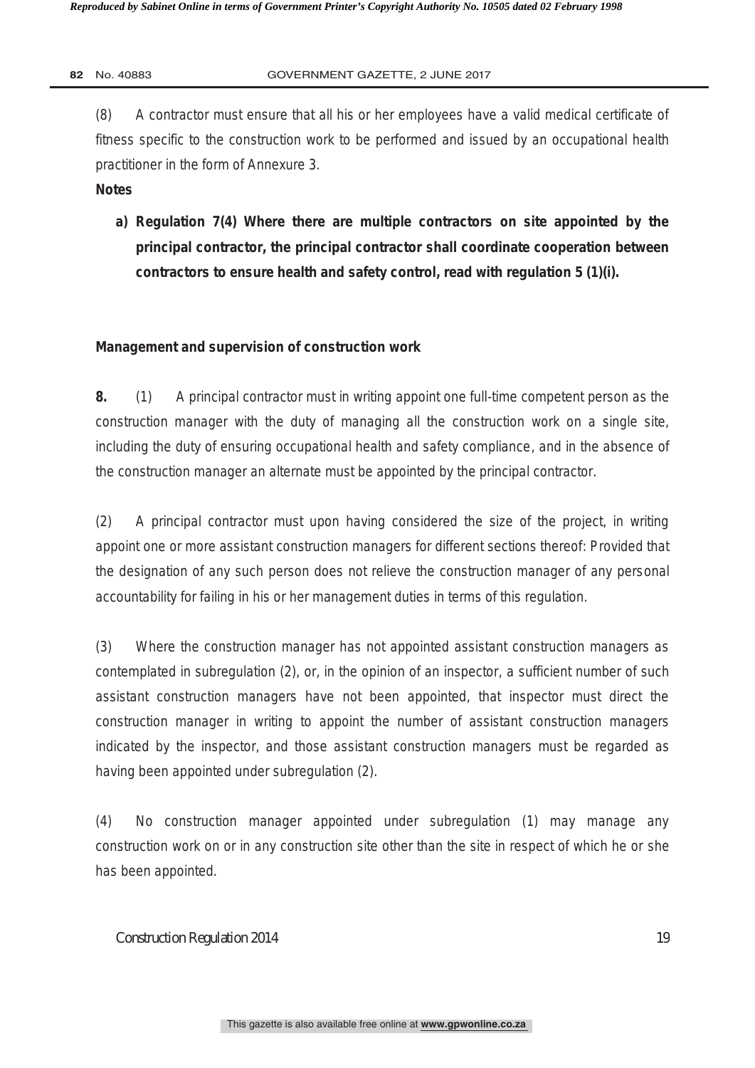(8) A contractor must ensure that all his or her employees have a valid medical certificate of fitness specific to the construction work to be performed and issued by an occupational health practitioner in the form of Annexure 3.

**Notes**

**a) Regulation 7(4) Where there are multiple contractors on site appointed by the principal contractor, the principal contractor shall coordinate cooperation between contractors to ensure health and safety control, read with regulation 5 (1)(i).**

**Management and supervision of construction work**

**8.** (1) A principal contractor must in writing appoint one full-time competent person as the construction manager with the duty of managing all the construction work on a single site, including the duty of ensuring occupational health and safety compliance, and in the absence of the construction manager an alternate must be appointed by the principal contractor.

(2) A principal contractor must upon having considered the size of the project, in writing appoint one or more assistant construction managers for different sections thereof: Provided that the designation of any such person does not relieve the construction manager of any personal accountability for failing in his or her management duties in terms of this regulation.

(3) Where the construction manager has not appointed assistant construction managers as contemplated in subregulation (2), or, in the opinion of an inspector, a sufficient number of such assistant construction managers have not been appointed, that inspector must direct the construction manager in writing to appoint the number of assistant construction managers indicated by the inspector, and those assistant construction managers must be regarded as having been appointed under subregulation (2).

(4) No construction manager appointed under subregulation (1) may manage any construction work on or in any construction site other than the site in respect of which he or she has been appointed.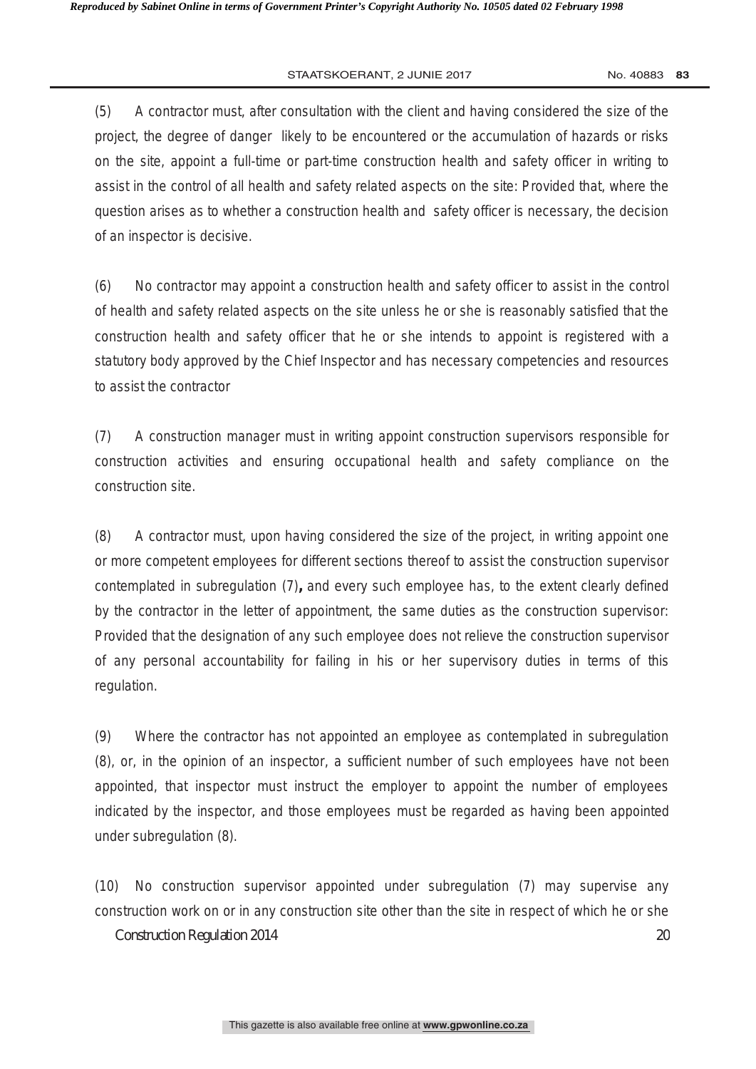(5) A contractor must, after consultation with the client and having considered the size of the project, the degree of danger likely to be encountered or the accumulation of hazards or risks on the site, appoint a full-time or part-time construction health and safety officer in writing to assist in the control of all health and safety related aspects on the site: Provided that, where the question arises as to whether a construction health and safety officer is necessary, the decision of an inspector is decisive.

(6) No contractor may appoint a construction health and safety officer to assist in the control of health and safety related aspects on the site unless he or she is reasonably satisfied that the construction health and safety officer that he or she intends to appoint is registered with a statutory body approved by the Chief Inspector and has necessary competencies and resources to assist the contractor

(7) A construction manager must in writing appoint construction supervisors responsible for construction activities and ensuring occupational health and safety compliance on the construction site.

(8) A contractor must, upon having considered the size of the project, in writing appoint one or more competent employees for different sections thereof to assist the construction supervisor contemplated in subregulation (7)**,** and every such employee has, to the extent clearly defined by the contractor in the letter of appointment, the same duties as the construction supervisor: Provided that the designation of any such employee does not relieve the construction supervisor of any personal accountability for failing in his or her supervisory duties in terms of this regulation.

(9) Where the contractor has not appointed an employee as contemplated in subregulation (8), or, in the opinion of an inspector, a sufficient number of such employees have not been appointed, that inspector must instruct the employer to appoint the number of employees indicated by the inspector, and those employees must be regarded as having been appointed under subregulation (8).

(10) No construction supervisor appointed under subregulation (7) may supervise any construction work on or in any construction site other than the site in respect of which he or she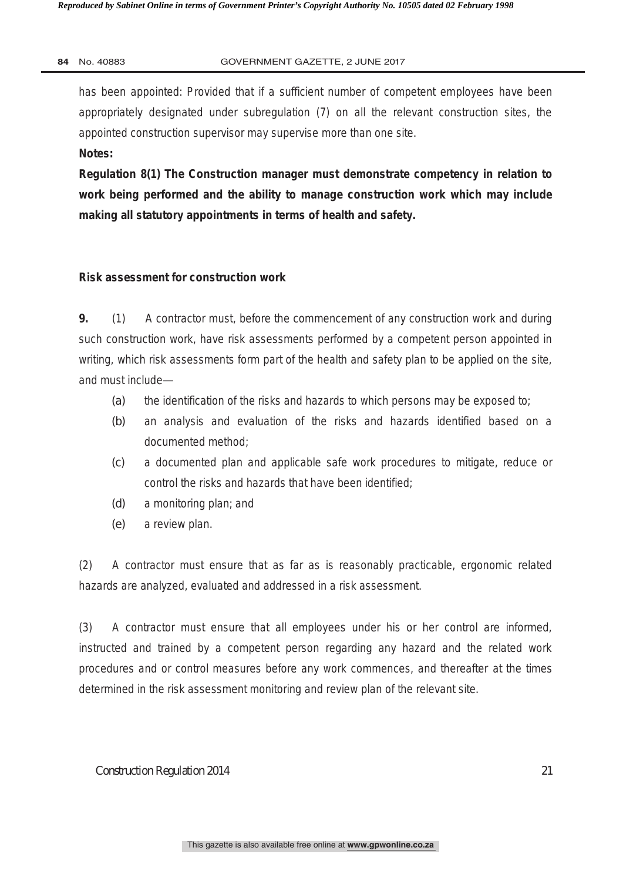has been appointed: Provided that if a sufficient number of competent employees have been appropriately designated under subregulation (7) on all the relevant construction sites, the appointed construction supervisor may supervise more than one site.

**Notes:**

**Regulation 8(1) The Construction manager must demonstrate competency in relation to work being performed and the ability to manage construction work which may include making all statutory appointments in terms of health and safety.**

**Risk assessment for construction work**

**9.** (1) A contractor must, before the commencement of any construction work and during such construction work, have risk assessments performed by a competent person appointed in writing, which risk assessments form part of the health and safety plan to be applied on the site, and must include—

(a) the identification of the risks and hazards to which persons may be exposed to;

(b) an analysis and evaluation of the risks and hazards identified based on a documented method;

(c) a documented plan and applicable safe work procedures to mitigate, reduce or control the risks and hazards that have been identified;

(d) a monitoring plan; and

(e) a review plan.

(2) A contractor must ensure that as far as is reasonably practicable, ergonomic related hazards are analyzed, evaluated and addressed in a risk assessment.

(3) A contractor must ensure that all employees under his or her control are informed, instructed and trained by a competent person regarding any hazard and the related work procedures and or control measures before any work commences, and thereafter at the times determined in the risk assessment monitoring and review plan of the relevant site.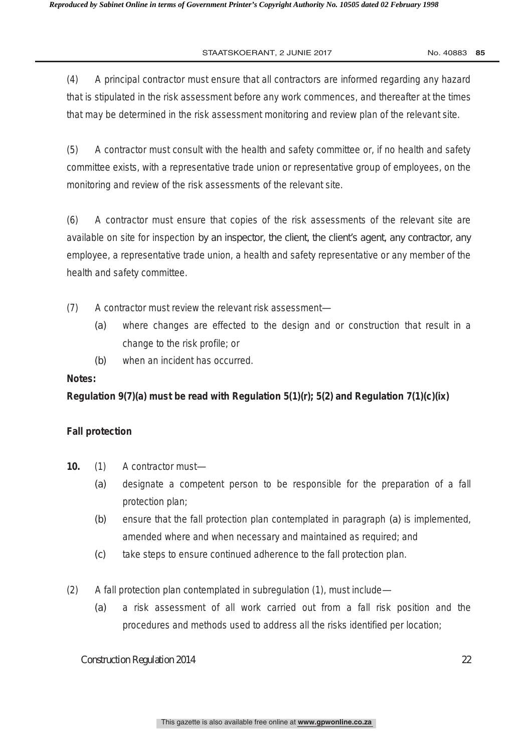(4) A principal contractor must ensure that all contractors are informed regarding any hazard that is stipulated in the risk assessment before any work commences, and thereafter at the times that may be determined in the risk assessment monitoring and review plan of the relevant site.

(5) A contractor must consult with the health and safety committee or, if no health and safety committee exists, with a representative trade union or representative group of employees, on the monitoring and review of the risk assessments of the relevant site.

(6) A contractor must ensure that copies of the risk assessments of the relevant site are available on site for inspection by an inspector, the client, the client's agent, any contractor, any employee, a representative trade union, a health and safety representative or any member of the health and safety committee.

(7) A contractor must review the relevant risk assessment—

- (a) where changes are effected to the design and or construction that result in a change to the risk profile; or
- (b) when an incident has occurred.

**Notes:**

**Regulation 9(7)(a) must be read with Regulation 5(1)(r); 5(2) and Regulation 7(1)(c)(ix)**

**Fall protection**

**10.** (1) A contractor must—

- (a) designate a competent person to be responsible for the preparation of a fall protection plan;
- (b) ensure that the fall protection plan contemplated in paragraph (a) is implemented, amended where and when necessary and maintained as required; and
- (c) take steps to ensure continued adherence to the fall protection plan.

(2) A fall protection plan contemplated in subregulation (1), must include—

- (a) a risk assessment of all work carried out from a fall risk position and the procedures and methods used to address all the risks identified per location;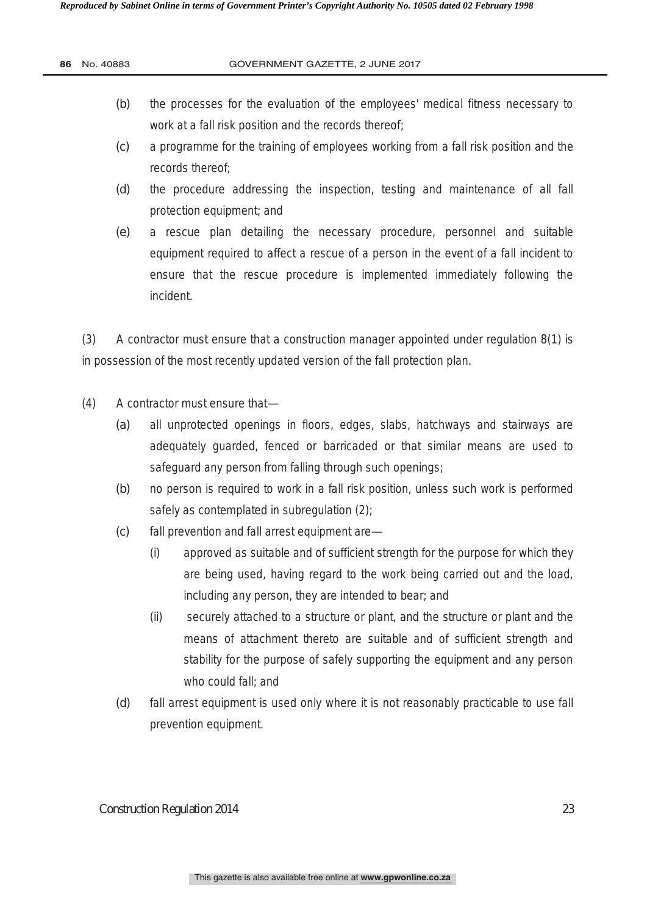(b) the processes for the evaluation of the employees' medical fitness necessary to work at a fall risk position and the records thereof;

(c) a programme for the training of employees working from a fall risk position and the records thereof;

(d) the procedure addressing the inspection, testing and maintenance of all fall protection equipment; and

(e) a rescue plan detailing the necessary procedure, personnel and suitable equipment required to affect a rescue of a person in the event of a fall incident to ensure that the rescue procedure is implemented immediately following the incident.

(3) A contractor must ensure that a construction manager appointed under regulation 8(1) is in possession of the most recently updated version of the fall protection plan.

(4) A contractor must ensure that—

(a) all unprotected openings in floors, edges, slabs, hatchways and stairways are adequately guarded, fenced or barricaded or that similar means are used to safeguard any person from falling through such openings;

(b) no person is required to work in a fall risk position, unless such work is performed safely as contemplated in subregulation (2);

(c) fall prevention and fall arrest equipment are—

  (i) approved as suitable and of sufficient strength for the purpose for which they are being used, having regard to the work being carried out and the load, including any person, they are intended to bear; and

  (ii) securely attached to a structure or plant, and the structure or plant and the means of attachment thereto are suitable and of sufficient strength and stability for the purpose of safely supporting the equipment and any person who could fall; and

(d) fall arrest equipment is used only where it is not reasonably practicable to use fall prevention equipment.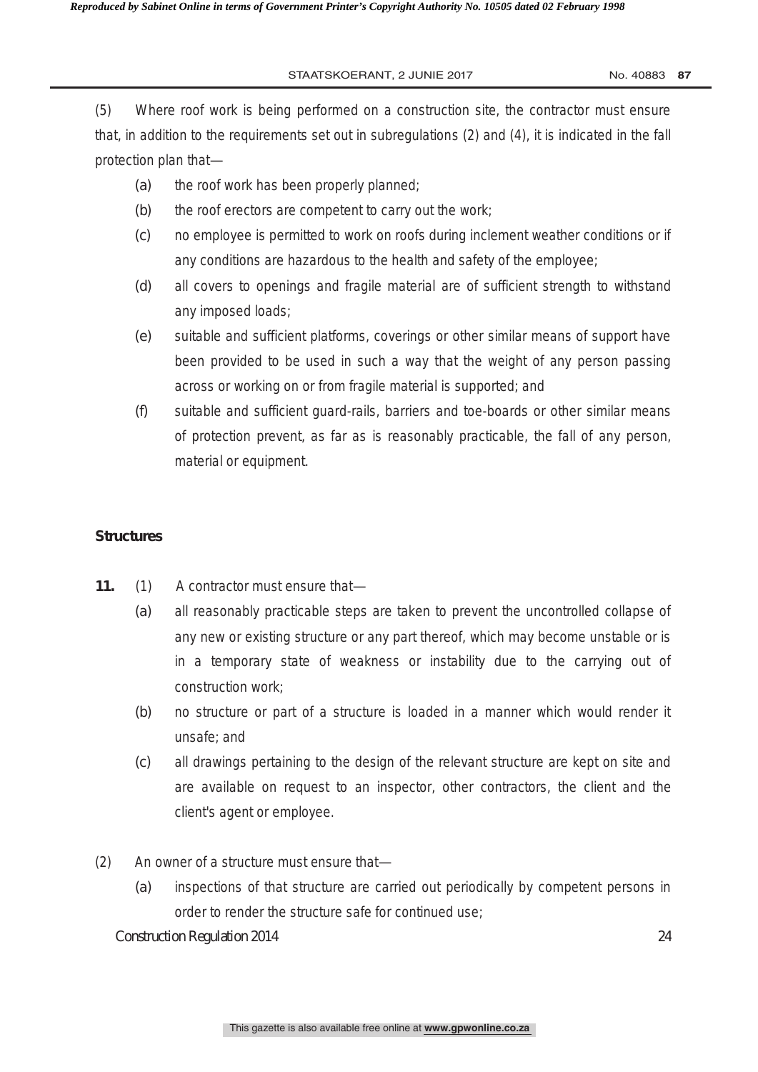(5) Where roof work is being performed on a construction site, the contractor must ensure that, in addition to the requirements set out in subregulations (2) and (4), it is indicated in the fall protection plan that—

- (a) the roof work has been properly planned;
- (b) the roof erectors are competent to carry out the work;
- (c) no employee is permitted to work on roofs during inclement weather conditions or if any conditions are hazardous to the health and safety of the employee;
- (d) all covers to openings and fragile material are of sufficient strength to withstand any imposed loads;
- (e) suitable and sufficient platforms, coverings or other similar means of support have been provided to be used in such a way that the weight of any person passing across or working on or from fragile material is supported; and
- (f) suitable and sufficient guard-rails, barriers and toe-boards or other similar means of protection prevent, as far as is reasonably practicable, the fall of any person, material or equipment.

**Structures**

**11.** (1) A contractor must ensure that—

- (a) all reasonably practicable steps are taken to prevent the uncontrolled collapse of any new or existing structure or any part thereof, which may become unstable or is in a temporary state of weakness or instability due to the carrying out of construction work;
- (b) no structure or part of a structure is loaded in a manner which would render it unsafe; and
- (c) all drawings pertaining to the design of the relevant structure are kept on site and are available on request to an inspector, other contractors, the client and the client's agent or employee.

(2) An owner of a structure must ensure that—

- (a) inspections of that structure are carried out periodically by competent persons in order to render the structure safe for continued use;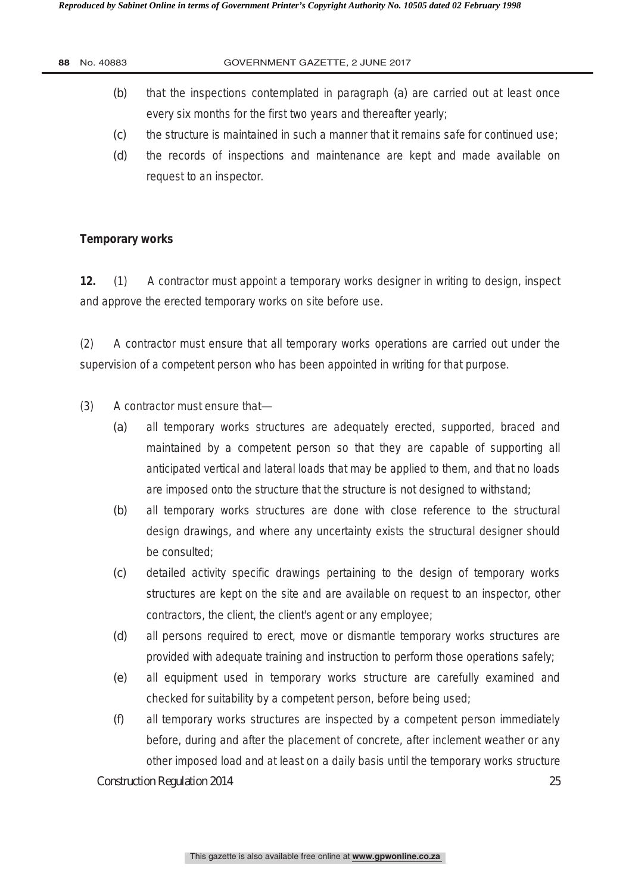(b) that the inspections contemplated in paragraph (a) are carried out at least once every six months for the first two years and thereafter yearly;

(c) the structure is maintained in such a manner that it remains safe for continued use;

(d) the records of inspections and maintenance are kept and made available on request to an inspector.

**Temporary works**

**12.** (1) A contractor must appoint a temporary works designer in writing to design, inspect and approve the erected temporary works on site before use.

(2) A contractor must ensure that all temporary works operations are carried out under the supervision of a competent person who has been appointed in writing for that purpose.

(3) A contractor must ensure that—

(a) all temporary works structures are adequately erected, supported, braced and maintained by a competent person so that they are capable of supporting all anticipated vertical and lateral loads that may be applied to them, and that no loads are imposed onto the structure that the structure is not designed to withstand;

(b) all temporary works structures are done with close reference to the structural design drawings, and where any uncertainty exists the structural designer should be consulted;

(c) detailed activity specific drawings pertaining to the design of temporary works structures are kept on the site and are available on request to an inspector, other contractors, the client, the client's agent or any employee;

(d) all persons required to erect, move or dismantle temporary works structures are provided with adequate training and instruction to perform those operations safely;

(e) all equipment used in temporary works structure are carefully examined and checked for suitability by a competent person, before being used;

(f) all temporary works structures are inspected by a competent person immediately before, during and after the placement of concrete, after inclement weather or any other imposed load and at least on a daily basis until the temporary works structure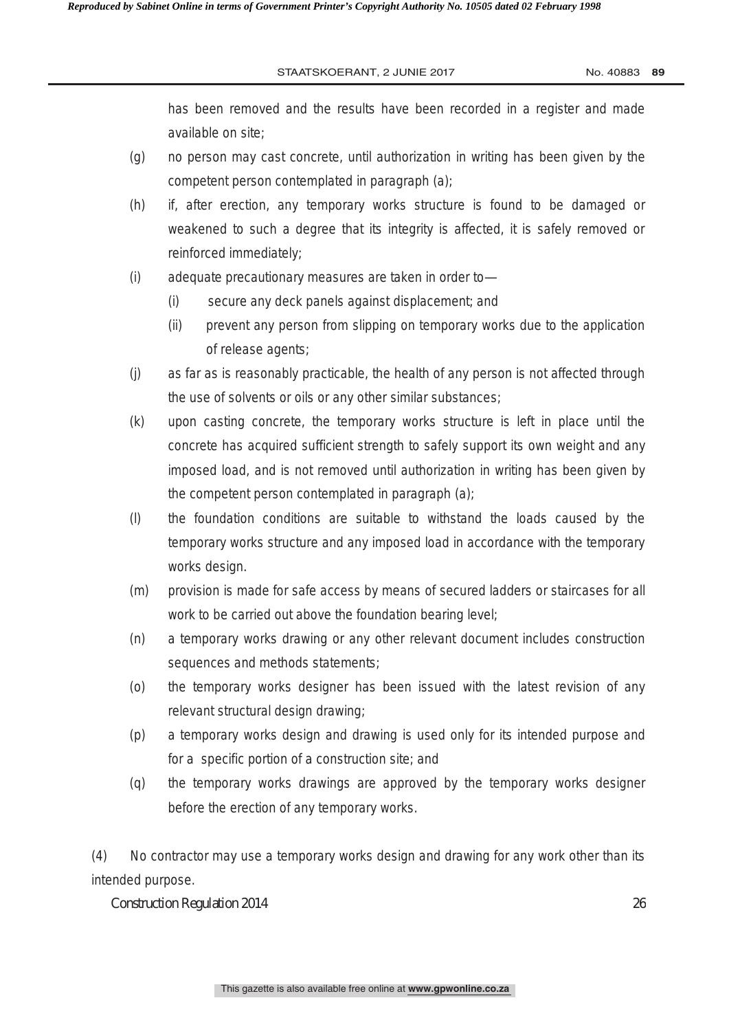has been removed and the results have been recorded in a register and made available on site;

(g) no person may cast concrete, until authorization in writing has been given by the competent person contemplated in paragraph (a);

(h) if, after erection, any temporary works structure is found to be damaged or weakened to such a degree that its integrity is affected, it is safely removed or reinforced immediately;

(i) adequate precautionary measures are taken in order to—

  (i) secure any deck panels against displacement; and

  (ii) prevent any person from slipping on temporary works due to the application of release agents;

(j) as far as is reasonably practicable, the health of any person is not affected through the use of solvents or oils or any other similar substances;

(k) upon casting concrete, the temporary works structure is left in place until the concrete has acquired sufficient strength to safely support its own weight and any imposed load, and is not removed until authorization in writing has been given by the competent person contemplated in paragraph (a);

(l) the foundation conditions are suitable to withstand the loads caused by the temporary works structure and any imposed load in accordance with the temporary works design.

(m) provision is made for safe access by means of secured ladders or staircases for all work to be carried out above the foundation bearing level;

(n) a temporary works drawing or any other relevant document includes construction sequences and methods statements;

(o) the temporary works designer has been issued with the latest revision of any relevant structural design drawing;

(p) a temporary works design and drawing is used only for its intended purpose and for a specific portion of a construction site; and

(q) the temporary works drawings are approved by the temporary works designer before the erection of any temporary works.

(4) No contractor may use a temporary works design and drawing for any work other than its intended purpose.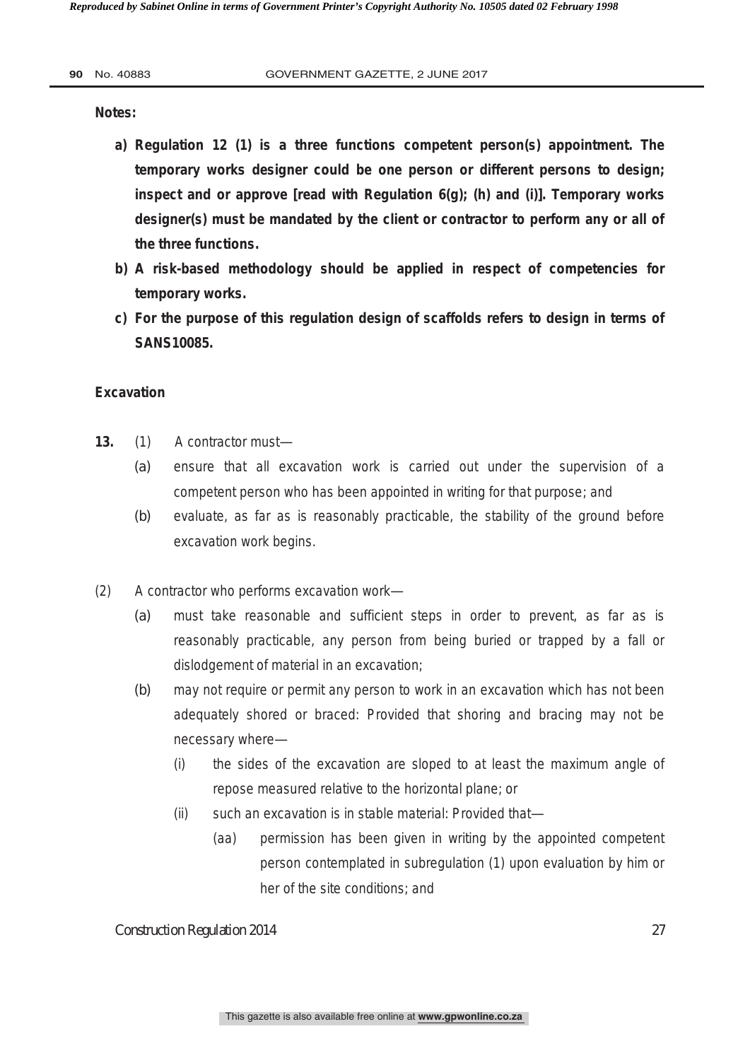**Notes:**

- **a) Regulation 12 (1) is a three functions competent person(s) appointment. The temporary works designer could be one person or different persons to design; inspect and or approve [read with Regulation 6(g); (h) and (i)]. Temporary works designer(s) must be mandated by the client or contractor to perform any or all of the three functions.**
- **b) A risk-based methodology should be applied in respect of competencies for temporary works.**
- **c) For the purpose of this regulation design of scaffolds refers to design in terms of SANS10085.**

**Excavation**

**13.** (1) A contractor must—

(a) ensure that all excavation work is carried out under the supervision of a competent person who has been appointed in writing for that purpose; and

(b) evaluate, as far as is reasonably practicable, the stability of the ground before excavation work begins.

(2) A contractor who performs excavation work—

(a) must take reasonable and sufficient steps in order to prevent, as far as is reasonably practicable, any person from being buried or trapped by a fall or dislodgement of material in an excavation;

(b) may not require or permit any person to work in an excavation which has not been adequately shored or braced: Provided that shoring and bracing may not be necessary where—

(i) the sides of the excavation are sloped to at least the maximum angle of repose measured relative to the horizontal plane; or

(ii) such an excavation is in stable material: Provided that—

(aa) permission has been given in writing by the appointed competent person contemplated in subregulation (1) upon evaluation by him or her of the site conditions; and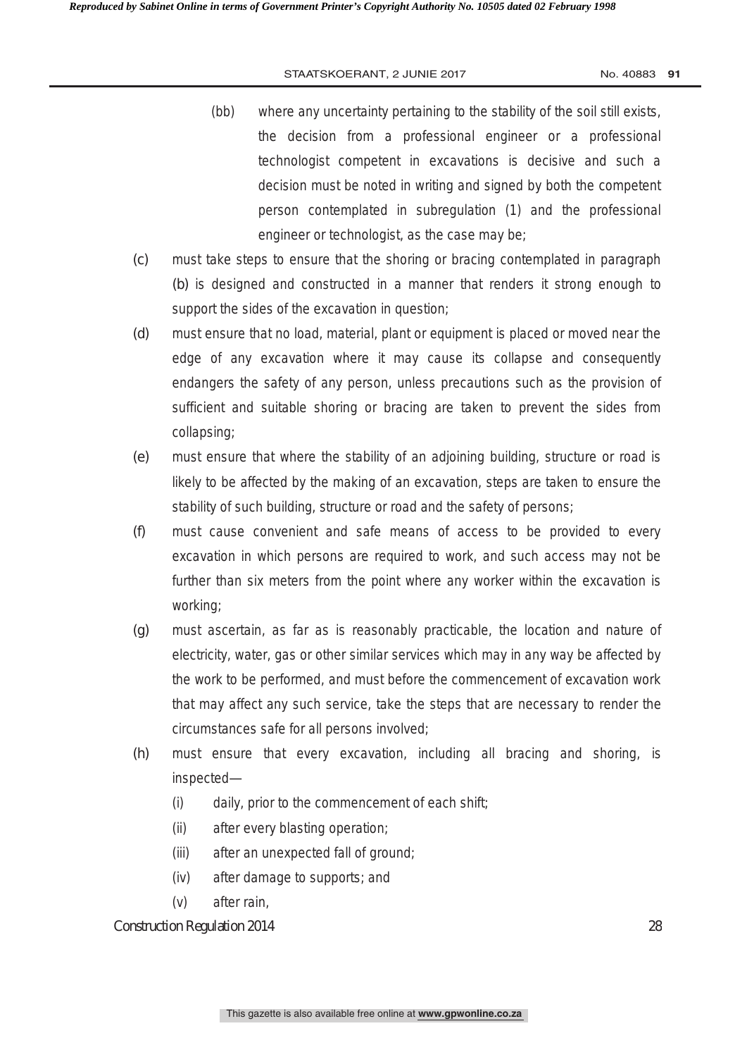(bb) where any uncertainty pertaining to the stability of the soil still exists, the decision from a professional engineer or a professional technologist competent in excavations is decisive and such a decision must be noted in writing and signed by both the competent person contemplated in subregulation (1) and the professional engineer or technologist, as the case may be;

(c) must take steps to ensure that the shoring or bracing contemplated in paragraph (b) is designed and constructed in a manner that renders it strong enough to support the sides of the excavation in question;

(d) must ensure that no load, material, plant or equipment is placed or moved near the edge of any excavation where it may cause its collapse and consequently endangers the safety of any person, unless precautions such as the provision of sufficient and suitable shoring or bracing are taken to prevent the sides from collapsing;

(e) must ensure that where the stability of an adjoining building, structure or road is likely to be affected by the making of an excavation, steps are taken to ensure the stability of such building, structure or road and the safety of persons;

(f) must cause convenient and safe means of access to be provided to every excavation in which persons are required to work, and such access may not be further than six meters from the point where any worker within the excavation is working;

(g) must ascertain, as far as is reasonably practicable, the location and nature of electricity, water, gas or other similar services which may in any way be affected by the work to be performed, and must before the commencement of excavation work that may affect any such service, take the steps that are necessary to render the circumstances safe for all persons involved;

(h) must ensure that every excavation, including all bracing and shoring, is inspected—

(i) daily, prior to the commencement of each shift;

(ii) after every blasting operation;

(iii) after an unexpected fall of ground;

(iv) after damage to supports; and

(v) after rain,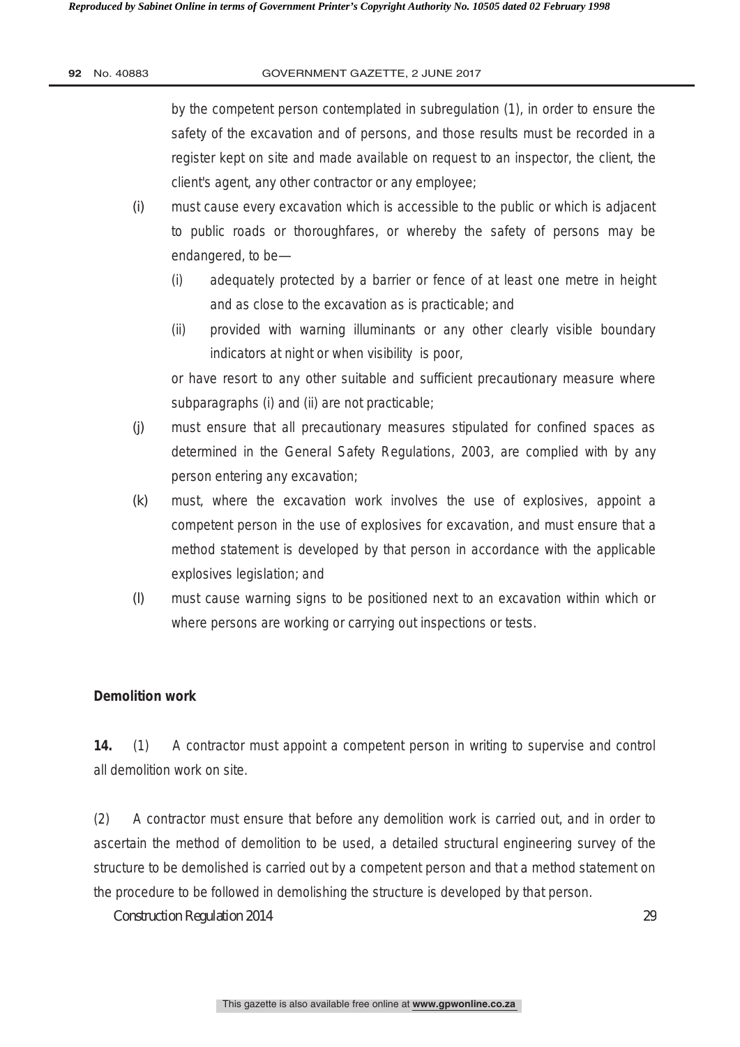by the competent person contemplated in subregulation (1), in order to ensure the safety of the excavation and of persons, and those results must be recorded in a register kept on site and made available on request to an inspector, the client, the client's agent, any other contractor or any employee;

(i) must cause every excavation which is accessible to the public or which is adjacent to public roads or thoroughfares, or whereby the safety of persons may be endangered, to be—

   (i) adequately protected by a barrier or fence of at least one metre in height and as close to the excavation as is practicable; and

   (ii) provided with warning illuminants or any other clearly visible boundary indicators at night or when visibility is poor,

   or have resort to any other suitable and sufficient precautionary measure where subparagraphs (i) and (ii) are not practicable;

(j) must ensure that all precautionary measures stipulated for confined spaces as determined in the General Safety Regulations, 2003, are complied with by any person entering any excavation;

(k) must, where the excavation work involves the use of explosives, appoint a competent person in the use of explosives for excavation, and must ensure that a method statement is developed by that person in accordance with the applicable explosives legislation; and

(l) must cause warning signs to be positioned next to an excavation within which or where persons are working or carrying out inspections or tests.

**Demolition work**

**14.** (1) A contractor must appoint a competent person in writing to supervise and control all demolition work on site.

(2) A contractor must ensure that before any demolition work is carried out, and in order to ascertain the method of demolition to be used, a detailed structural engineering survey of the structure to be demolished is carried out by a competent person and that a method statement on the procedure to be followed in demolishing the structure is developed by that person.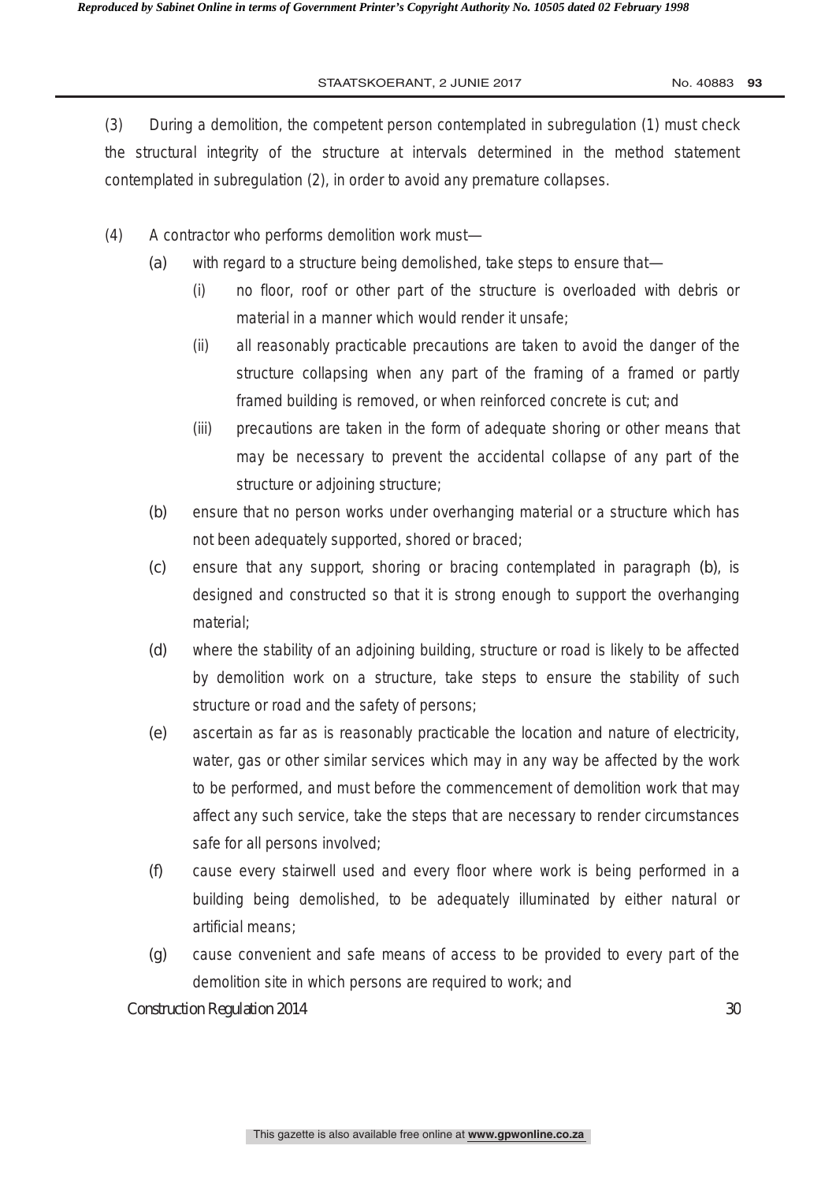(3) During a demolition, the competent person contemplated in subregulation (1) must check the structural integrity of the structure at intervals determined in the method statement contemplated in subregulation (2), in order to avoid any premature collapses.

(4) A contractor who performs demolition work must—

(a) with regard to a structure being demolished, take steps to ensure that—

(i) no floor, roof or other part of the structure is overloaded with debris or material in a manner which would render it unsafe;

(ii) all reasonably practicable precautions are taken to avoid the danger of the structure collapsing when any part of the framing of a framed or partly framed building is removed, or when reinforced concrete is cut; and

(iii) precautions are taken in the form of adequate shoring or other means that may be necessary to prevent the accidental collapse of any part of the structure or adjoining structure;

(b) ensure that no person works under overhanging material or a structure which has not been adequately supported, shored or braced;

(c) ensure that any support, shoring or bracing contemplated in paragraph (b), is designed and constructed so that it is strong enough to support the overhanging material;

(d) where the stability of an adjoining building, structure or road is likely to be affected by demolition work on a structure, take steps to ensure the stability of such structure or road and the safety of persons;

(e) ascertain as far as is reasonably practicable the location and nature of electricity, water, gas or other similar services which may in any way be affected by the work to be performed, and must before the commencement of demolition work that may affect any such service, take the steps that are necessary to render circumstances safe for all persons involved;

(f) cause every stairwell used and every floor where work is being performed in a building being demolished, to be adequately illuminated by either natural or artificial means;

(g) cause convenient and safe means of access to be provided to every part of the demolition site in which persons are required to work; and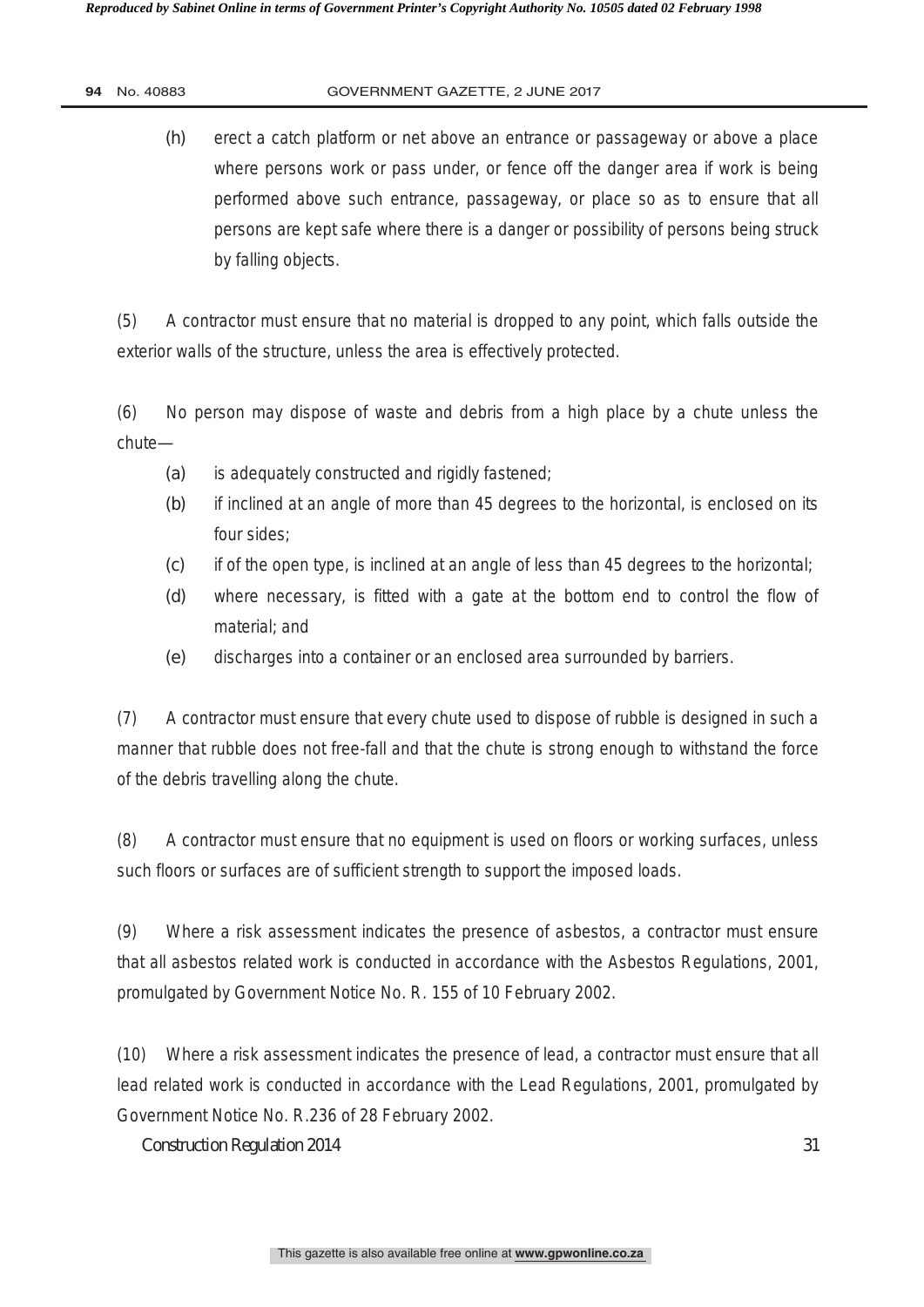(h) erect a catch platform or net above an entrance or passageway or above a place where persons work or pass under, or fence off the danger area if work is being performed above such entrance, passageway, or place so as to ensure that all persons are kept safe where there is a danger or possibility of persons being struck by falling objects.

(5) A contractor must ensure that no material is dropped to any point, which falls outside the exterior walls of the structure, unless the area is effectively protected.

(6) No person may dispose of waste and debris from a high place by a chute unless the chute—

(a) is adequately constructed and rigidly fastened;

(b) if inclined at an angle of more than 45 degrees to the horizontal, is enclosed on its four sides;

(c) if of the open type, is inclined at an angle of less than 45 degrees to the horizontal;

(d) where necessary, is fitted with a gate at the bottom end to control the flow of material; and

(e) discharges into a container or an enclosed area surrounded by barriers.

(7) A contractor must ensure that every chute used to dispose of rubble is designed in such a manner that rubble does not free-fall and that the chute is strong enough to withstand the force of the debris travelling along the chute.

(8) A contractor must ensure that no equipment is used on floors or working surfaces, unless such floors or surfaces are of sufficient strength to support the imposed loads.

(9) Where a risk assessment indicates the presence of asbestos, a contractor must ensure that all asbestos related work is conducted in accordance with the Asbestos Regulations, 2001, promulgated by Government Notice No. R. 155 of 10 February 2002.

(10) Where a risk assessment indicates the presence of lead, a contractor must ensure that all lead related work is conducted in accordance with the Lead Regulations, 2001, promulgated by Government Notice No. R.236 of 28 February 2002.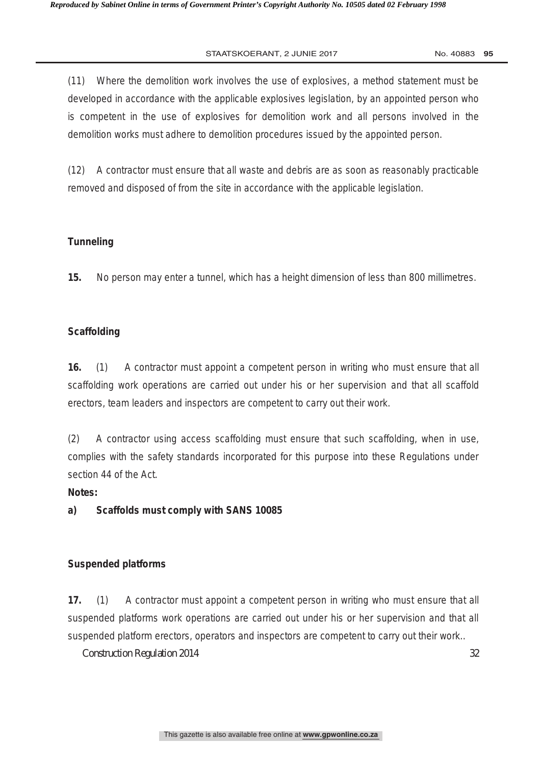(11) Where the demolition work involves the use of explosives, a method statement must be developed in accordance with the applicable explosives legislation, by an appointed person who is competent in the use of explosives for demolition work and all persons involved in the demolition works must adhere to demolition procedures issued by the appointed person.

(12) A contractor must ensure that all waste and debris are as soon as reasonably practicable removed and disposed of from the site in accordance with the applicable legislation.

**Tunneling**

**15.** No person may enter a tunnel, which has a height dimension of less than 800 millimetres.

**Scaffolding**

**16.** (1) A contractor must appoint a competent person in writing who must ensure that all scaffolding work operations are carried out under his or her supervision and that all scaffold erectors, team leaders and inspectors are competent to carry out their work.

(2) A contractor using access scaffolding must ensure that such scaffolding, when in use, complies with the safety standards incorporated for this purpose into these Regulations under section 44 of the Act.

**Notes:**

**a) Scaffolds must comply with SANS 10085**

**Suspended platforms**

**17.** (1) A contractor must appoint a competent person in writing who must ensure that all suspended platforms work operations are carried out under his or her supervision and that all suspended platform erectors, operators and inspectors are competent to carry out their work..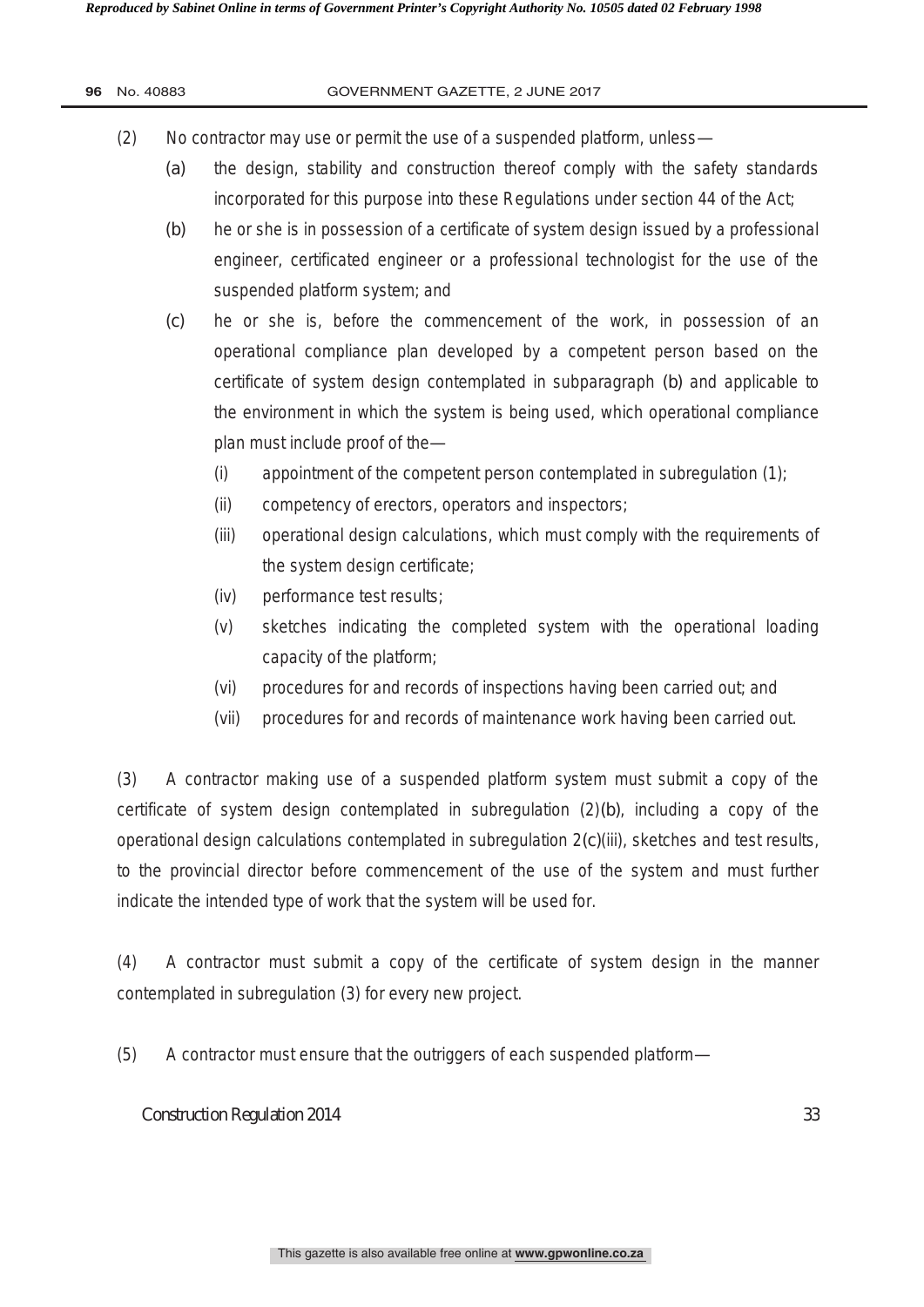(2) No contractor may use or permit the use of a suspended platform, unless—

(a) the design, stability and construction thereof comply with the safety standards incorporated for this purpose into these Regulations under section 44 of the Act;

(b) he or she is in possession of a certificate of system design issued by a professional engineer, certificated engineer or a professional technologist for the use of the suspended platform system; and

(c) he or she is, before the commencement of the work, in possession of an operational compliance plan developed by a competent person based on the certificate of system design contemplated in subparagraph (b) and applicable to the environment in which the system is being used, which operational compliance plan must include proof of the—

(i) appointment of the competent person contemplated in subregulation (1);

(ii) competency of erectors, operators and inspectors;

(iii) operational design calculations, which must comply with the requirements of the system design certificate;

(iv) performance test results;

(v) sketches indicating the completed system with the operational loading capacity of the platform;

(vi) procedures for and records of inspections having been carried out; and

(vii) procedures for and records of maintenance work having been carried out.

(3) A contractor making use of a suspended platform system must submit a copy of the certificate of system design contemplated in subregulation (2)(b), including a copy of the operational design calculations contemplated in subregulation 2(c)(iii), sketches and test results, to the provincial director before commencement of the use of the system and must further indicate the intended type of work that the system will be used for.

(4) A contractor must submit a copy of the certificate of system design in the manner contemplated in subregulation (3) for every new project.

(5) A contractor must ensure that the outriggers of each suspended platform—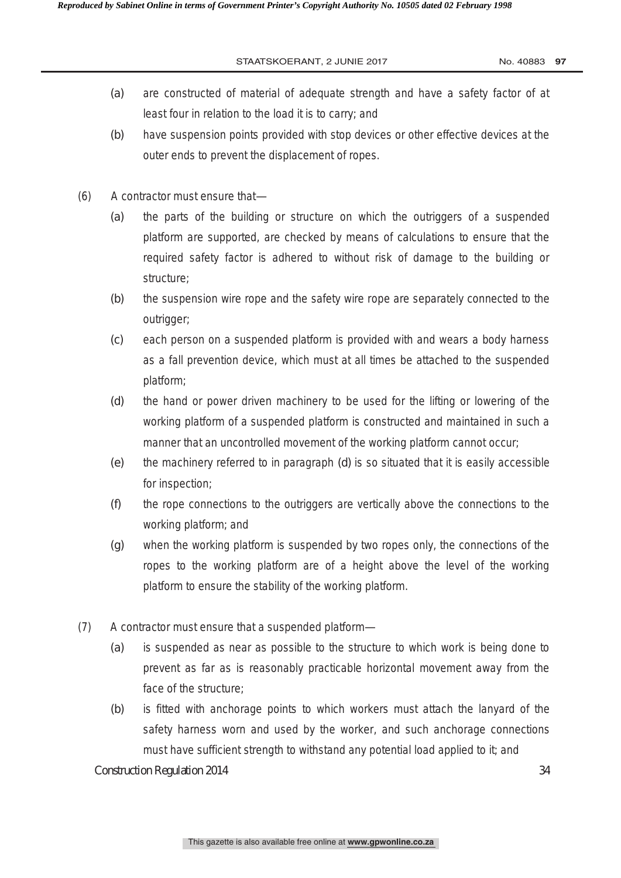(a) are constructed of material of adequate strength and have a safety factor of at least four in relation to the load it is to carry; and

(b) have suspension points provided with stop devices or other effective devices at the outer ends to prevent the displacement of ropes.

(6) A contractor must ensure that—

(a) the parts of the building or structure on which the outriggers of a suspended platform are supported, are checked by means of calculations to ensure that the required safety factor is adhered to without risk of damage to the building or structure;

(b) the suspension wire rope and the safety wire rope are separately connected to the outrigger;

(c) each person on a suspended platform is provided with and wears a body harness as a fall prevention device, which must at all times be attached to the suspended platform;

(d) the hand or power driven machinery to be used for the lifting or lowering of the working platform of a suspended platform is constructed and maintained in such a manner that an uncontrolled movement of the working platform cannot occur;

(e) the machinery referred to in paragraph (d) is so situated that it is easily accessible for inspection;

(f) the rope connections to the outriggers are vertically above the connections to the working platform; and

(g) when the working platform is suspended by two ropes only, the connections of the ropes to the working platform are of a height above the level of the working platform to ensure the stability of the working platform.

(7) A contractor must ensure that a suspended platform—

(a) is suspended as near as possible to the structure to which work is being done to prevent as far as is reasonably practicable horizontal movement away from the face of the structure;

(b) is fitted with anchorage points to which workers must attach the lanyard of the safety harness worn and used by the worker, and such anchorage connections must have sufficient strength to withstand any potential load applied to it; and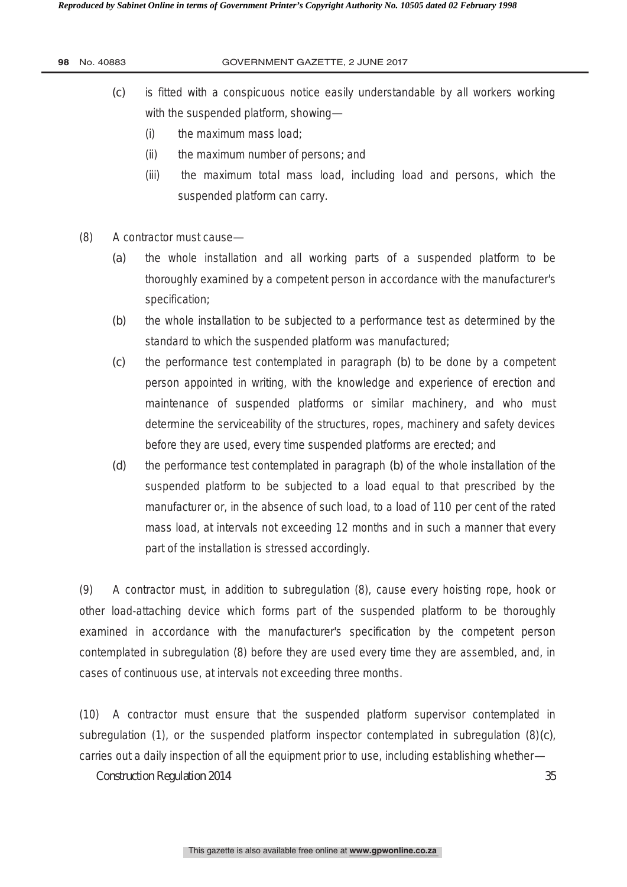(c) is fitted with a conspicuous notice easily understandable by all workers working with the suspended platform, showing—

 (i) the maximum mass load;

 (ii) the maximum number of persons; and

 (iii) the maximum total mass load, including load and persons, which the suspended platform can carry.

(8) A contractor must cause—

 (a) the whole installation and all working parts of a suspended platform to be thoroughly examined by a competent person in accordance with the manufacturer's specification;

 (b) the whole installation to be subjected to a performance test as determined by the standard to which the suspended platform was manufactured;

 (c) the performance test contemplated in paragraph (b) to be done by a competent person appointed in writing, with the knowledge and experience of erection and maintenance of suspended platforms or similar machinery, and who must determine the serviceability of the structures, ropes, machinery and safety devices before they are used, every time suspended platforms are erected; and

 (d) the performance test contemplated in paragraph (b) of the whole installation of the suspended platform to be subjected to a load equal to that prescribed by the manufacturer or, in the absence of such load, to a load of 110 per cent of the rated mass load, at intervals not exceeding 12 months and in such a manner that every part of the installation is stressed accordingly.

(9) A contractor must, in addition to subregulation (8), cause every hoisting rope, hook or other load-attaching device which forms part of the suspended platform to be thoroughly examined in accordance with the manufacturer's specification by the competent person contemplated in subregulation (8) before they are used every time they are assembled, and, in cases of continuous use, at intervals not exceeding three months.

(10) A contractor must ensure that the suspended platform supervisor contemplated in subregulation (1), or the suspended platform inspector contemplated in subregulation (8)(c), carries out a daily inspection of all the equipment prior to use, including establishing whether—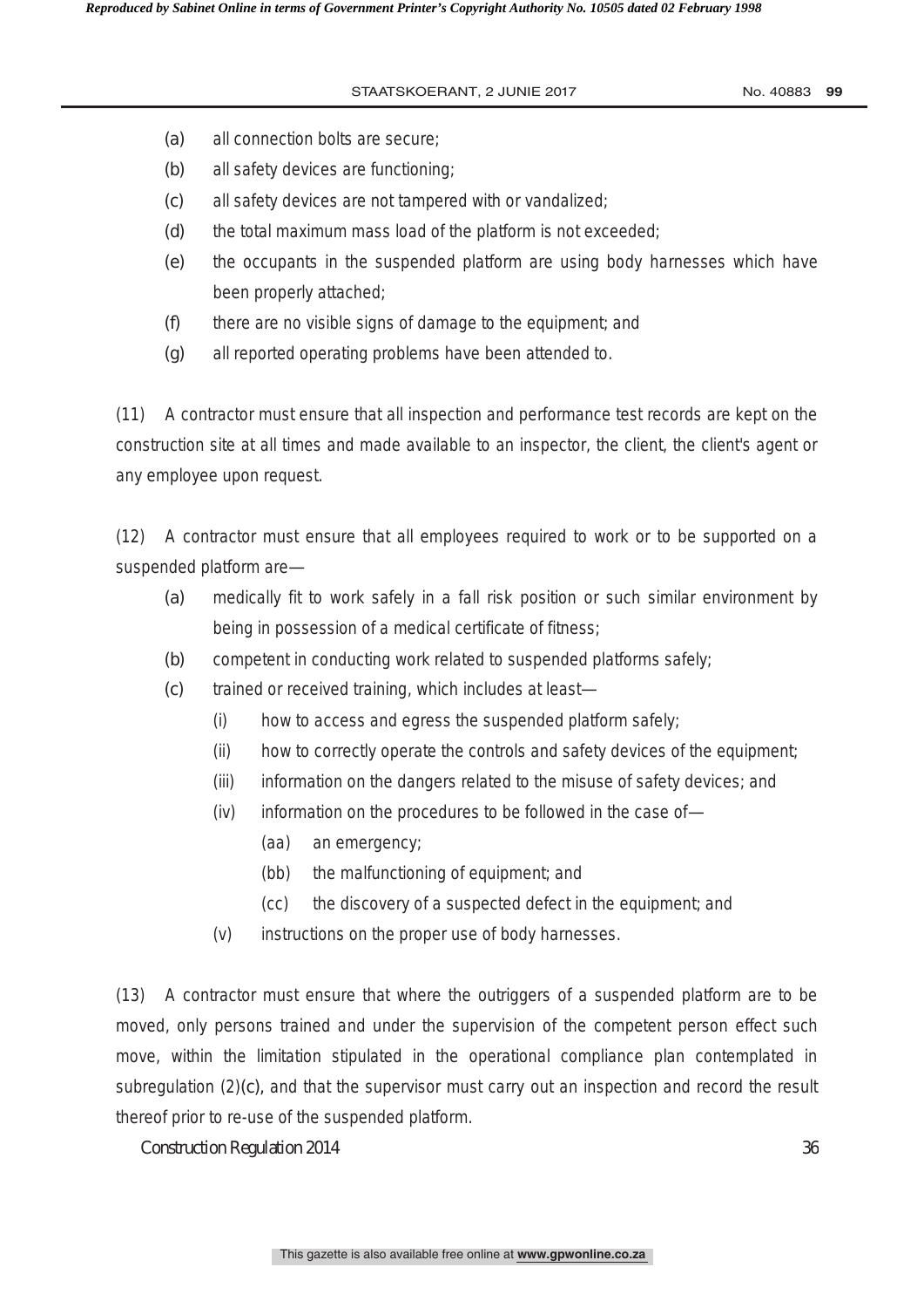(a) all connection bolts are secure;

(b) all safety devices are functioning;

(c) all safety devices are not tampered with or vandalized;

(d) the total maximum mass load of the platform is not exceeded;

(e) the occupants in the suspended platform are using body harnesses which have been properly attached;

(f) there are no visible signs of damage to the equipment; and

(g) all reported operating problems have been attended to.

(11) A contractor must ensure that all inspection and performance test records are kept on the construction site at all times and made available to an inspector, the client, the client's agent or any employee upon request.

(12) A contractor must ensure that all employees required to work or to be supported on a suspended platform are—

(a) medically fit to work safely in a fall risk position or such similar environment by being in possession of a medical certificate of fitness;

(b) competent in conducting work related to suspended platforms safely;

(c) trained or received training, which includes at least—

  (i) how to access and egress the suspended platform safely;

  (ii) how to correctly operate the controls and safety devices of the equipment;

  (iii) information on the dangers related to the misuse of safety devices; and

  (iv) information on the procedures to be followed in the case of—

    (aa) an emergency;

    (bb) the malfunctioning of equipment; and

    (cc) the discovery of a suspected defect in the equipment; and

  (v) instructions on the proper use of body harnesses.

(13) A contractor must ensure that where the outriggers of a suspended platform are to be moved, only persons trained and under the supervision of the competent person effect such move, within the limitation stipulated in the operational compliance plan contemplated in subregulation (2)(c), and that the supervisor must carry out an inspection and record the result thereof prior to re-use of the suspended platform.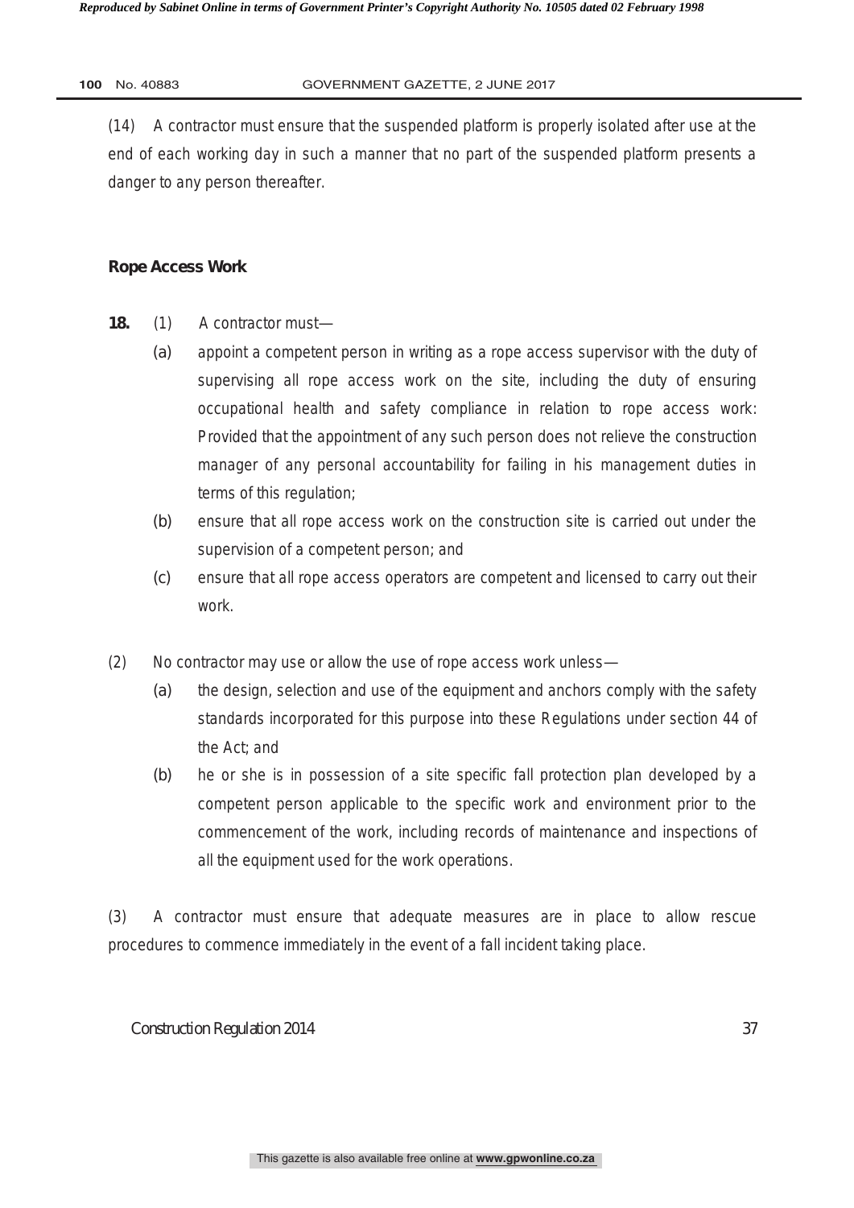(14) A contractor must ensure that the suspended platform is properly isolated after use at the end of each working day in such a manner that no part of the suspended platform presents a danger to any person thereafter.

**Rope Access Work**

**18.** (1) A contractor must—

(a) appoint a competent person in writing as a rope access supervisor with the duty of supervising all rope access work on the site, including the duty of ensuring occupational health and safety compliance in relation to rope access work: Provided that the appointment of any such person does not relieve the construction manager of any personal accountability for failing in his management duties in terms of this regulation;

(b) ensure that all rope access work on the construction site is carried out under the supervision of a competent person; and

(c) ensure that all rope access operators are competent and licensed to carry out their work.

(2) No contractor may use or allow the use of rope access work unless—

(a) the design, selection and use of the equipment and anchors comply with the safety standards incorporated for this purpose into these Regulations under section 44 of the Act; and

(b) he or she is in possession of a site specific fall protection plan developed by a competent person applicable to the specific work and environment prior to the commencement of the work, including records of maintenance and inspections of all the equipment used for the work operations.

(3) A contractor must ensure that adequate measures are in place to allow rescue procedures to commence immediately in the event of a fall incident taking place.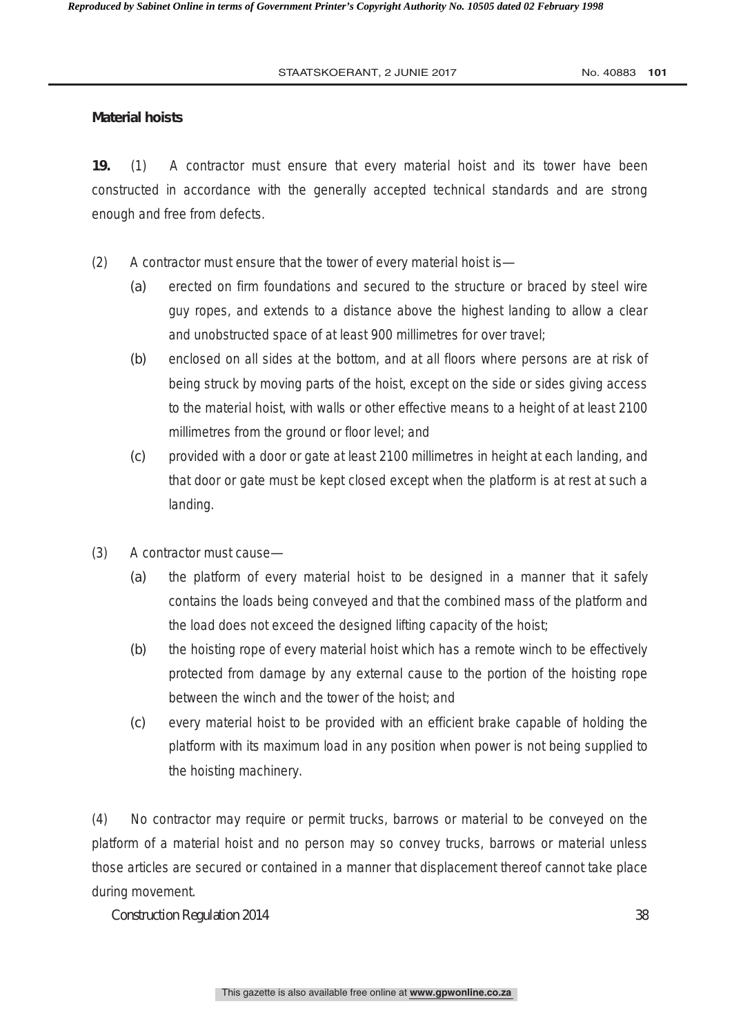**Material hoists**

**19.** (1) A contractor must ensure that every material hoist and its tower have been constructed in accordance with the generally accepted technical standards and are strong enough and free from defects.

(2) A contractor must ensure that the tower of every material hoist is—

(a) erected on firm foundations and secured to the structure or braced by steel wire guy ropes, and extends to a distance above the highest landing to allow a clear and unobstructed space of at least 900 millimetres for over travel;

(b) enclosed on all sides at the bottom, and at all floors where persons are at risk of being struck by moving parts of the hoist, except on the side or sides giving access to the material hoist, with walls or other effective means to a height of at least 2100 millimetres from the ground or floor level; and

(c) provided with a door or gate at least 2100 millimetres in height at each landing, and that door or gate must be kept closed except when the platform is at rest at such a landing.

(3) A contractor must cause—

(a) the platform of every material hoist to be designed in a manner that it safely contains the loads being conveyed and that the combined mass of the platform and the load does not exceed the designed lifting capacity of the hoist;

(b) the hoisting rope of every material hoist which has a remote winch to be effectively protected from damage by any external cause to the portion of the hoisting rope between the winch and the tower of the hoist; and

(c) every material hoist to be provided with an efficient brake capable of holding the platform with its maximum load in any position when power is not being supplied to the hoisting machinery.

(4) No contractor may require or permit trucks, barrows or material to be conveyed on the platform of a material hoist and no person may so convey trucks, barrows or material unless those articles are secured or contained in a manner that displacement thereof cannot take place during movement.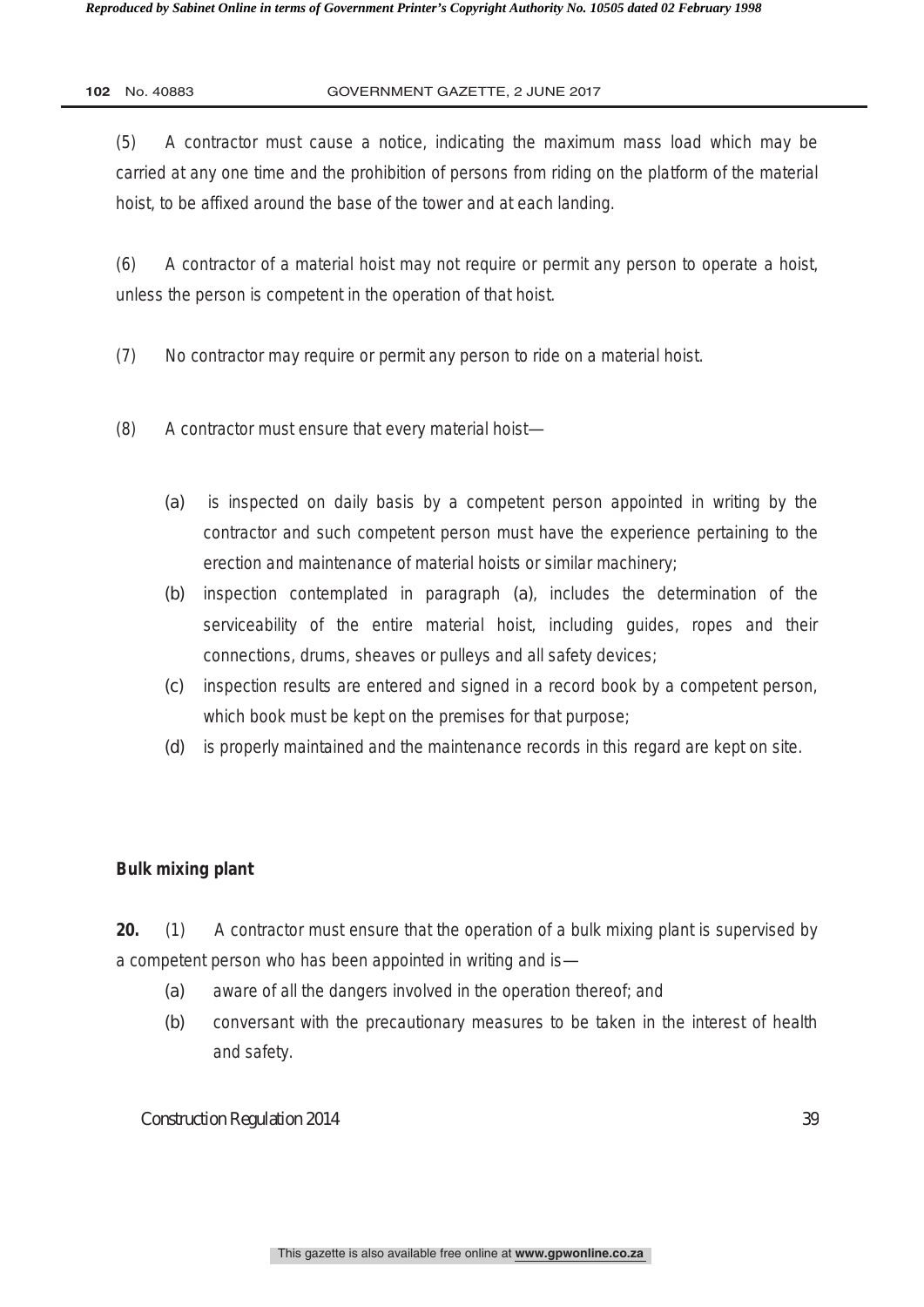(5) A contractor must cause a notice, indicating the maximum mass load which may be carried at any one time and the prohibition of persons from riding on the platform of the material hoist, to be affixed around the base of the tower and at each landing.

(6) A contractor of a material hoist may not require or permit any person to operate a hoist, unless the person is competent in the operation of that hoist.

(7) No contractor may require or permit any person to ride on a material hoist.

(8) A contractor must ensure that every material hoist—

(a) is inspected on daily basis by a competent person appointed in writing by the contractor and such competent person must have the experience pertaining to the erection and maintenance of material hoists or similar machinery;

(b) inspection contemplated in paragraph (a), includes the determination of the serviceability of the entire material hoist, including guides, ropes and their connections, drums, sheaves or pulleys and all safety devices;

(c) inspection results are entered and signed in a record book by a competent person, which book must be kept on the premises for that purpose;

(d) is properly maintained and the maintenance records in this regard are kept on site.

**Bulk mixing plant**

**20.** (1) A contractor must ensure that the operation of a bulk mixing plant is supervised by a competent person who has been appointed in writing and is—

(a) aware of all the dangers involved in the operation thereof; and

(b) conversant with the precautionary measures to be taken in the interest of health and safety.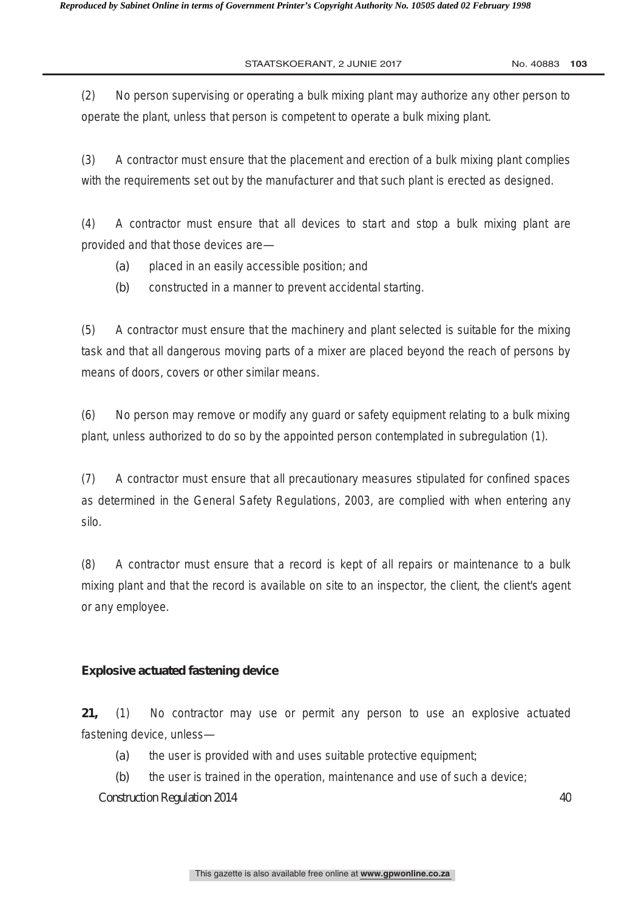(2) No person supervising or operating a bulk mixing plant may authorize any other person to operate the plant, unless that person is competent to operate a bulk mixing plant.

(3) A contractor must ensure that the placement and erection of a bulk mixing plant complies with the requirements set out by the manufacturer and that such plant is erected as designed.

(4) A contractor must ensure that all devices to start and stop a bulk mixing plant are provided and that those devices are—

- (a) placed in an easily accessible position; and
- (b) constructed in a manner to prevent accidental starting.

(5) A contractor must ensure that the machinery and plant selected is suitable for the mixing task and that all dangerous moving parts of a mixer are placed beyond the reach of persons by means of doors, covers or other similar means.

(6) No person may remove or modify any guard or safety equipment relating to a bulk mixing plant, unless authorized to do so by the appointed person contemplated in subregulation (1).

(7) A contractor must ensure that all precautionary measures stipulated for confined spaces as determined in the General Safety Regulations, 2003, are complied with when entering any silo.

(8) A contractor must ensure that a record is kept of all repairs or maintenance to a bulk mixing plant and that the record is available on site to an inspector, the client, the client's agent or any employee.

**Explosive actuated fastening device**

**21,** (1) No contractor may use or permit any person to use an explosive actuated fastening device, unless—

- (a) the user is provided with and uses suitable protective equipment;
- (b) the user is trained in the operation, maintenance and use of such a device;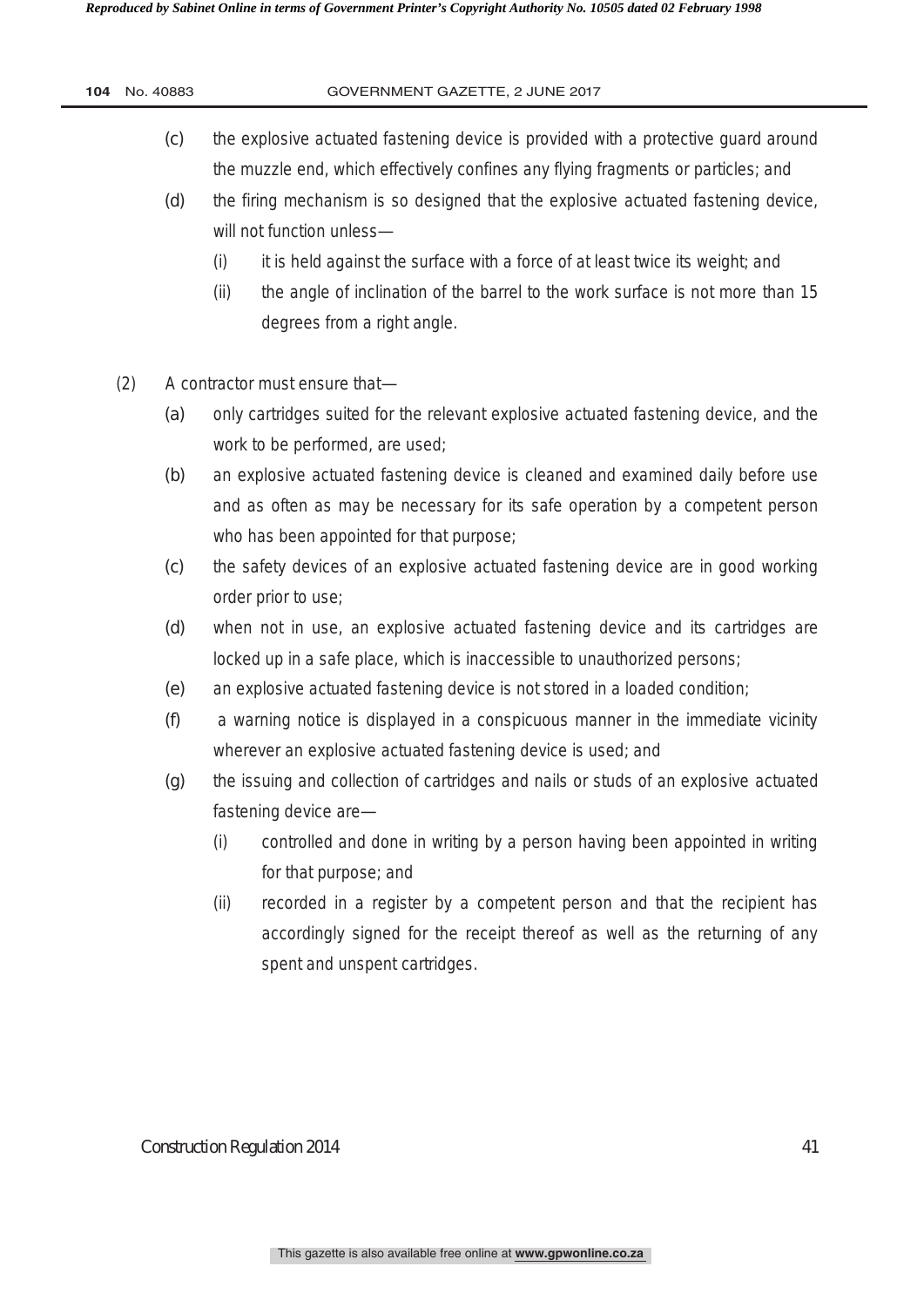(c) the explosive actuated fastening device is provided with a protective guard around the muzzle end, which effectively confines any flying fragments or particles; and

(d) the firing mechanism is so designed that the explosive actuated fastening device, will not function unless—

  (i) it is held against the surface with a force of at least twice its weight; and

  (ii) the angle of inclination of the barrel to the work surface is not more than 15 degrees from a right angle.

(2) A contractor must ensure that—

(a) only cartridges suited for the relevant explosive actuated fastening device, and the work to be performed, are used;

(b) an explosive actuated fastening device is cleaned and examined daily before use and as often as may be necessary for its safe operation by a competent person who has been appointed for that purpose;

(c) the safety devices of an explosive actuated fastening device are in good working order prior to use;

(d) when not in use, an explosive actuated fastening device and its cartridges are locked up in a safe place, which is inaccessible to unauthorized persons;

(e) an explosive actuated fastening device is not stored in a loaded condition;

(f) a warning notice is displayed in a conspicuous manner in the immediate vicinity wherever an explosive actuated fastening device is used; and

(g) the issuing and collection of cartridges and nails or studs of an explosive actuated fastening device are—

  (i) controlled and done in writing by a person having been appointed in writing for that purpose; and

  (ii) recorded in a register by a competent person and that the recipient has accordingly signed for the receipt thereof as well as the returning of any spent and unspent cartridges.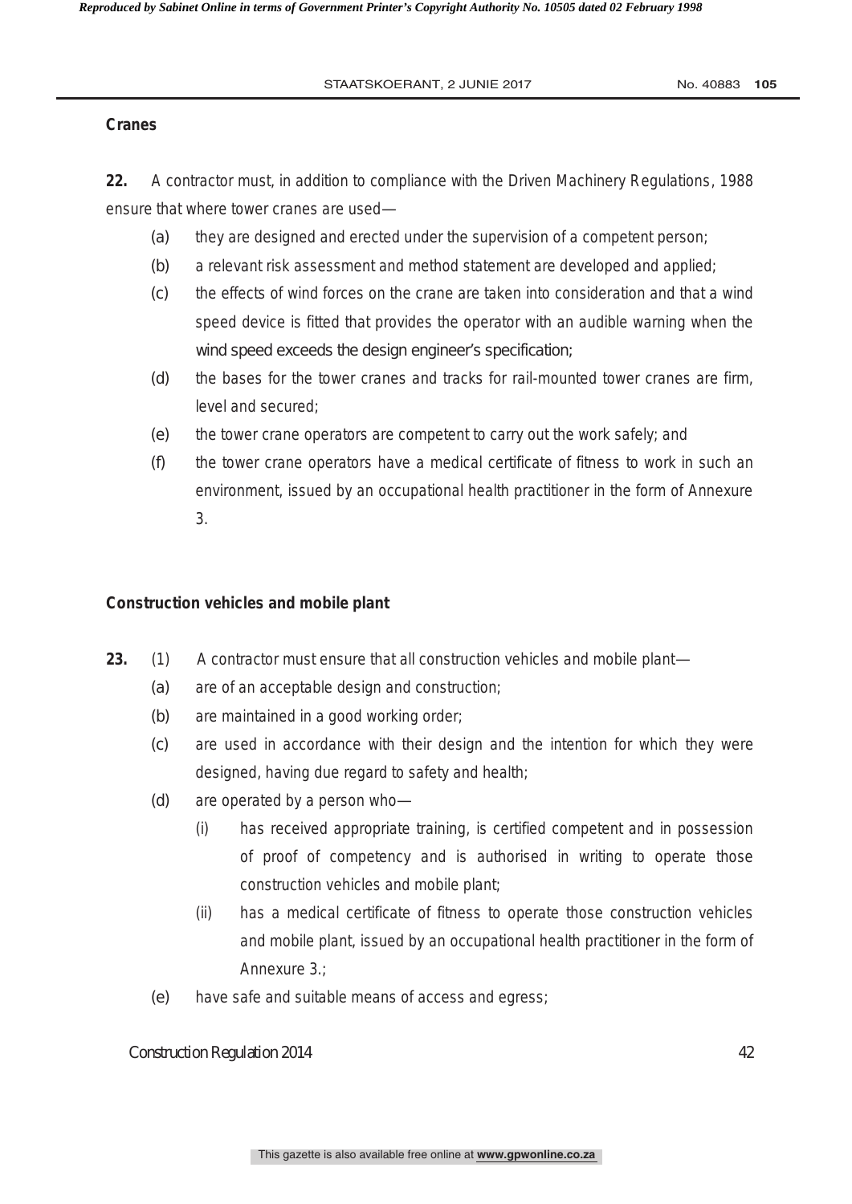**Cranes**

**22.** A contractor must, in addition to compliance with the Driven Machinery Regulations, 1988 ensure that where tower cranes are used—

(a) they are designed and erected under the supervision of a competent person;

(b) a relevant risk assessment and method statement are developed and applied;

(c) the effects of wind forces on the crane are taken into consideration and that a wind speed device is fitted that provides the operator with an audible warning when the wind speed exceeds the design engineer's specification;

(d) the bases for the tower cranes and tracks for rail-mounted tower cranes are firm, level and secured;

(e) the tower crane operators are competent to carry out the work safely; and

(f) the tower crane operators have a medical certificate of fitness to work in such an environment, issued by an occupational health practitioner in the form of Annexure 3.

**Construction vehicles and mobile plant**

**23.** (1) A contractor must ensure that all construction vehicles and mobile plant—

(a) are of an acceptable design and construction;

(b) are maintained in a good working order;

(c) are used in accordance with their design and the intention for which they were designed, having due regard to safety and health;

(d) are operated by a person who—

(i) has received appropriate training, is certified competent and in possession of proof of competency and is authorised in writing to operate those construction vehicles and mobile plant;

(ii) has a medical certificate of fitness to operate those construction vehicles and mobile plant, issued by an occupational health practitioner in the form of Annexure 3.;

(e) have safe and suitable means of access and egress;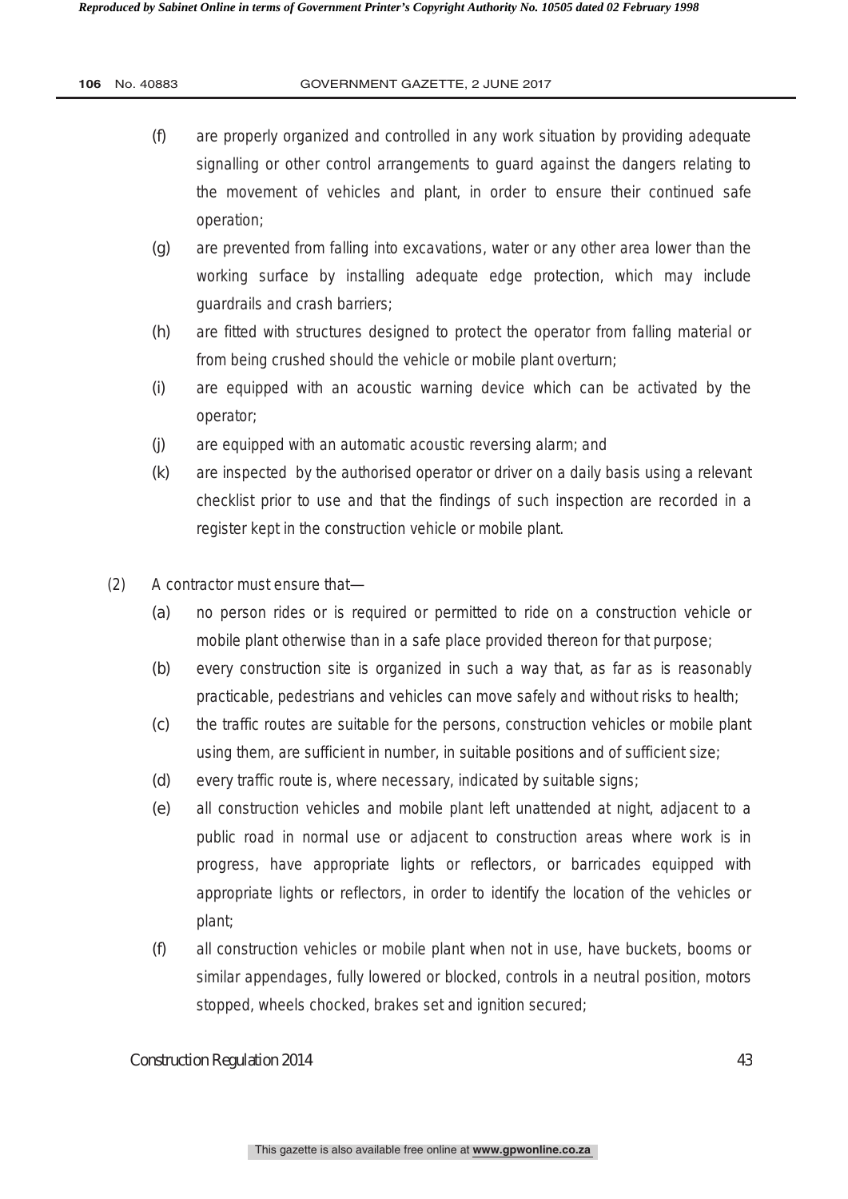(f) are properly organized and controlled in any work situation by providing adequate signalling or other control arrangements to guard against the dangers relating to the movement of vehicles and plant, in order to ensure their continued safe operation;

(g) are prevented from falling into excavations, water or any other area lower than the working surface by installing adequate edge protection, which may include guardrails and crash barriers;

(h) are fitted with structures designed to protect the operator from falling material or from being crushed should the vehicle or mobile plant overturn;

(i) are equipped with an acoustic warning device which can be activated by the operator;

(j) are equipped with an automatic acoustic reversing alarm; and

(k) are inspected by the authorised operator or driver on a daily basis using a relevant checklist prior to use and that the findings of such inspection are recorded in a register kept in the construction vehicle or mobile plant.

(2) A contractor must ensure that—

(a) no person rides or is required or permitted to ride on a construction vehicle or mobile plant otherwise than in a safe place provided thereon for that purpose;

(b) every construction site is organized in such a way that, as far as is reasonably practicable, pedestrians and vehicles can move safely and without risks to health;

(c) the traffic routes are suitable for the persons, construction vehicles or mobile plant using them, are sufficient in number, in suitable positions and of sufficient size;

(d) every traffic route is, where necessary, indicated by suitable signs;

(e) all construction vehicles and mobile plant left unattended at night, adjacent to a public road in normal use or adjacent to construction areas where work is in progress, have appropriate lights or reflectors, or barricades equipped with appropriate lights or reflectors, in order to identify the location of the vehicles or plant;

(f) all construction vehicles or mobile plant when not in use, have buckets, booms or similar appendages, fully lowered or blocked, controls in a neutral position, motors stopped, wheels chocked, brakes set and ignition secured;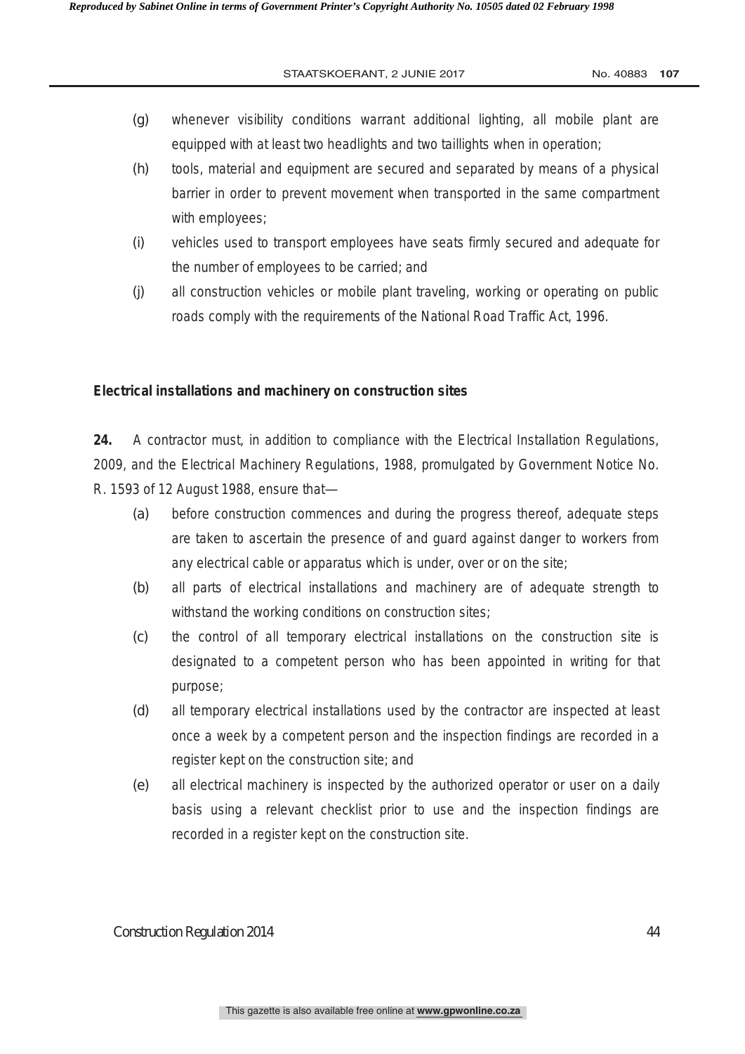(g) whenever visibility conditions warrant additional lighting, all mobile plant are equipped with at least two headlights and two taillights when in operation;

(h) tools, material and equipment are secured and separated by means of a physical barrier in order to prevent movement when transported in the same compartment with employees;

(i) vehicles used to transport employees have seats firmly secured and adequate for the number of employees to be carried; and

(j) all construction vehicles or mobile plant traveling, working or operating on public roads comply with the requirements of the National Road Traffic Act, 1996.

**Electrical installations and machinery on construction sites**

**24.** A contractor must, in addition to compliance with the Electrical Installation Regulations, 2009, and the Electrical Machinery Regulations, 1988, promulgated by Government Notice No. R. 1593 of 12 August 1988, ensure that—

(a) before construction commences and during the progress thereof, adequate steps are taken to ascertain the presence of and guard against danger to workers from any electrical cable or apparatus which is under, over or on the site;

(b) all parts of electrical installations and machinery are of adequate strength to withstand the working conditions on construction sites;

(c) the control of all temporary electrical installations on the construction site is designated to a competent person who has been appointed in writing for that purpose;

(d) all temporary electrical installations used by the contractor are inspected at least once a week by a competent person and the inspection findings are recorded in a register kept on the construction site; and

(e) all electrical machinery is inspected by the authorized operator or user on a daily basis using a relevant checklist prior to use and the inspection findings are recorded in a register kept on the construction site.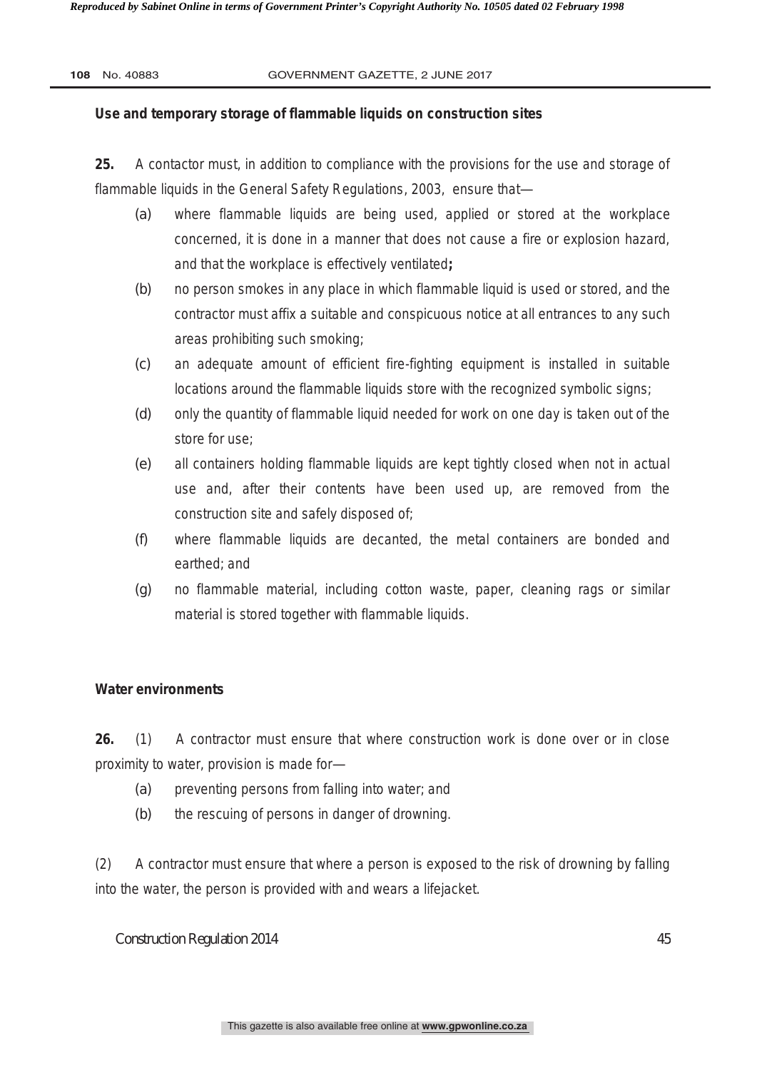**Use and temporary storage of flammable liquids on construction sites**

**25.** A contactor must, in addition to compliance with the provisions for the use and storage of flammable liquids in the General Safety Regulations, 2003, ensure that—

(a) where flammable liquids are being used, applied or stored at the workplace concerned, it is done in a manner that does not cause a fire or explosion hazard, and that the workplace is effectively ventilated**;**

(b) no person smokes in any place in which flammable liquid is used or stored, and the contractor must affix a suitable and conspicuous notice at all entrances to any such areas prohibiting such smoking;

(c) an adequate amount of efficient fire-fighting equipment is installed in suitable locations around the flammable liquids store with the recognized symbolic signs;

(d) only the quantity of flammable liquid needed for work on one day is taken out of the store for use;

(e) all containers holding flammable liquids are kept tightly closed when not in actual use and, after their contents have been used up, are removed from the construction site and safely disposed of;

(f) where flammable liquids are decanted, the metal containers are bonded and earthed; and

(g) no flammable material, including cotton waste, paper, cleaning rags or similar material is stored together with flammable liquids.

**Water environments**

**26.** (1) A contractor must ensure that where construction work is done over or in close proximity to water, provision is made for—

(a) preventing persons from falling into water; and

(b) the rescuing of persons in danger of drowning.

(2) A contractor must ensure that where a person is exposed to the risk of drowning by falling into the water, the person is provided with and wears a lifejacket.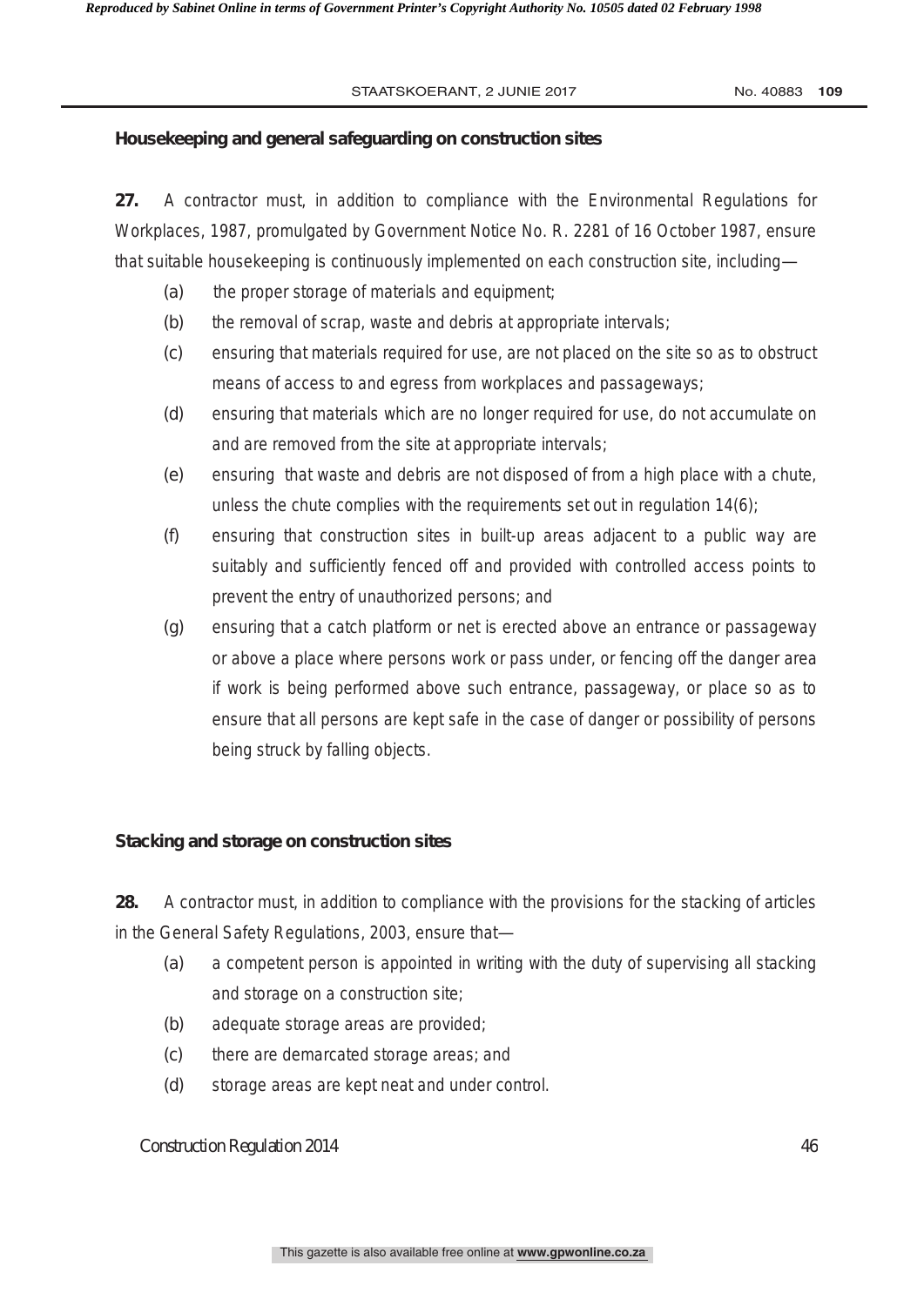**Housekeeping and general safeguarding on construction sites**

**27.** A contractor must, in addition to compliance with the Environmental Regulations for Workplaces, 1987, promulgated by Government Notice No. R. 2281 of 16 October 1987, ensure that suitable housekeeping is continuously implemented on each construction site, including—

(a) the proper storage of materials and equipment;

(b) the removal of scrap, waste and debris at appropriate intervals;

(c) ensuring that materials required for use, are not placed on the site so as to obstruct means of access to and egress from workplaces and passageways;

(d) ensuring that materials which are no longer required for use, do not accumulate on and are removed from the site at appropriate intervals;

(e) ensuring that waste and debris are not disposed of from a high place with a chute, unless the chute complies with the requirements set out in regulation 14(6);

(f) ensuring that construction sites in built-up areas adjacent to a public way are suitably and sufficiently fenced off and provided with controlled access points to prevent the entry of unauthorized persons; and

(g) ensuring that a catch platform or net is erected above an entrance or passageway or above a place where persons work or pass under, or fencing off the danger area if work is being performed above such entrance, passageway, or place so as to ensure that all persons are kept safe in the case of danger or possibility of persons being struck by falling objects.

**Stacking and storage on construction sites**

**28.** A contractor must, in addition to compliance with the provisions for the stacking of articles in the General Safety Regulations, 2003, ensure that—

(a) a competent person is appointed in writing with the duty of supervising all stacking and storage on a construction site;

(b) adequate storage areas are provided;

(c) there are demarcated storage areas; and

(d) storage areas are kept neat and under control.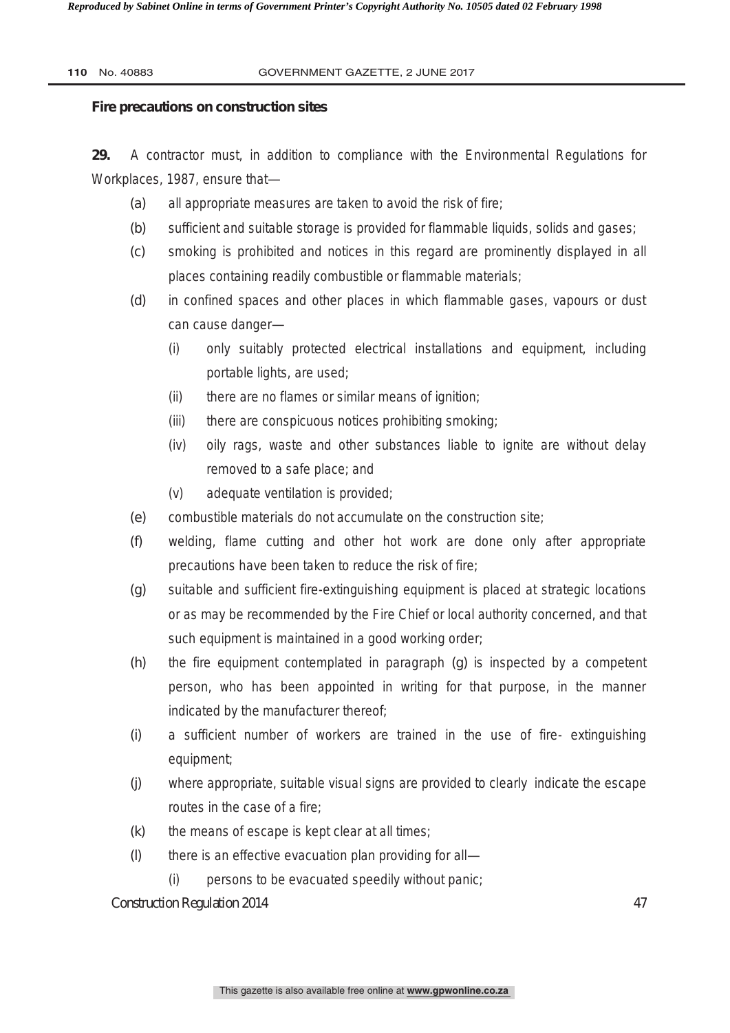**Fire precautions on construction sites**

**29.** A contractor must, in addition to compliance with the Environmental Regulations for Workplaces, 1987, ensure that—

(a) all appropriate measures are taken to avoid the risk of fire;

(b) sufficient and suitable storage is provided for flammable liquids, solids and gases;

(c) smoking is prohibited and notices in this regard are prominently displayed in all places containing readily combustible or flammable materials;

(d) in confined spaces and other places in which flammable gases, vapours or dust can cause danger—

  (i) only suitably protected electrical installations and equipment, including portable lights, are used;

  (ii) there are no flames or similar means of ignition;

  (iii) there are conspicuous notices prohibiting smoking;

  (iv) oily rags, waste and other substances liable to ignite are without delay removed to a safe place; and

  (v) adequate ventilation is provided;

(e) combustible materials do not accumulate on the construction site;

(f) welding, flame cutting and other hot work are done only after appropriate precautions have been taken to reduce the risk of fire;

(g) suitable and sufficient fire-extinguishing equipment is placed at strategic locations or as may be recommended by the Fire Chief or local authority concerned, and that such equipment is maintained in a good working order;

(h) the fire equipment contemplated in paragraph (g) is inspected by a competent person, who has been appointed in writing for that purpose, in the manner indicated by the manufacturer thereof;

(i) a sufficient number of workers are trained in the use of fire- extinguishing equipment;

(j) where appropriate, suitable visual signs are provided to clearly indicate the escape routes in the case of a fire;

(k) the means of escape is kept clear at all times;

(l) there is an effective evacuation plan providing for all—

  (i) persons to be evacuated speedily without panic;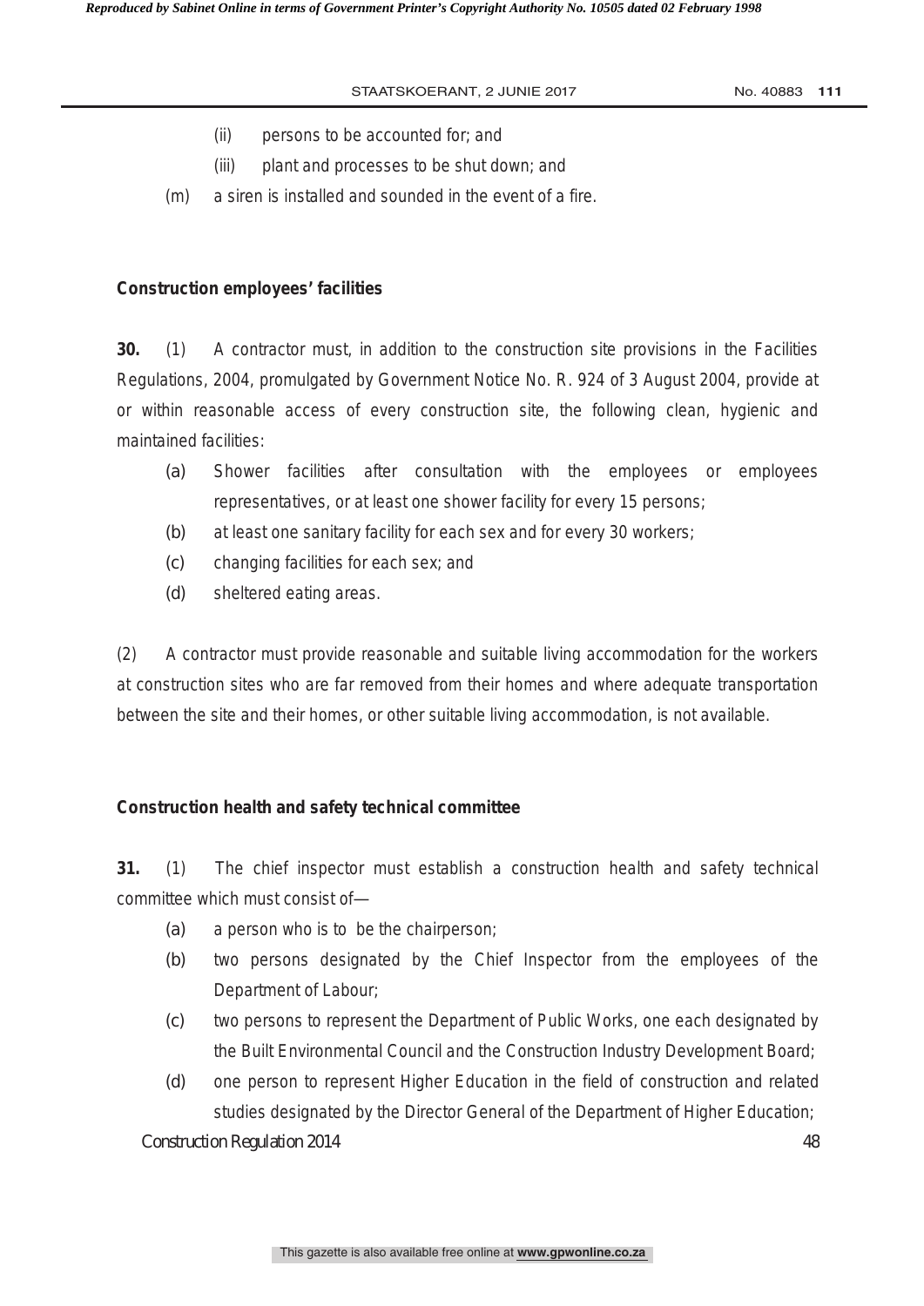(ii) persons to be accounted for; and

(iii) plant and processes to be shut down; and

(m) a siren is installed and sounded in the event of a fire.

**Construction employees' facilities**

**30.** (1) A contractor must, in addition to the construction site provisions in the Facilities Regulations, 2004, promulgated by Government Notice No. R. 924 of 3 August 2004, provide at or within reasonable access of every construction site, the following clean, hygienic and maintained facilities:

(a) Shower facilities after consultation with the employees or employees representatives, or at least one shower facility for every 15 persons;

(b) at least one sanitary facility for each sex and for every 30 workers;

(c) changing facilities for each sex; and

(d) sheltered eating areas.

(2) A contractor must provide reasonable and suitable living accommodation for the workers at construction sites who are far removed from their homes and where adequate transportation between the site and their homes, or other suitable living accommodation, is not available.

**Construction health and safety technical committee**

**31.** (1) The chief inspector must establish a construction health and safety technical committee which must consist of—

(a) a person who is to be the chairperson;

(b) two persons designated by the Chief Inspector from the employees of the Department of Labour;

(c) two persons to represent the Department of Public Works, one each designated by the Built Environmental Council and the Construction Industry Development Board;

(d) one person to represent Higher Education in the field of construction and related studies designated by the Director General of the Department of Higher Education;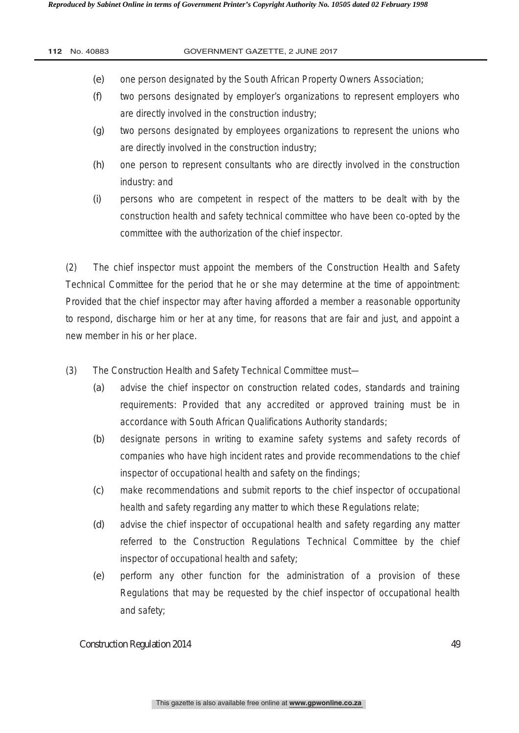(e) one person designated by the South African Property Owners Association;

(f) two persons designated by employer's organizations to represent employers who are directly involved in the construction industry;

(g) two persons designated by employees organizations to represent the unions who are directly involved in the construction industry;

(h) one person to represent consultants who are directly involved in the construction industry: and

(i) persons who are competent in respect of the matters to be dealt with by the construction health and safety technical committee who have been co-opted by the committee with the authorization of the chief inspector.

(2) The chief inspector must appoint the members of the Construction Health and Safety Technical Committee for the period that he or she may determine at the time of appointment: Provided that the chief inspector may after having afforded a member a reasonable opportunity to respond, discharge him or her at any time, for reasons that are fair and just, and appoint a new member in his or her place.

(3) The Construction Health and Safety Technical Committee must—

(a) advise the chief inspector on construction related codes, standards and training requirements: Provided that any accredited or approved training must be in accordance with South African Qualifications Authority standards;

(b) designate persons in writing to examine safety systems and safety records of companies who have high incident rates and provide recommendations to the chief inspector of occupational health and safety on the findings;

(c) make recommendations and submit reports to the chief inspector of occupational health and safety regarding any matter to which these Regulations relate;

(d) advise the chief inspector of occupational health and safety regarding any matter referred to the Construction Regulations Technical Committee by the chief inspector of occupational health and safety;

(e) perform any other function for the administration of a provision of these Regulations that may be requested by the chief inspector of occupational health and safety;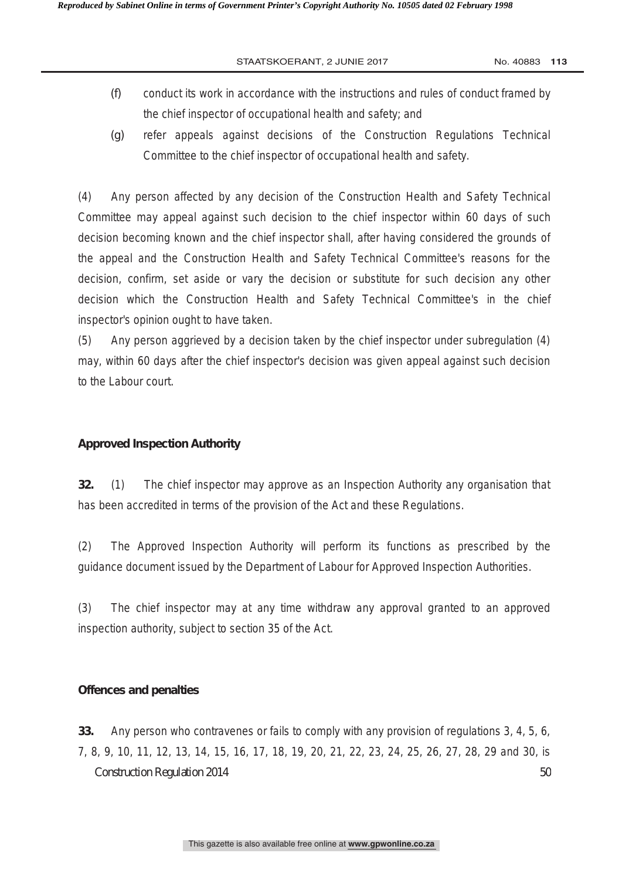(f) conduct its work in accordance with the instructions and rules of conduct framed by the chief inspector of occupational health and safety; and

(g) refer appeals against decisions of the Construction Regulations Technical Committee to the chief inspector of occupational health and safety.

(4) Any person affected by any decision of the Construction Health and Safety Technical Committee may appeal against such decision to the chief inspector within 60 days of such decision becoming known and the chief inspector shall, after having considered the grounds of the appeal and the Construction Health and Safety Technical Committee's reasons for the decision, confirm, set aside or vary the decision or substitute for such decision any other decision which the Construction Health and Safety Technical Committee's in the chief inspector's opinion ought to have taken.

(5) Any person aggrieved by a decision taken by the chief inspector under subregulation (4) may, within 60 days after the chief inspector's decision was given appeal against such decision to the Labour court.

**Approved Inspection Authority**

**32.** (1) The chief inspector may approve as an Inspection Authority any organisation that has been accredited in terms of the provision of the Act and these Regulations.

(2) The Approved Inspection Authority will perform its functions as prescribed by the guidance document issued by the Department of Labour for Approved Inspection Authorities.

(3) The chief inspector may at any time withdraw any approval granted to an approved inspection authority, subject to section 35 of the Act.

**Offences and penalties**

**33.** Any person who contravenes or fails to comply with any provision of regulations 3, 4, 5, 6, 7, 8, 9, 10, 11, 12, 13, 14, 15, 16, 17, 18, 19, 20, 21, 22, 23, 24, 25, 26, 27, 28, 29 and 30, is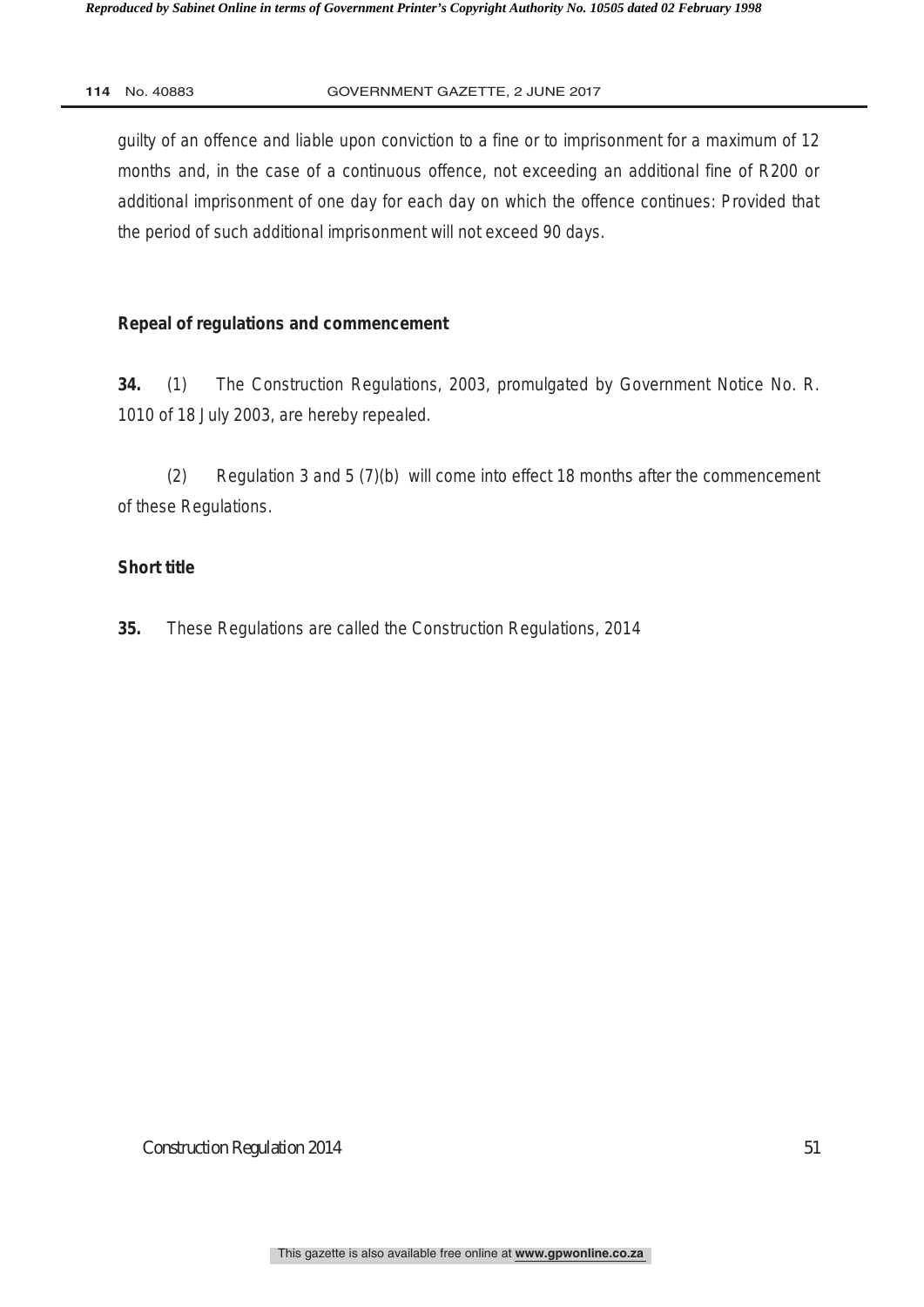guilty of an offence and liable upon conviction to a fine or to imprisonment for a maximum of 12 months and, in the case of a continuous offence, not exceeding an additional fine of R200 or additional imprisonment of one day for each day on which the offence continues: Provided that the period of such additional imprisonment will not exceed 90 days.

**Repeal of regulations and commencement**

**34.** (1) The Construction Regulations, 2003, promulgated by Government Notice No. R. 1010 of 18 July 2003, are hereby repealed.

(2) Regulation 3 and 5 (7)(b) will come into effect 18 months after the commencement of these Regulations.

**Short title**

**35.** These Regulations are called the Construction Regulations, 2014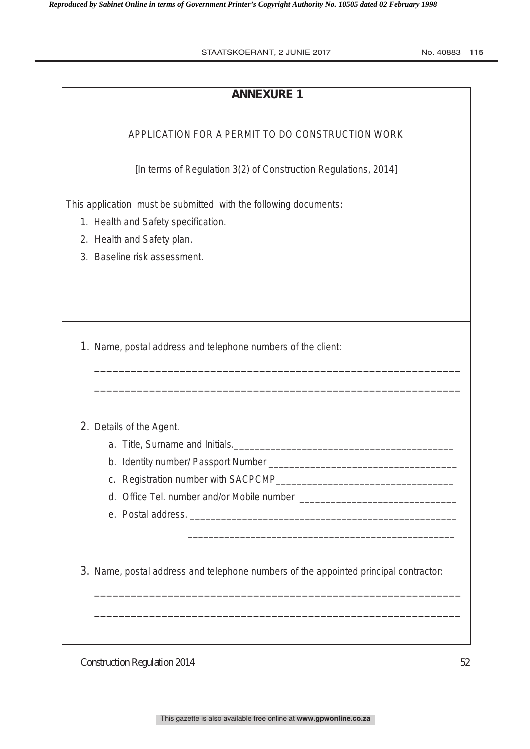# ANNEXURE 1

APPLICATION FOR A PERMIT TO DO CONSTRUCTION WORK

[In terms of Regulation 3(2) of Construction Regulations, 2014]

This application must be submitted with the following documents:

1. Health and Safety specification.
2. Health and Safety plan.
3. Baseline risk assessment.

1. Name, postal address and telephone numbers of the client:

____________________________________________________________

____________________________________________________________

2. Details of the Agent.
   a. Title, Surname and Initials.________________________________________
   b. Identity number/ Passport Number ___________________________________
   c. Registration number with SACPCMP_________________________________
   d. Office Tel. number and/or Mobile number ______________________________
   e. Postal address. ________________________________________________

      ________________________________________________

3. Name, postal address and telephone numbers of the appointed principal contractor:

____________________________________________________________

____________________________________________________________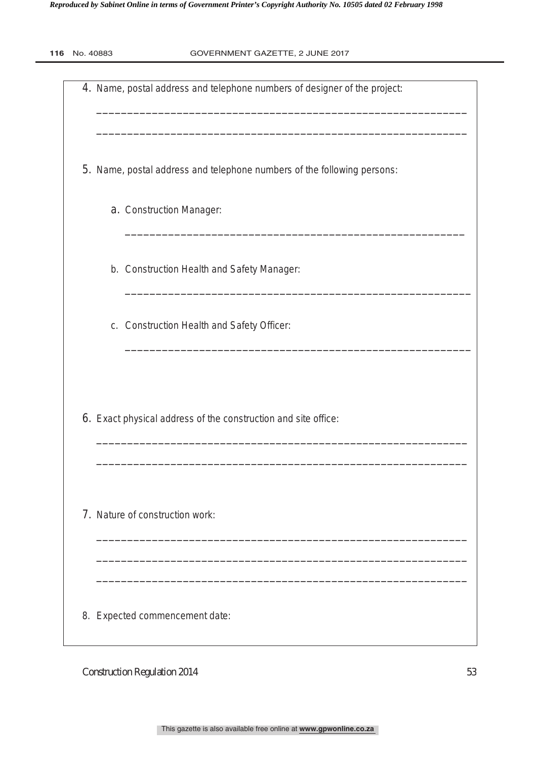4. Name, postal address and telephone numbers of designer of the project:

_______________________________________________________________

_______________________________________________________________

5. Name, postal address and telephone numbers of the following persons:

   a. Construction Manager:

   _______________________________________________________

   b. Construction Health and Safety Manager:

   _______________________________________________________

   c. Construction Health and Safety Officer:

   _______________________________________________________

6. Exact physical address of the construction and site office:

_______________________________________________________________

_______________________________________________________________

7. Nature of construction work:

_______________________________________________________________

_______________________________________________________________

_______________________________________________________________

8. Expected commencement date: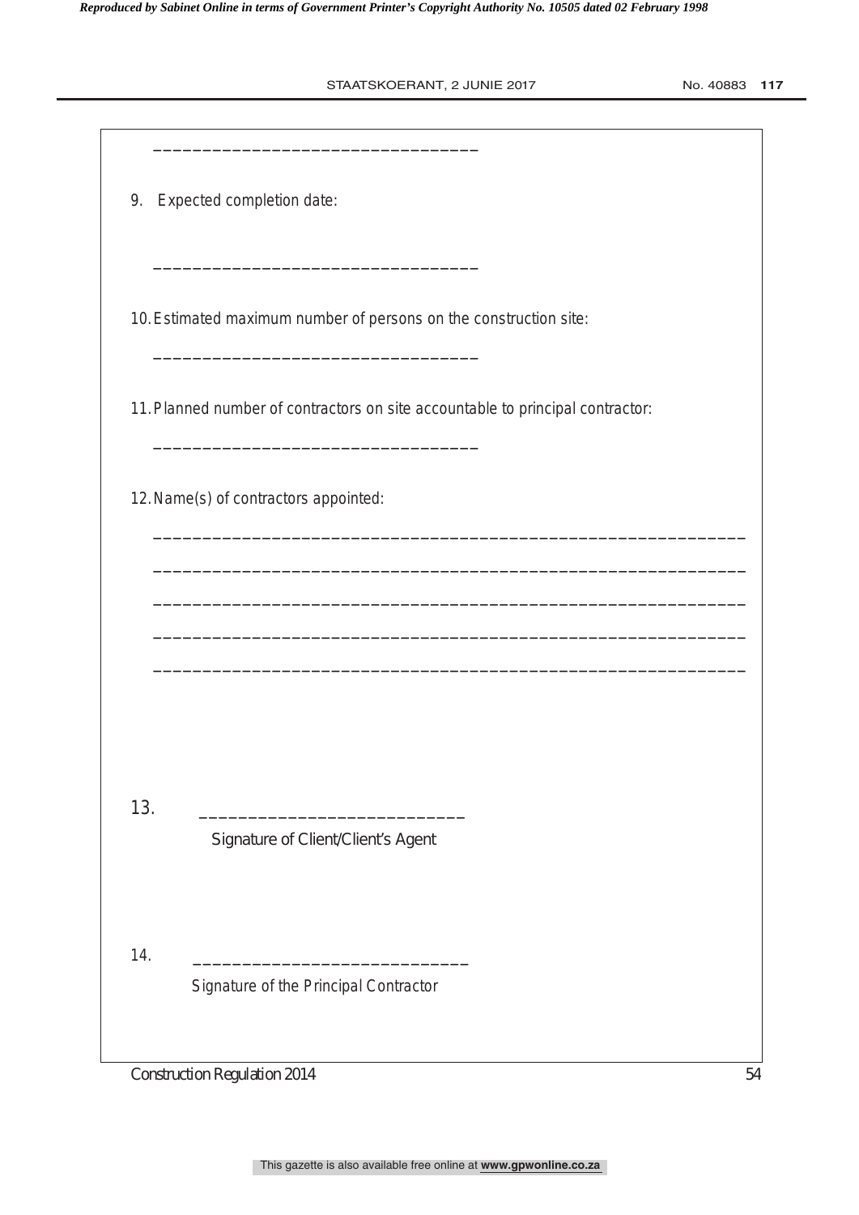\_\_\_\_\_\_\_\_\_\_\_\_\_\_\_\_\_\_\_\_\_\_\_\_\_\_\_\_\_\_\_\_\_\_

9. Expected completion date:

\_\_\_\_\_\_\_\_\_\_\_\_\_\_\_\_\_\_\_\_\_\_\_\_\_\_\_\_\_\_\_\_\_\_

10. Estimated maximum number of persons on the construction site:

\_\_\_\_\_\_\_\_\_\_\_\_\_\_\_\_\_\_\_\_\_\_\_\_\_\_\_\_\_\_\_\_\_\_

11. Planned number of contractors on site accountable to principal contractor:

\_\_\_\_\_\_\_\_\_\_\_\_\_\_\_\_\_\_\_\_\_\_\_\_\_\_\_\_\_\_\_\_\_\_

12. Name(s) of contractors appointed:

\_\_\_\_\_\_\_\_\_\_\_\_\_\_\_\_\_\_\_\_\_\_\_\_\_\_\_\_\_\_\_\_\_\_\_\_\_\_\_\_\_\_\_\_\_\_\_\_\_\_\_\_\_\_\_\_\_\_\_\_

\_\_\_\_\_\_\_\_\_\_\_\_\_\_\_\_\_\_\_\_\_\_\_\_\_\_\_\_\_\_\_\_\_\_\_\_\_\_\_\_\_\_\_\_\_\_\_\_\_\_\_\_\_\_\_\_\_\_\_\_

\_\_\_\_\_\_\_\_\_\_\_\_\_\_\_\_\_\_\_\_\_\_\_\_\_\_\_\_\_\_\_\_\_\_\_\_\_\_\_\_\_\_\_\_\_\_\_\_\_\_\_\_\_\_\_\_\_\_\_\_

\_\_\_\_\_\_\_\_\_\_\_\_\_\_\_\_\_\_\_\_\_\_\_\_\_\_\_\_\_\_\_\_\_\_\_\_\_\_\_\_\_\_\_\_\_\_\_\_\_\_\_\_\_\_\_\_\_\_\_\_

\_\_\_\_\_\_\_\_\_\_\_\_\_\_\_\_\_\_\_\_\_\_\_\_\_\_\_\_\_\_\_\_\_\_\_\_\_\_\_\_\_\_\_\_\_\_\_\_\_\_\_\_\_\_\_\_\_\_\_\_

13. \_\_\_\_\_\_\_\_\_\_\_\_\_\_\_\_\_\_\_\_\_\_\_\_\_\_\_\_

Signature of Client/Client's Agent

14. \_\_\_\_\_\_\_\_\_\_\_\_\_\_\_\_\_\_\_\_\_\_\_\_\_\_\_\_

Signature of the Principal Contractor

Construction Regulation 2014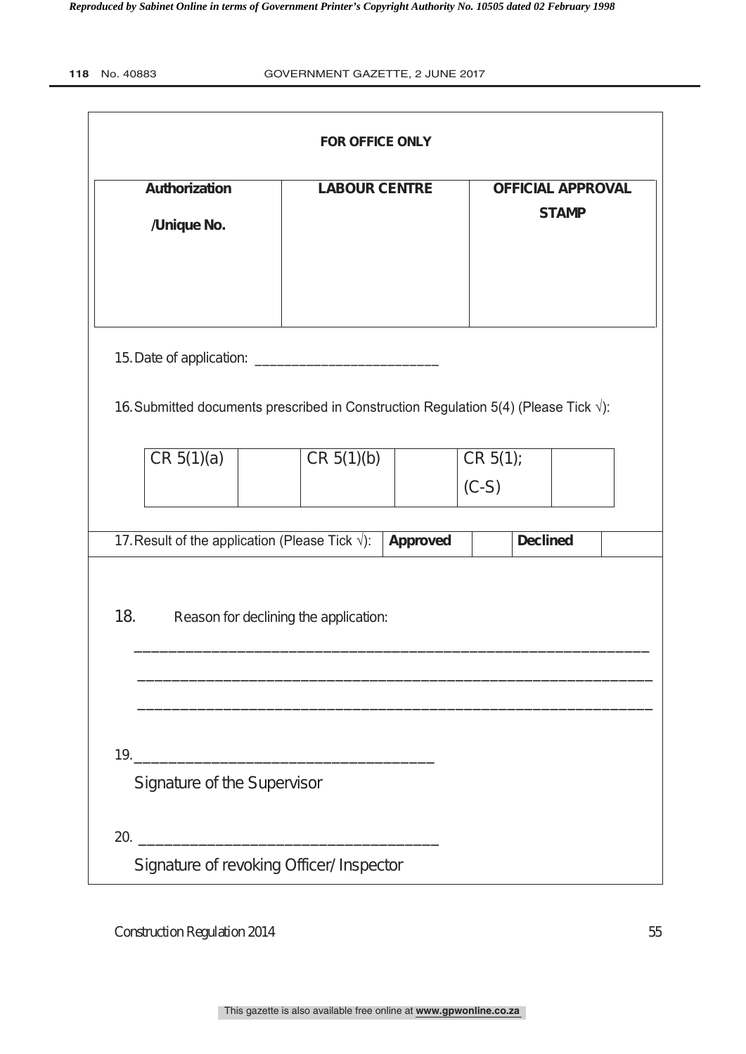**FOR OFFICE ONLY**

| **Authorization /Unique No.** | **LABOUR CENTRE** | **OFFICIAL APPROVAL STAMP** |
|---|---|---|
| | | |

15. Date of application: ___________________________

16. Submitted documents prescribed in Construction Regulation 5(4) (Please Tick √):

| CR 5(1)(a) | | CR 5(1)(b) | | CR 5(1); (C-S) | |
|---|---|---|---|---|---|

| 17. Result of the application (Please Tick √): | **Approved** | | **Declined** | |
|---|---|---|---|---|

18. Reason for declining the application:

_____________________________________________________________________

_____________________________________________________________________

_____________________________________________________________________

19. ________________________________________

Signature of the Supervisor

20. ________________________________________

Signature of revoking Officer/ Inspector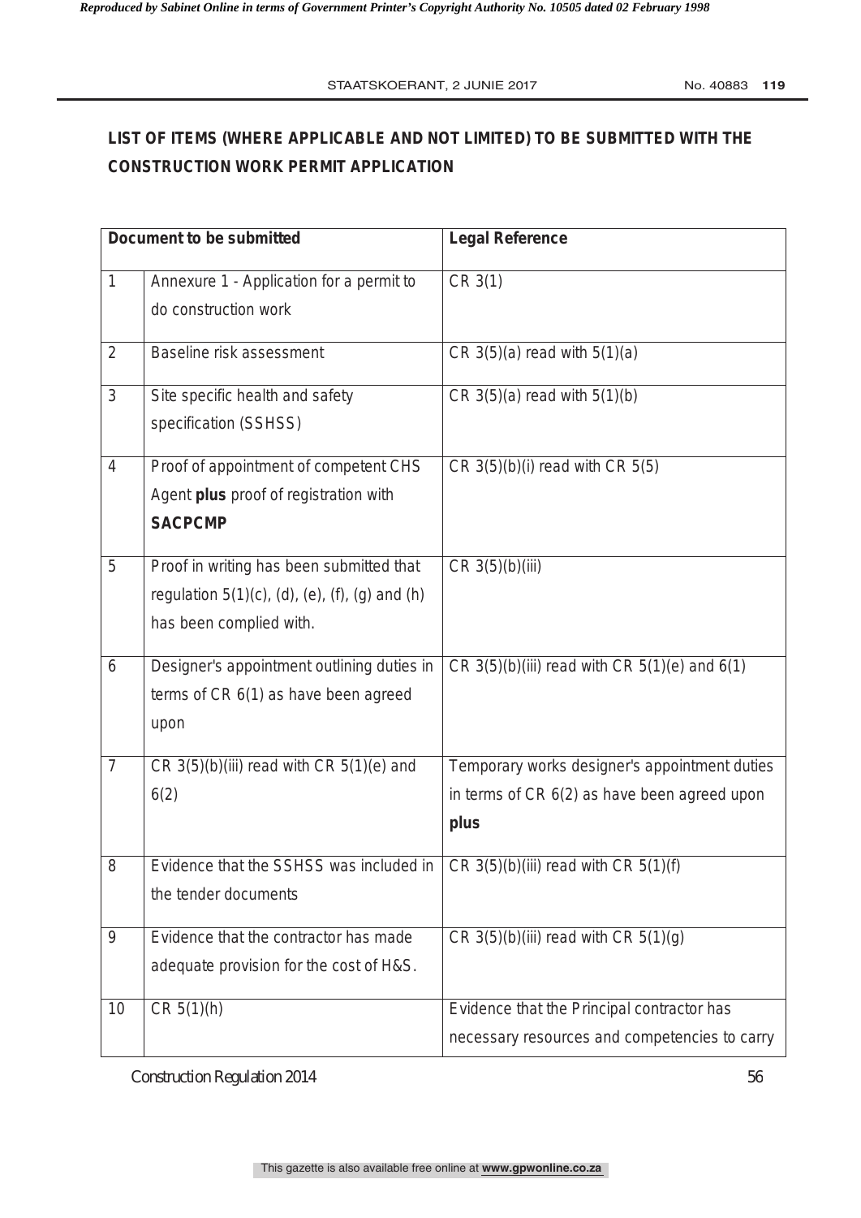**LIST OF ITEMS (WHERE APPLICABLE AND NOT LIMITED) TO BE SUBMITTED WITH THE CONSTRUCTION WORK PERMIT APPLICATION**

| | Document to be submitted | Legal Reference |
|---|---|---|
| 1 | Annexure 1 - Application for a permit to do construction work | CR 3(1) |
| 2 | Baseline risk assessment | CR 3(5)(a) read with 5(1)(a) |
| 3 | Site specific health and safety specification (SSHSS) | CR 3(5)(a) read with 5(1)(b) |
| 4 | Proof of appointment of competent CHS Agent **plus** proof of registration with **SACPCMP** | CR 3(5)(b)(i) read with CR 5(5) |
| 5 | Proof in writing has been submitted that regulation 5(1)(c), (d), (e), (f), (g) and (h) has been complied with. | CR 3(5)(b)(iii) |
| 6 | Designer's appointment outlining duties in terms of CR 6(1) as have been agreed upon | CR 3(5)(b)(iii) read with CR 5(1)(e) and 6(1) |
| 7 | CR 3(5)(b)(iii) read with CR 5(1)(e) and 6(2) | Temporary works designer's appointment duties in terms of CR 6(2) as have been agreed upon **plus** |
| 8 | Evidence that the SSHSS was included in the tender documents | CR 3(5)(b)(iii) read with CR 5(1)(f) |
| 9 | Evidence that the contractor has made adequate provision for the cost of H&S. | CR 3(5)(b)(iii) read with CR 5(1)(g) |
| 10 | CR 5(1)(h) | Evidence that the Principal contractor has necessary resources and competencies to carry |

Construction Regulation 2014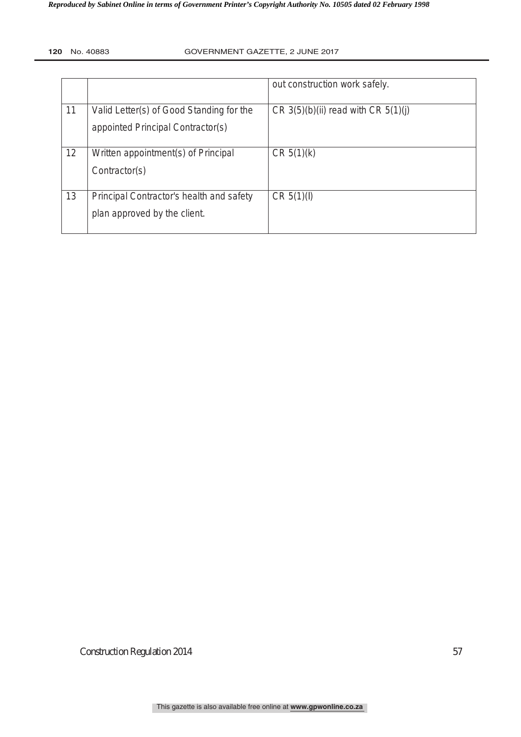| | | out construction work safely. |
|---|---|---|
| 11 | Valid Letter(s) of Good Standing for the appointed Principal Contractor(s) | CR 3(5)(b)(ii) read with CR 5(1)(j) |
| 12 | Written appointment(s) of Principal Contractor(s) | CR 5(1)(k) |
| 13 | Principal Contractor's health and safety plan approved by the client. | CR 5(1)(l) |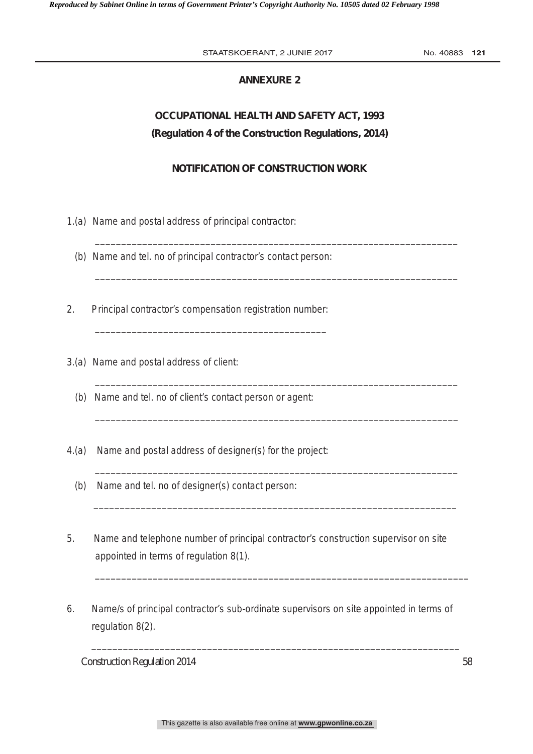## ANNEXURE 2

## OCCUPATIONAL HEALTH AND SAFETY ACT, 1993

**(Regulation 4 of the Construction Regulations, 2014)**

## NOTIFICATION OF CONSTRUCTION WORK

1.(a) Name and postal address of principal contractor:

______________________________________________________________________

(b) Name and tel. no of principal contractor's contact person:

______________________________________________________________________

2. Principal contractor's compensation registration number:

____________________________________________

3.(a) Name and postal address of client:

______________________________________________________________________

(b) Name and tel. no of client's contact person or agent:

______________________________________________________________________

4.(a) Name and postal address of designer(s) for the project:

______________________________________________________________________

(b) Name and tel. no of designer(s) contact person:

______________________________________________________________________

5. Name and telephone number of principal contractor's construction supervisor on site appointed in terms of regulation 8(1).

______________________________________________________________________

6. Name/s of principal contractor's sub-ordinate supervisors on site appointed in terms of regulation 8(2).

______________________________________________________________________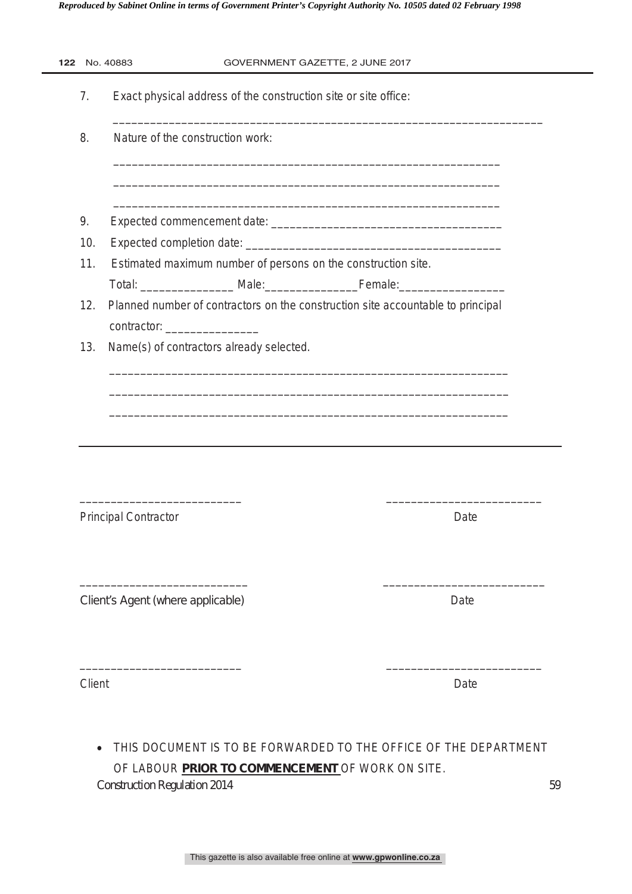7. Exact physical address of the construction site or site office:

   ______________________________________________________________________

8. Nature of the construction work:

   _______________________________________________________________

   _______________________________________________________________

   _______________________________________________________________

9. Expected commencement date: ____________________________________

10. Expected completion date: ______________________________________

11. Estimated maximum number of persons on the construction site.

    Total: ______________ Male:______________ Female:________________

12. Planned number of contractors on the construction site accountable to principal contractor: ______________

13. Name(s) of contractors already selected.

    _______________________________________________________________

    _______________________________________________________________

    _______________________________________________________________

---

_________________________ _________________________

Principal Contractor Date

_________________________ _________________________

Client's Agent (where applicable) Date

_________________________ _________________________

Client Date

- THIS DOCUMENT IS TO BE FORWARDED TO THE OFFICE OF THE DEPARTMENT OF LABOUR **PRIOR TO COMMENCEMENT** OF WORK ON SITE.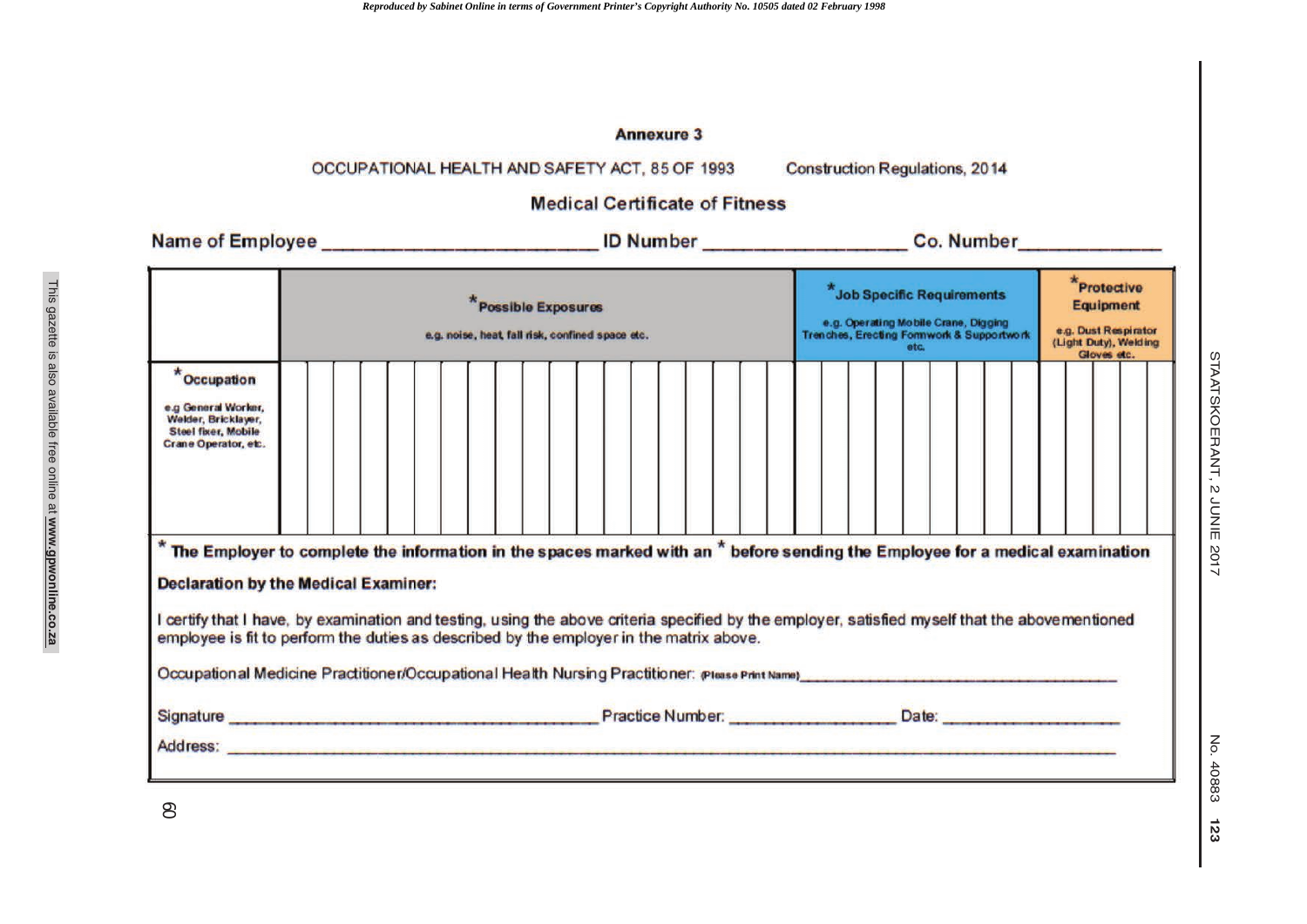**Annexure 3**

OCCUPATIONAL HEALTH AND SAFETY ACT, 85 OF 1993 Construction Regulations, 2014

**Medical Certificate of Fitness**

**Name of Employee** ______________________ **ID Number** ________________ **Co. Number** ____________

| | *Possible Exposures e.g. noise, heat, fall risk, confined space etc. | | | | | | | | | | | | | | | | | | | *Job Specific Requirements e.g. Operating Mobile Crane, Digging Trenches, Erecting Formwork & Supportwork etc. | | | | | | | | | *Protective Equipment e.g. Dust Respirator (Light Duty), Welding Gloves etc. | | | | |
|---|---|---|---|---|---|---|---|---|---|---|---|---|---|---|---|---|---|---|---|---|---|---|---|---|---|---|---|---|---|---|---|---|---|
| *Occupation e.g General Worker, Welder, Bricklayer, Steel fixer, Mobile Crane Operator, etc. | | | | | | | | | | | | | | | | | | | | | | | | | | | | | | | | | |

**\* The Employer to complete the information in the spaces marked with an \* before sending the Employee for a medical examination**

**Declaration by the Medical Examiner:**

I certify that I have, by examination and testing, using the above criteria specified by the employer, satisfied myself that the abovementioned employee is fit to perform the duties as described by the employer in the matrix above.

Occupational Medicine Practitioner/Occupational Health Nursing Practitioner: (Please Print Name) ______________________________

Signature ______________________________ Practice Number: ______________ Date: ______________

Address: ____________________________________________________________________________